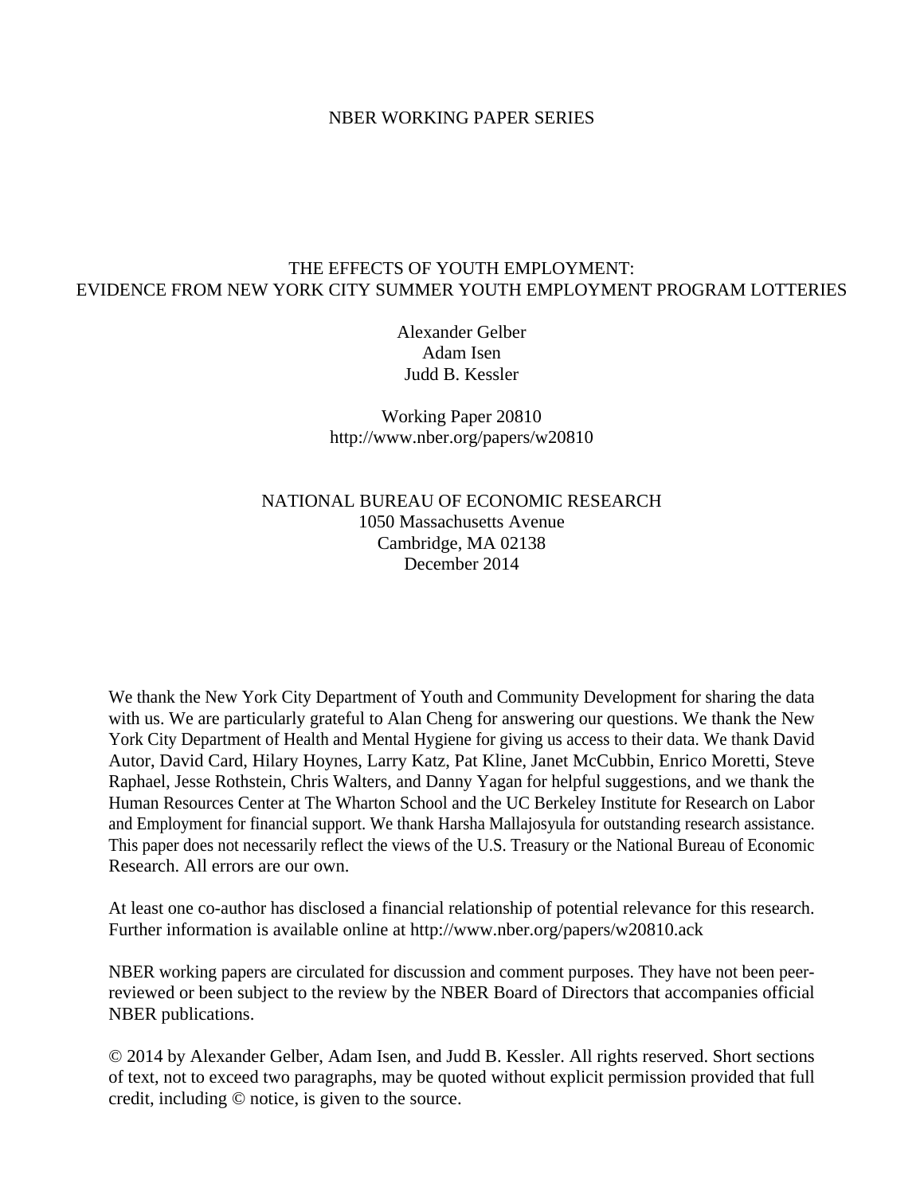NBER WORKING PAPER SERIES

# THE EFFECTS OF YOUTH EMPLOYMENT: EVIDENCE FROM NEW YORK CITY SUMMER YOUTH EMPLOYMENT PROGRAM LOTTERIES

Alexander Gelber
Adam Isen
Judd B. Kessler

Working Paper 20810
http://www.nber.org/papers/w20810

NATIONAL BUREAU OF ECONOMIC RESEARCH
1050 Massachusetts Avenue
Cambridge, MA 02138
December 2014

We thank the New York City Department of Youth and Community Development for sharing the data with us. We are particularly grateful to Alan Cheng for answering our questions. We thank the New York City Department of Health and Mental Hygiene for giving us access to their data. We thank David Autor, David Card, Hilary Hoynes, Larry Katz, Pat Kline, Janet McCubbin, Enrico Moretti, Steve Raphael, Jesse Rothstein, Chris Walters, and Danny Yagan for helpful suggestions, and we thank the Human Resources Center at The Wharton School and the UC Berkeley Institute for Research on Labor and Employment for financial support. We thank Harsha Mallajosyula for outstanding research assistance. This paper does not necessarily reflect the views of the U.S. Treasury or the National Bureau of Economic Research. All errors are our own.

At least one co-author has disclosed a financial relationship of potential relevance for this research. Further information is available online at http://www.nber.org/papers/w20810.ack

NBER working papers are circulated for discussion and comment purposes. They have not been peer-reviewed or been subject to the review by the NBER Board of Directors that accompanies official NBER publications.

© 2014 by Alexander Gelber, Adam Isen, and Judd B. Kessler. All rights reserved. Short sections of text, not to exceed two paragraphs, may be quoted without explicit permission provided that full credit, including © notice, is given to the source.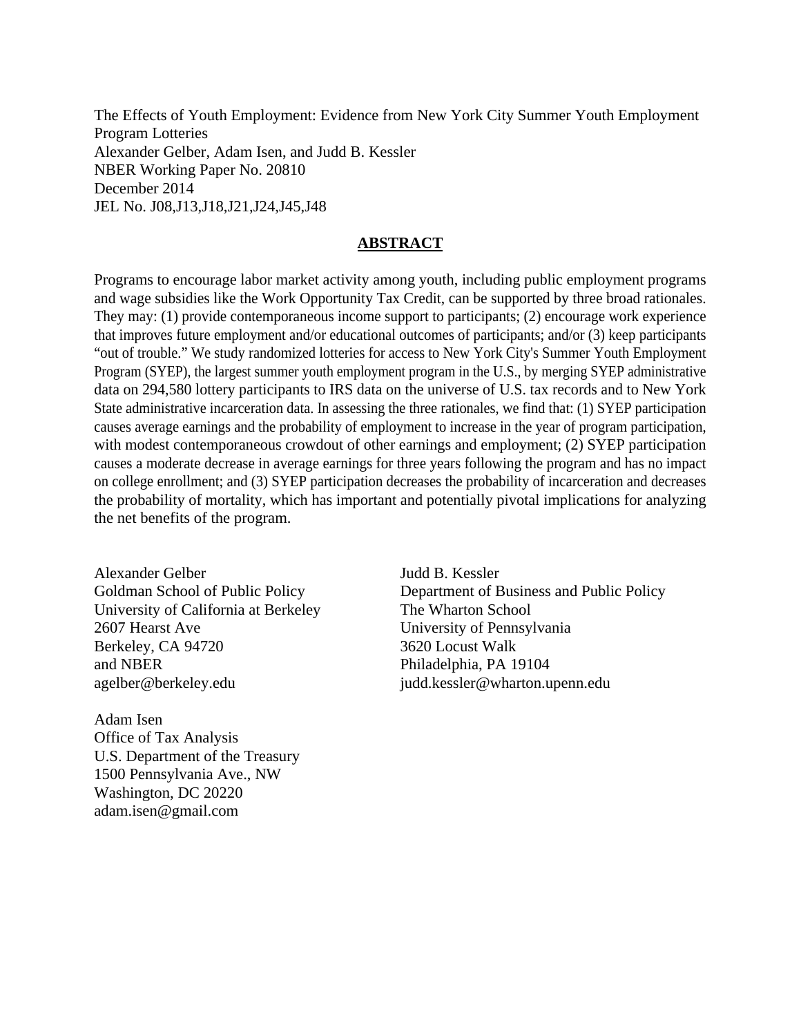The Effects of Youth Employment: Evidence from New York City Summer Youth Employment Program Lotteries
Alexander Gelber, Adam Isen, and Judd B. Kessler
NBER Working Paper No. 20810
December 2014
JEL No. J08,J13,J18,J21,J24,J45,J48

## **ABSTRACT**

Programs to encourage labor market activity among youth, including public employment programs and wage subsidies like the Work Opportunity Tax Credit, can be supported by three broad rationales. They may: (1) provide contemporaneous income support to participants; (2) encourage work experience that improves future employment and/or educational outcomes of participants; and/or (3) keep participants "out of trouble." We study randomized lotteries for access to New York City's Summer Youth Employment Program (SYEP), the largest summer youth employment program in the U.S., by merging SYEP administrative data on 294,580 lottery participants to IRS data on the universe of U.S. tax records and to New York State administrative incarceration data. In assessing the three rationales, we find that: (1) SYEP participation causes average earnings and the probability of employment to increase in the year of program participation, with modest contemporaneous crowdout of other earnings and employment; (2) SYEP participation causes a moderate decrease in average earnings for three years following the program and has no impact on college enrollment; and (3) SYEP participation decreases the probability of incarceration and decreases the probability of mortality, which has important and potentially pivotal implications for analyzing the net benefits of the program.

Alexander Gelber
Goldman School of Public Policy
University of California at Berkeley
2607 Hearst Ave
Berkeley, CA 94720
and NBER
agelber@berkeley.edu

Judd B. Kessler
Department of Business and Public Policy
The Wharton School
University of Pennsylvania
3620 Locust Walk
Philadelphia, PA 19104
judd.kessler@wharton.upenn.edu

Adam Isen
Office of Tax Analysis
U.S. Department of the Treasury
1500 Pennsylvania Ave., NW
Washington, DC 20220
adam.isen@gmail.com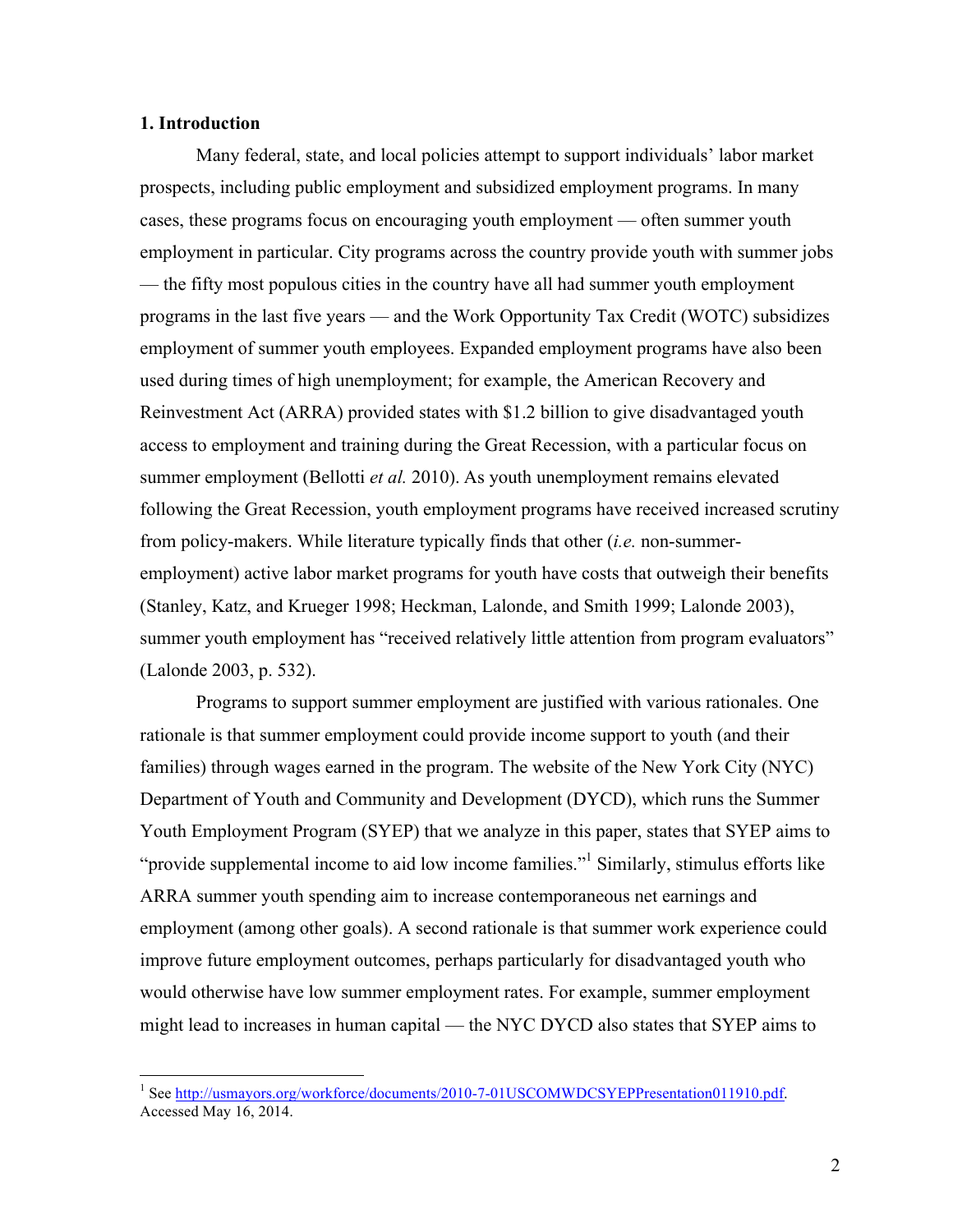## 1. Introduction

Many federal, state, and local policies attempt to support individuals' labor market prospects, including public employment and subsidized employment programs. In many cases, these programs focus on encouraging youth employment — often summer youth employment in particular. City programs across the country provide youth with summer jobs — the fifty most populous cities in the country have all had summer youth employment programs in the last five years — and the Work Opportunity Tax Credit (WOTC) subsidizes employment of summer youth employees. Expanded employment programs have also been used during times of high unemployment; for example, the American Recovery and Reinvestment Act (ARRA) provided states with $1.2 billion to give disadvantaged youth access to employment and training during the Great Recession, with a particular focus on summer employment (Bellotti *et al.* 2010). As youth unemployment remains elevated following the Great Recession, youth employment programs have received increased scrutiny from policy-makers. While literature typically finds that other (*i.e.* non-summer-employment) active labor market programs for youth have costs that outweigh their benefits (Stanley, Katz, and Krueger 1998; Heckman, Lalonde, and Smith 1999; Lalonde 2003), summer youth employment has "received relatively little attention from program evaluators" (Lalonde 2003, p. 532).

Programs to support summer employment are justified with various rationales. One rationale is that summer employment could provide income support to youth (and their families) through wages earned in the program. The website of the New York City (NYC) Department of Youth and Community and Development (DYCD), which runs the Summer Youth Employment Program (SYEP) that we analyze in this paper, states that SYEP aims to "provide supplemental income to aid low income families."[1] Similarly, stimulus efforts like ARRA summer youth spending aim to increase contemporaneous net earnings and employment (among other goals). A second rationale is that summer work experience could improve future employment outcomes, perhaps particularly for disadvantaged youth who would otherwise have low summer employment rates. For example, summer employment might lead to increases in human capital — the NYC DYCD also states that SYEP aims to

[1] See http://usmayors.org/workforce/documents/2010-7-01USCOMWDCSYEPPresentation011910.pdf. Accessed May 16, 2014.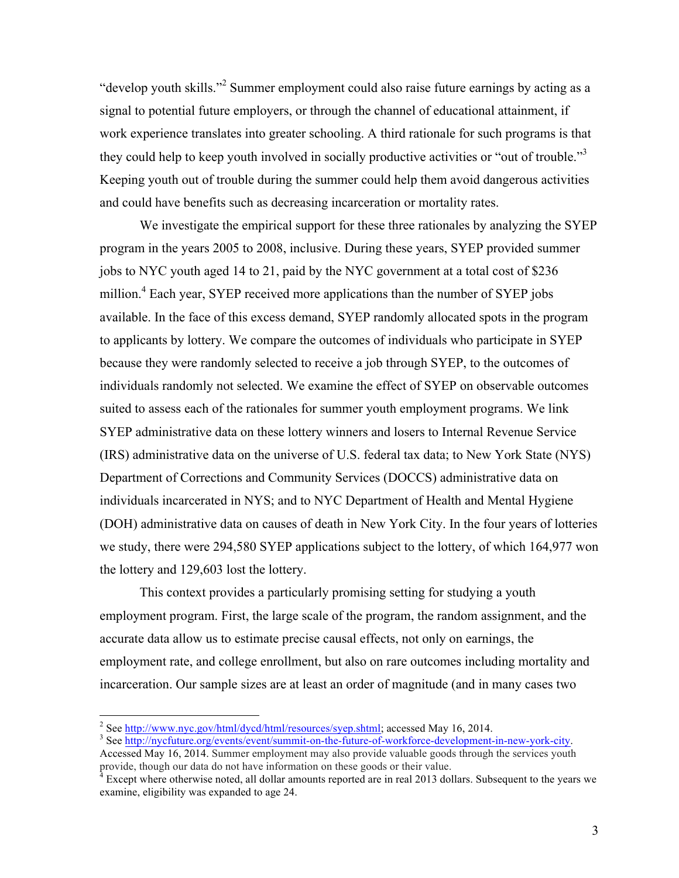"develop youth skills."[2] Summer employment could also raise future earnings by acting as a signal to potential future employers, or through the channel of educational attainment, if work experience translates into greater schooling. A third rationale for such programs is that they could help to keep youth involved in socially productive activities or "out of trouble."[3] Keeping youth out of trouble during the summer could help them avoid dangerous activities and could have benefits such as decreasing incarceration or mortality rates.

We investigate the empirical support for these three rationales by analyzing the SYEP program in the years 2005 to 2008, inclusive. During these years, SYEP provided summer jobs to NYC youth aged 14 to 21, paid by the NYC government at a total cost of $236 million.[4] Each year, SYEP received more applications than the number of SYEP jobs available. In the face of this excess demand, SYEP randomly allocated spots in the program to applicants by lottery. We compare the outcomes of individuals who participate in SYEP because they were randomly selected to receive a job through SYEP, to the outcomes of individuals randomly not selected. We examine the effect of SYEP on observable outcomes suited to assess each of the rationales for summer youth employment programs. We link SYEP administrative data on these lottery winners and losers to Internal Revenue Service (IRS) administrative data on the universe of U.S. federal tax data; to New York State (NYS) Department of Corrections and Community Services (DOCCS) administrative data on individuals incarcerated in NYS; and to NYC Department of Health and Mental Hygiene (DOH) administrative data on causes of death in New York City. In the four years of lotteries we study, there were 294,580 SYEP applications subject to the lottery, of which 164,977 won the lottery and 129,603 lost the lottery.

This context provides a particularly promising setting for studying a youth employment program. First, the large scale of the program, the random assignment, and the accurate data allow us to estimate precise causal effects, not only on earnings, the employment rate, and college enrollment, but also on rare outcomes including mortality and incarceration. Our sample sizes are at least an order of magnitude (and in many cases two

---

[2] See http://www.nyc.gov/html/dycd/html/resources/syep.shtml; accessed May 16, 2014.

[3] See http://nycfuture.org/events/event/summit-on-the-future-of-workforce-development-in-new-york-city. Accessed May 16, 2014. Summer employment may also provide valuable goods through the services youth provide, though our data do not have information on these goods or their value.

[4] Except where otherwise noted, all dollar amounts reported are in real 2013 dollars. Subsequent to the years we examine, eligibility was expanded to age 24.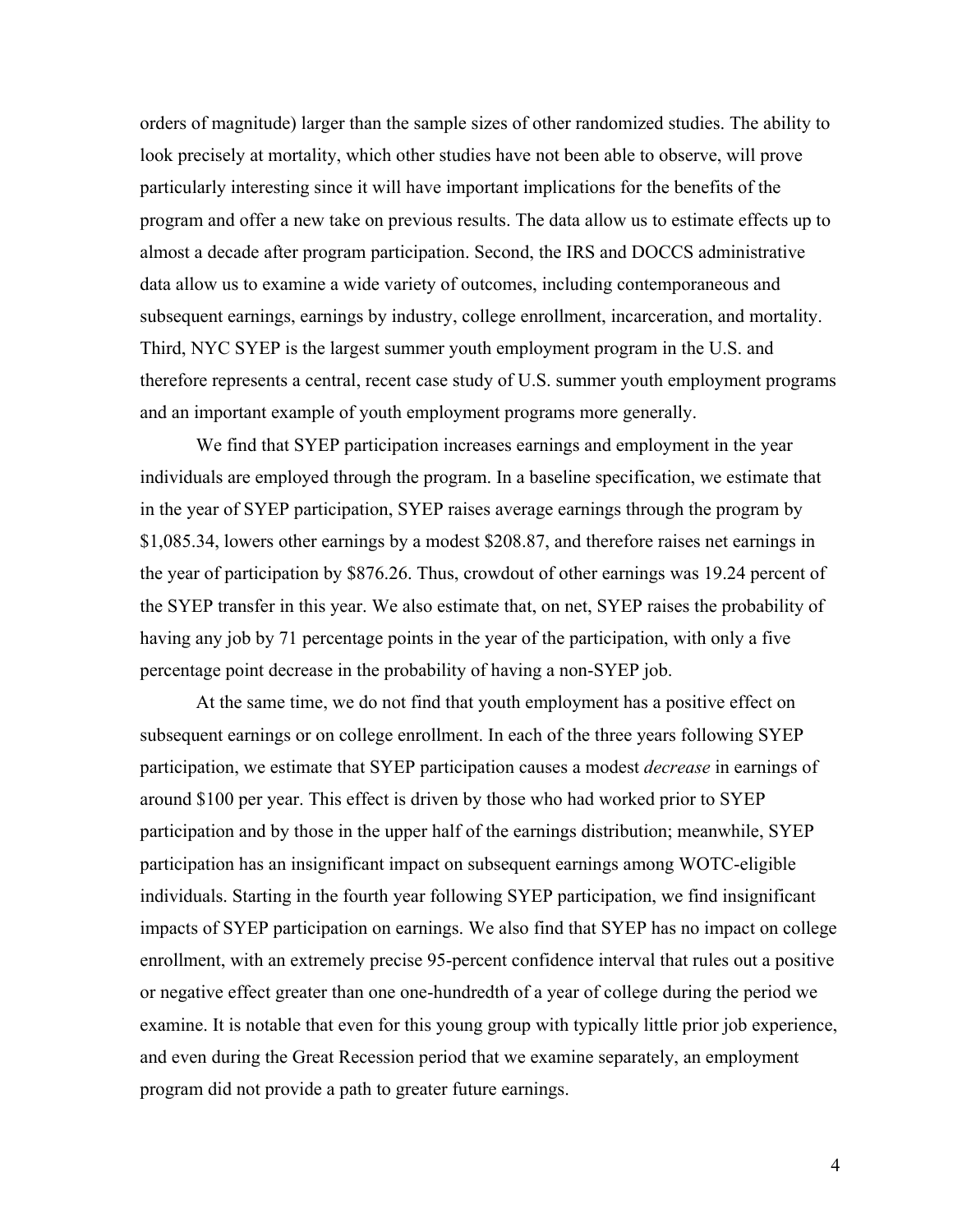orders of magnitude) larger than the sample sizes of other randomized studies. The ability to look precisely at mortality, which other studies have not been able to observe, will prove particularly interesting since it will have important implications for the benefits of the program and offer a new take on previous results. The data allow us to estimate effects up to almost a decade after program participation. Second, the IRS and DOCCS administrative data allow us to examine a wide variety of outcomes, including contemporaneous and subsequent earnings, earnings by industry, college enrollment, incarceration, and mortality. Third, NYC SYEP is the largest summer youth employment program in the U.S. and therefore represents a central, recent case study of U.S. summer youth employment programs and an important example of youth employment programs more generally.

We find that SYEP participation increases earnings and employment in the year individuals are employed through the program. In a baseline specification, we estimate that in the year of SYEP participation, SYEP raises average earnings through the program by $1,085.34, lowers other earnings by a modest $208.87, and therefore raises net earnings in the year of participation by $876.26. Thus, crowdout of other earnings was 19.24 percent of the SYEP transfer in this year. We also estimate that, on net, SYEP raises the probability of having any job by 71 percentage points in the year of the participation, with only a five percentage point decrease in the probability of having a non-SYEP job.

At the same time, we do not find that youth employment has a positive effect on subsequent earnings or on college enrollment. In each of the three years following SYEP participation, we estimate that SYEP participation causes a modest *decrease* in earnings of around $100 per year. This effect is driven by those who had worked prior to SYEP participation and by those in the upper half of the earnings distribution; meanwhile, SYEP participation has an insignificant impact on subsequent earnings among WOTC-eligible individuals. Starting in the fourth year following SYEP participation, we find insignificant impacts of SYEP participation on earnings. We also find that SYEP has no impact on college enrollment, with an extremely precise 95-percent confidence interval that rules out a positive or negative effect greater than one one-hundredth of a year of college during the period we examine. It is notable that even for this young group with typically little prior job experience, and even during the Great Recession period that we examine separately, an employment program did not provide a path to greater future earnings.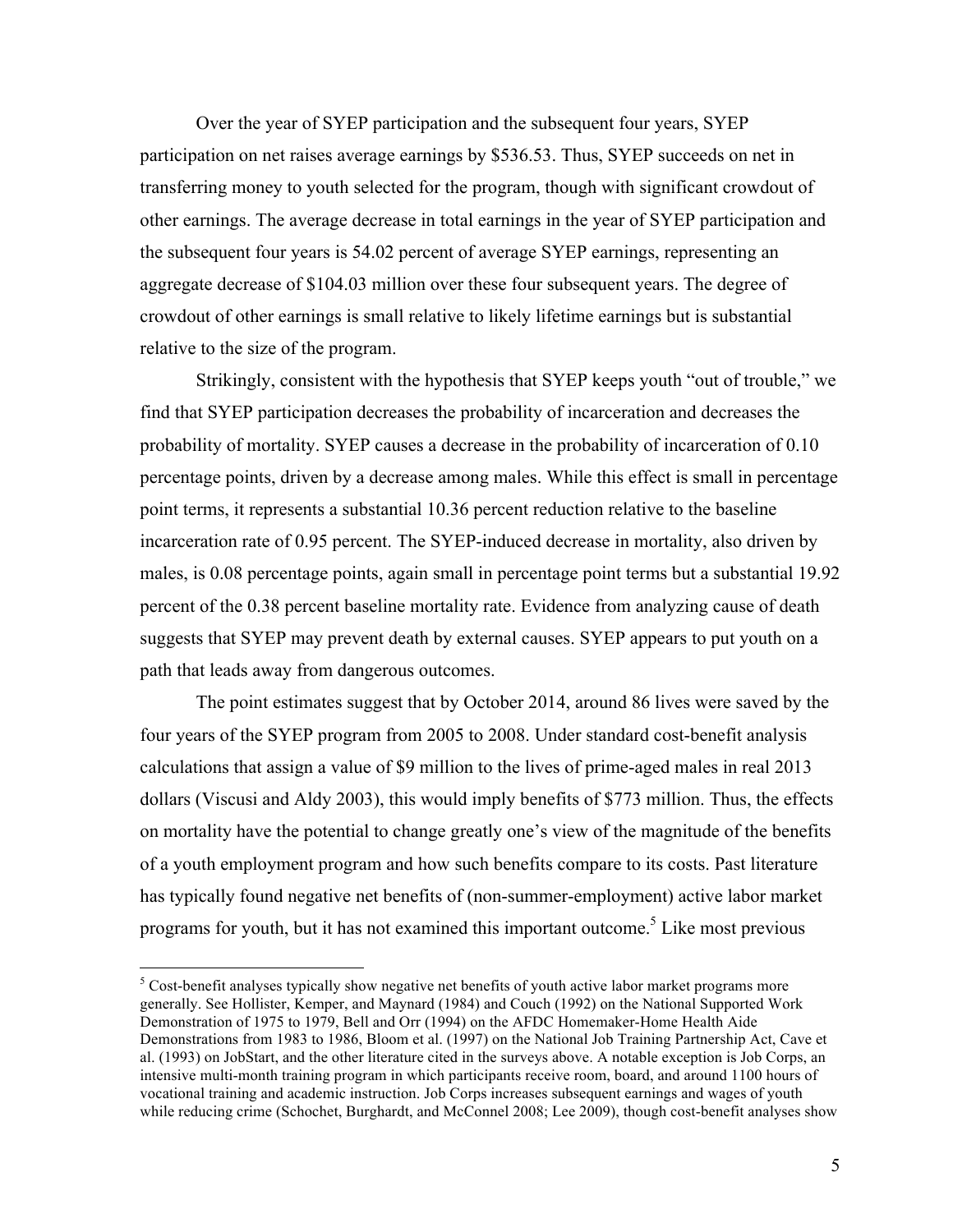Over the year of SYEP participation and the subsequent four years, SYEP participation on net raises average earnings by $536.53. Thus, SYEP succeeds on net in transferring money to youth selected for the program, though with significant crowdout of other earnings. The average decrease in total earnings in the year of SYEP participation and the subsequent four years is 54.02 percent of average SYEP earnings, representing an aggregate decrease of $104.03 million over these four subsequent years. The degree of crowdout of other earnings is small relative to likely lifetime earnings but is substantial relative to the size of the program.

Strikingly, consistent with the hypothesis that SYEP keeps youth "out of trouble," we find that SYEP participation decreases the probability of incarceration and decreases the probability of mortality. SYEP causes a decrease in the probability of incarceration of 0.10 percentage points, driven by a decrease among males. While this effect is small in percentage point terms, it represents a substantial 10.36 percent reduction relative to the baseline incarceration rate of 0.95 percent. The SYEP-induced decrease in mortality, also driven by males, is 0.08 percentage points, again small in percentage point terms but a substantial 19.92 percent of the 0.38 percent baseline mortality rate. Evidence from analyzing cause of death suggests that SYEP may prevent death by external causes. SYEP appears to put youth on a path that leads away from dangerous outcomes.

The point estimates suggest that by October 2014, around 86 lives were saved by the four years of the SYEP program from 2005 to 2008. Under standard cost-benefit analysis calculations that assign a value of $9 million to the lives of prime-aged males in real 2013 dollars (Viscusi and Aldy 2003), this would imply benefits of $773 million. Thus, the effects on mortality have the potential to change greatly one's view of the magnitude of the benefits of a youth employment program and how such benefits compare to its costs. Past literature has typically found negative net benefits of (non-summer-employment) active labor market programs for youth, but it has not examined this important outcome.[5] Like most previous

[5] Cost-benefit analyses typically show negative net benefits of youth active labor market programs more generally. See Hollister, Kemper, and Maynard (1984) and Couch (1992) on the National Supported Work Demonstration of 1975 to 1979, Bell and Orr (1994) on the AFDC Homemaker-Home Health Aide Demonstrations from 1983 to 1986, Bloom et al. (1997) on the National Job Training Partnership Act, Cave et al. (1993) on JobStart, and the other literature cited in the surveys above. A notable exception is Job Corps, an intensive multi-month training program in which participants receive room, board, and around 1100 hours of vocational training and academic instruction. Job Corps increases subsequent earnings and wages of youth while reducing crime (Schochet, Burghardt, and McConnel 2008; Lee 2009), though cost-benefit analyses show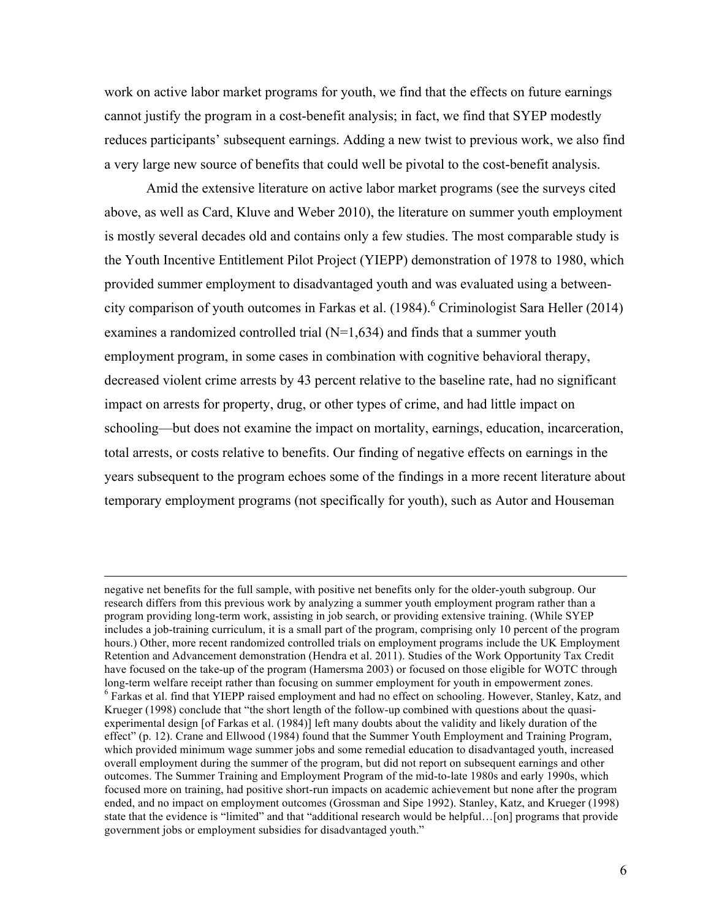work on active labor market programs for youth, we find that the effects on future earnings cannot justify the program in a cost-benefit analysis; in fact, we find that SYEP modestly reduces participants' subsequent earnings. Adding a new twist to previous work, we also find a very large new source of benefits that could well be pivotal to the cost-benefit analysis.

Amid the extensive literature on active labor market programs (see the surveys cited above, as well as Card, Kluve and Weber 2010), the literature on summer youth employment is mostly several decades old and contains only a few studies. The most comparable study is the Youth Incentive Entitlement Pilot Project (YIEPP) demonstration of 1978 to 1980, which provided summer employment to disadvantaged youth and was evaluated using a between-city comparison of youth outcomes in Farkas et al. (1984).[6] Criminologist Sara Heller (2014) examines a randomized controlled trial (N=1,634) and finds that a summer youth employment program, in some cases in combination with cognitive behavioral therapy, decreased violent crime arrests by 43 percent relative to the baseline rate, had no significant impact on arrests for property, drug, or other types of crime, and had little impact on schooling—but does not examine the impact on mortality, earnings, education, incarceration, total arrests, or costs relative to benefits. Our finding of negative effects on earnings in the years subsequent to the program echoes some of the findings in a more recent literature about temporary employment programs (not specifically for youth), such as Autor and Houseman

---

negative net benefits for the full sample, with positive net benefits only for the older-youth subgroup. Our research differs from this previous work by analyzing a summer youth employment program rather than a program providing long-term work, assisting in job search, or providing extensive training. (While SYEP includes a job-training curriculum, it is a small part of the program, comprising only 10 percent of the program hours.) Other, more recent randomized controlled trials on employment programs include the UK Employment Retention and Advancement demonstration (Hendra et al. 2011). Studies of the Work Opportunity Tax Credit have focused on the take-up of the program (Hamersma 2003) or focused on those eligible for WOTC through long-term welfare receipt rather than focusing on summer employment for youth in empowerment zones.

[6] Farkas et al. find that YIEPP raised employment and had no effect on schooling. However, Stanley, Katz, and Krueger (1998) conclude that "the short length of the follow-up combined with questions about the quasi-experimental design [of Farkas et al. (1984)] left many doubts about the validity and likely duration of the effect" (p. 12). Crane and Ellwood (1984) found that the Summer Youth Employment and Training Program, which provided minimum wage summer jobs and some remedial education to disadvantaged youth, increased overall employment during the summer of the program, but did not report on subsequent earnings and other outcomes. The Summer Training and Employment Program of the mid-to-late 1980s and early 1990s, which focused more on training, had positive short-run impacts on academic achievement but none after the program ended, and no impact on employment outcomes (Grossman and Sipe 1992). Stanley, Katz, and Krueger (1998) state that the evidence is "limited" and that "additional research would be helpful…[on] programs that provide government jobs or employment subsidies for disadvantaged youth."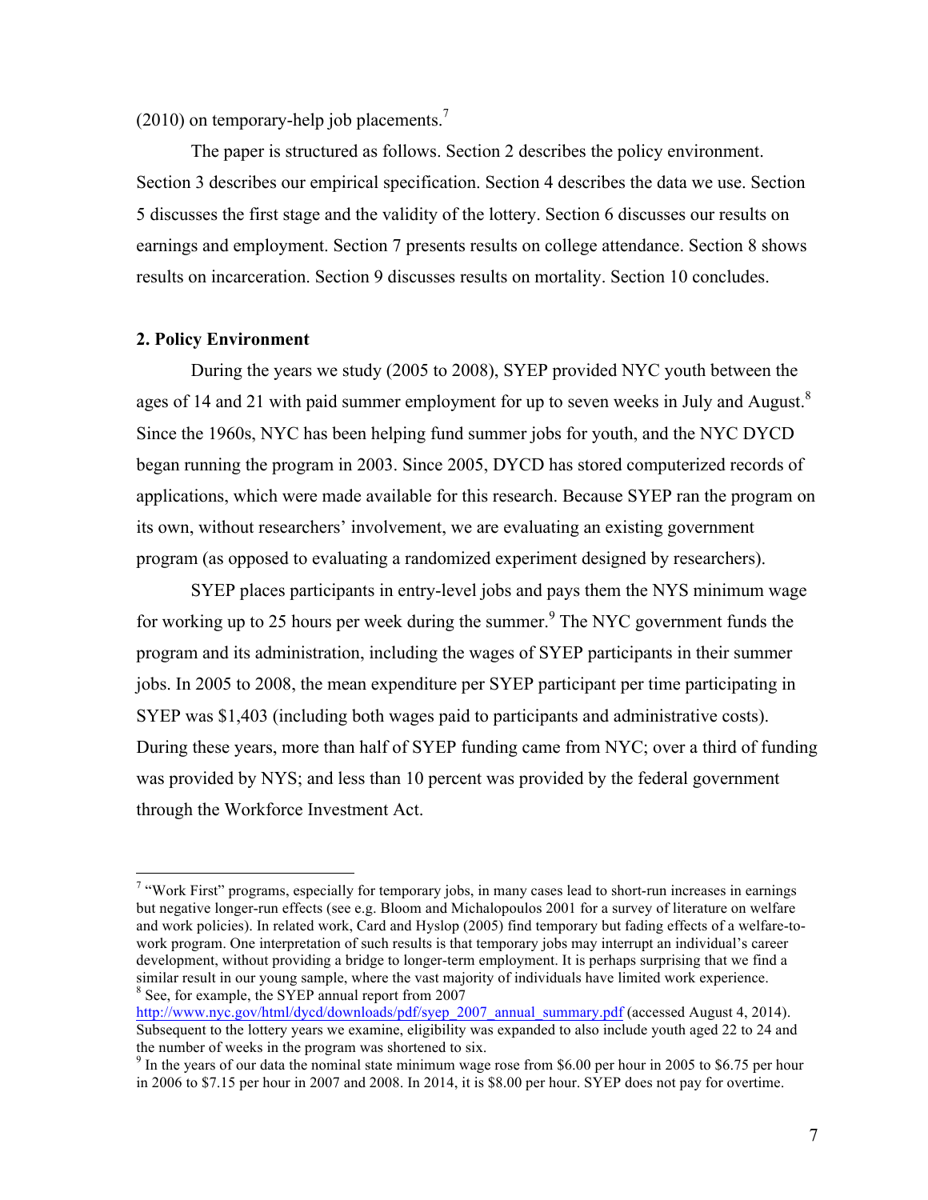(2010) on temporary-help job placements.[7]

The paper is structured as follows. Section 2 describes the policy environment. Section 3 describes our empirical specification. Section 4 describes the data we use. Section 5 discusses the first stage and the validity of the lottery. Section 6 discusses our results on earnings and employment. Section 7 presents results on college attendance. Section 8 shows results on incarceration. Section 9 discusses results on mortality. Section 10 concludes.

## 2. Policy Environment

During the years we study (2005 to 2008), SYEP provided NYC youth between the ages of 14 and 21 with paid summer employment for up to seven weeks in July and August.[8] Since the 1960s, NYC has been helping fund summer jobs for youth, and the NYC DYCD began running the program in 2003. Since 2005, DYCD has stored computerized records of applications, which were made available for this research. Because SYEP ran the program on its own, without researchers' involvement, we are evaluating an existing government program (as opposed to evaluating a randomized experiment designed by researchers).

SYEP places participants in entry-level jobs and pays them the NYS minimum wage for working up to 25 hours per week during the summer.[9] The NYC government funds the program and its administration, including the wages of SYEP participants in their summer jobs. In 2005 to 2008, the mean expenditure per SYEP participant per time participating in SYEP was $1,403 (including both wages paid to participants and administrative costs). During these years, more than half of SYEP funding came from NYC; over a third of funding was provided by NYS; and less than 10 percent was provided by the federal government through the Workforce Investment Act.

---

[7] "Work First" programs, especially for temporary jobs, in many cases lead to short-run increases in earnings but negative longer-run effects (see e.g. Bloom and Michalopoulos 2001 for a survey of literature on welfare and work policies). In related work, Card and Hyslop (2005) find temporary but fading effects of a welfare-to-work program. One interpretation of such results is that temporary jobs may interrupt an individual's career development, without providing a bridge to longer-term employment. It is perhaps surprising that we find a similar result in our young sample, where the vast majority of individuals have limited work experience.

[8] See, for example, the SYEP annual report from 2007 http://www.nyc.gov/html/dycd/downloads/pdf/syep_2007_annual_summary.pdf (accessed August 4, 2014). Subsequent to the lottery years we examine, eligibility was expanded to also include youth aged 22 to 24 and the number of weeks in the program was shortened to six.

[9] In the years of our data the nominal state minimum wage rose from $6.00 per hour in 2005 to $6.75 per hour in 2006 to $7.15 per hour in 2007 and 2008. In 2014, it is $8.00 per hour. SYEP does not pay for overtime.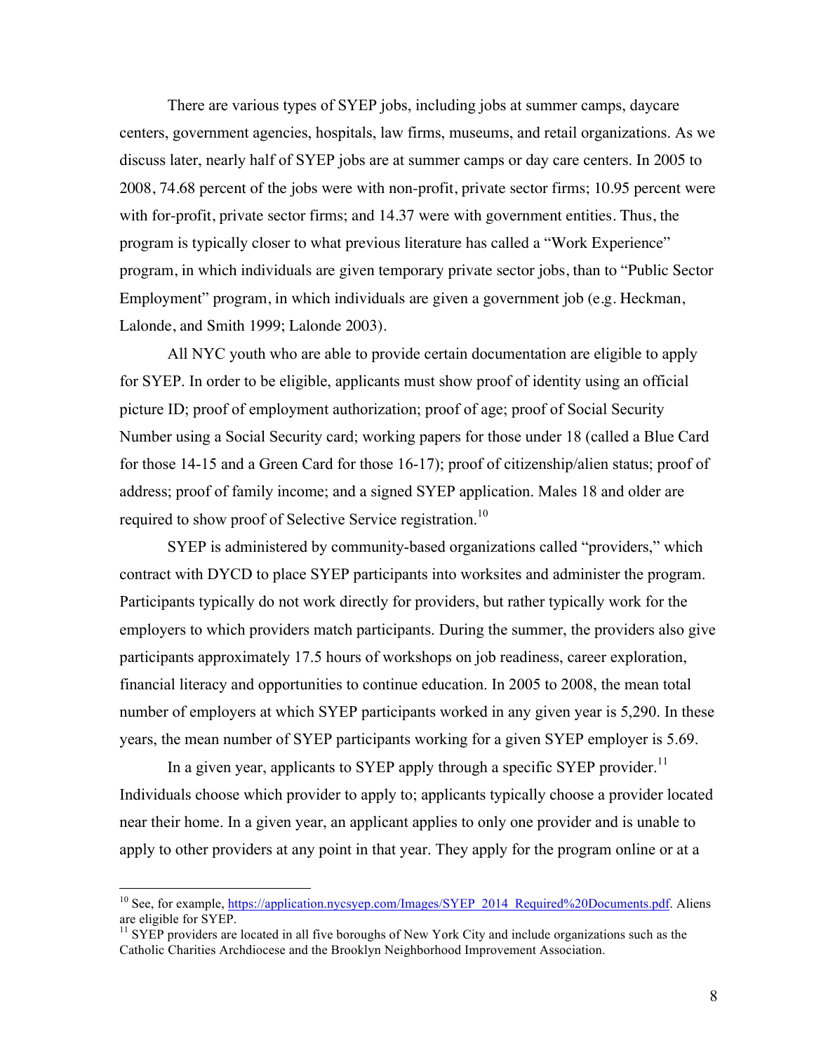There are various types of SYEP jobs, including jobs at summer camps, daycare centers, government agencies, hospitals, law firms, museums, and retail organizations. As we discuss later, nearly half of SYEP jobs are at summer camps or day care centers. In 2005 to 2008, 74.68 percent of the jobs were with non-profit, private sector firms; 10.95 percent were with for-profit, private sector firms; and 14.37 were with government entities. Thus, the program is typically closer to what previous literature has called a "Work Experience" program, in which individuals are given temporary private sector jobs, than to "Public Sector Employment" program, in which individuals are given a government job (e.g. Heckman, Lalonde, and Smith 1999; Lalonde 2003).

All NYC youth who are able to provide certain documentation are eligible to apply for SYEP. In order to be eligible, applicants must show proof of identity using an official picture ID; proof of employment authorization; proof of age; proof of Social Security Number using a Social Security card; working papers for those under 18 (called a Blue Card for those 14-15 and a Green Card for those 16-17); proof of citizenship/alien status; proof of address; proof of family income; and a signed SYEP application. Males 18 and older are required to show proof of Selective Service registration.[10]

SYEP is administered by community-based organizations called "providers," which contract with DYCD to place SYEP participants into worksites and administer the program. Participants typically do not work directly for providers, but rather typically work for the employers to which providers match participants. During the summer, the providers also give participants approximately 17.5 hours of workshops on job readiness, career exploration, financial literacy and opportunities to continue education. In 2005 to 2008, the mean total number of employers at which SYEP participants worked in any given year is 5,290. In these years, the mean number of SYEP participants working for a given SYEP employer is 5.69.

In a given year, applicants to SYEP apply through a specific SYEP provider.[11] Individuals choose which provider to apply to; applicants typically choose a provider located near their home. In a given year, an applicant applies to only one provider and is unable to apply to other providers at any point in that year. They apply for the program online or at a

[10] See, for example, https://application.nycsyep.com/Images/SYEP_2014_Required%20Documents.pdf. Aliens are eligible for SYEP.

[11] SYEP providers are located in all five boroughs of New York City and include organizations such as the Catholic Charities Archdiocese and the Brooklyn Neighborhood Improvement Association.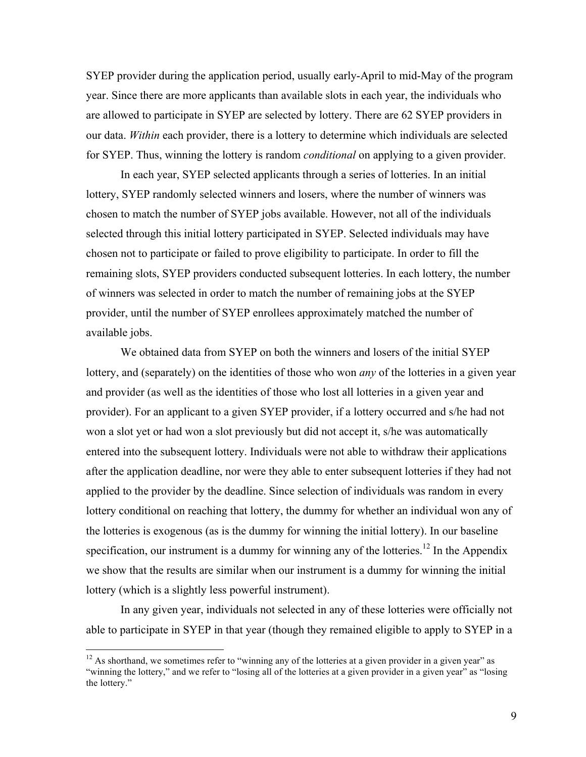SYEP provider during the application period, usually early-April to mid-May of the program year. Since there are more applicants than available slots in each year, the individuals who are allowed to participate in SYEP are selected by lottery. There are 62 SYEP providers in our data. *Within* each provider, there is a lottery to determine which individuals are selected for SYEP. Thus, winning the lottery is random *conditional* on applying to a given provider.

In each year, SYEP selected applicants through a series of lotteries. In an initial lottery, SYEP randomly selected winners and losers, where the number of winners was chosen to match the number of SYEP jobs available. However, not all of the individuals selected through this initial lottery participated in SYEP. Selected individuals may have chosen not to participate or failed to prove eligibility to participate. In order to fill the remaining slots, SYEP providers conducted subsequent lotteries. In each lottery, the number of winners was selected in order to match the number of remaining jobs at the SYEP provider, until the number of SYEP enrollees approximately matched the number of available jobs.

We obtained data from SYEP on both the winners and losers of the initial SYEP lottery, and (separately) on the identities of those who won *any* of the lotteries in a given year and provider (as well as the identities of those who lost all lotteries in a given year and provider). For an applicant to a given SYEP provider, if a lottery occurred and s/he had not won a slot yet or had won a slot previously but did not accept it, s/he was automatically entered into the subsequent lottery. Individuals were not able to withdraw their applications after the application deadline, nor were they able to enter subsequent lotteries if they had not applied to the provider by the deadline. Since selection of individuals was random in every lottery conditional on reaching that lottery, the dummy for whether an individual won any of the lotteries is exogenous (as is the dummy for winning the initial lottery). In our baseline specification, our instrument is a dummy for winning any of the lotteries.[12] In the Appendix we show that the results are similar when our instrument is a dummy for winning the initial lottery (which is a slightly less powerful instrument).

In any given year, individuals not selected in any of these lotteries were officially not able to participate in SYEP in that year (though they remained eligible to apply to SYEP in a

[12] As shorthand, we sometimes refer to "winning any of the lotteries at a given provider in a given year" as "winning the lottery," and we refer to "losing all of the lotteries at a given provider in a given year" as "losing the lottery."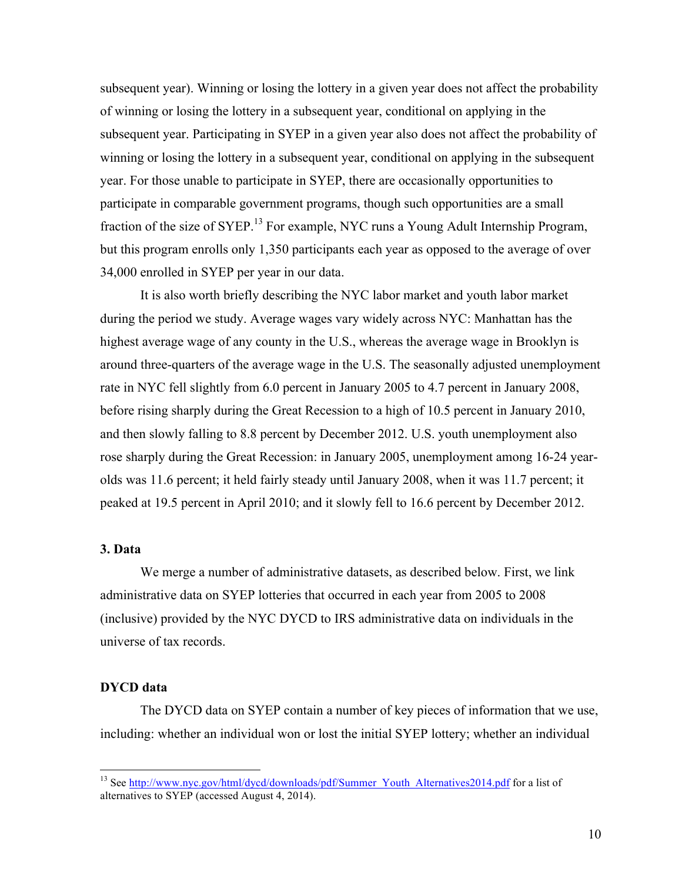subsequent year). Winning or losing the lottery in a given year does not affect the probability of winning or losing the lottery in a subsequent year, conditional on applying in the subsequent year. Participating in SYEP in a given year also does not affect the probability of winning or losing the lottery in a subsequent year, conditional on applying in the subsequent year. For those unable to participate in SYEP, there are occasionally opportunities to participate in comparable government programs, though such opportunities are a small fraction of the size of SYEP.[13] For example, NYC runs a Young Adult Internship Program, but this program enrolls only 1,350 participants each year as opposed to the average of over 34,000 enrolled in SYEP per year in our data.

It is also worth briefly describing the NYC labor market and youth labor market during the period we study. Average wages vary widely across NYC: Manhattan has the highest average wage of any county in the U.S., whereas the average wage in Brooklyn is around three-quarters of the average wage in the U.S. The seasonally adjusted unemployment rate in NYC fell slightly from 6.0 percent in January 2005 to 4.7 percent in January 2008, before rising sharply during the Great Recession to a high of 10.5 percent in January 2010, and then slowly falling to 8.8 percent by December 2012. U.S. youth unemployment also rose sharply during the Great Recession: in January 2005, unemployment among 16-24 year-olds was 11.6 percent; it held fairly steady until January 2008, when it was 11.7 percent; it peaked at 19.5 percent in April 2010; and it slowly fell to 16.6 percent by December 2012.

### 3. Data

We merge a number of administrative datasets, as described below. First, we link administrative data on SYEP lotteries that occurred in each year from 2005 to 2008 (inclusive) provided by the NYC DYCD to IRS administrative data on individuals in the universe of tax records.

### DYCD data

The DYCD data on SYEP contain a number of key pieces of information that we use, including: whether an individual won or lost the initial SYEP lottery; whether an individual

[13] See http://www.nyc.gov/html/dycd/downloads/pdf/Summer_Youth_Alternatives2014.pdf for a list of alternatives to SYEP (accessed August 4, 2014).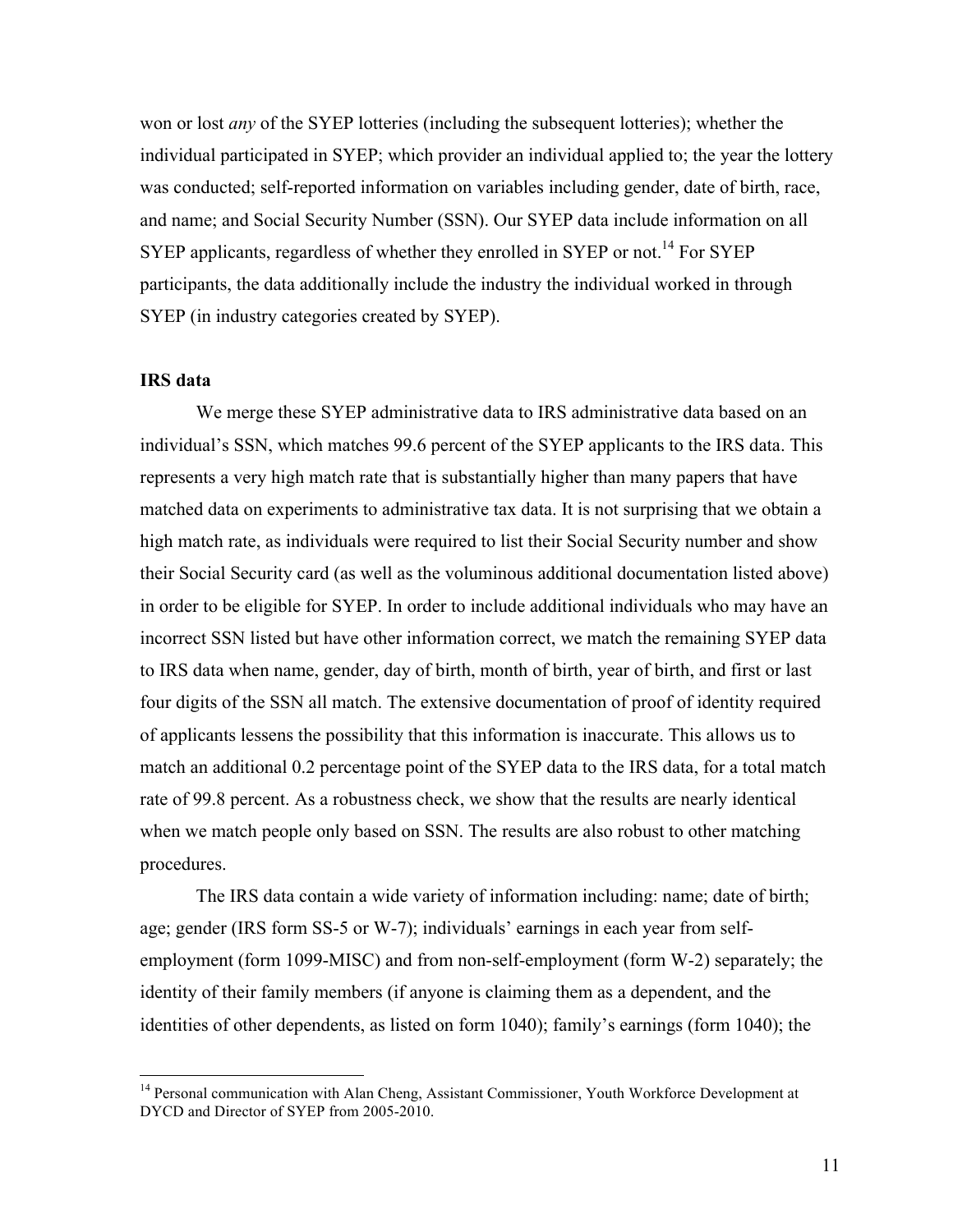won or lost *any* of the SYEP lotteries (including the subsequent lotteries); whether the individual participated in SYEP; which provider an individual applied to; the year the lottery was conducted; self-reported information on variables including gender, date of birth, race, and name; and Social Security Number (SSN). Our SYEP data include information on all SYEP applicants, regardless of whether they enrolled in SYEP or not.[14] For SYEP participants, the data additionally include the industry the individual worked in through SYEP (in industry categories created by SYEP).

**IRS data**

We merge these SYEP administrative data to IRS administrative data based on an individual's SSN, which matches 99.6 percent of the SYEP applicants to the IRS data. This represents a very high match rate that is substantially higher than many papers that have matched data on experiments to administrative tax data. It is not surprising that we obtain a high match rate, as individuals were required to list their Social Security number and show their Social Security card (as well as the voluminous additional documentation listed above) in order to be eligible for SYEP. In order to include additional individuals who may have an incorrect SSN listed but have other information correct, we match the remaining SYEP data to IRS data when name, gender, day of birth, month of birth, year of birth, and first or last four digits of the SSN all match. The extensive documentation of proof of identity required of applicants lessens the possibility that this information is inaccurate. This allows us to match an additional 0.2 percentage point of the SYEP data to the IRS data, for a total match rate of 99.8 percent. As a robustness check, we show that the results are nearly identical when we match people only based on SSN. The results are also robust to other matching procedures.

The IRS data contain a wide variety of information including: name; date of birth; age; gender (IRS form SS-5 or W-7); individuals' earnings in each year from self-employment (form 1099-MISC) and from non-self-employment (form W-2) separately; the identity of their family members (if anyone is claiming them as a dependent, and the identities of other dependents, as listed on form 1040); family's earnings (form 1040); the

[14] Personal communication with Alan Cheng, Assistant Commissioner, Youth Workforce Development at DYCD and Director of SYEP from 2005-2010.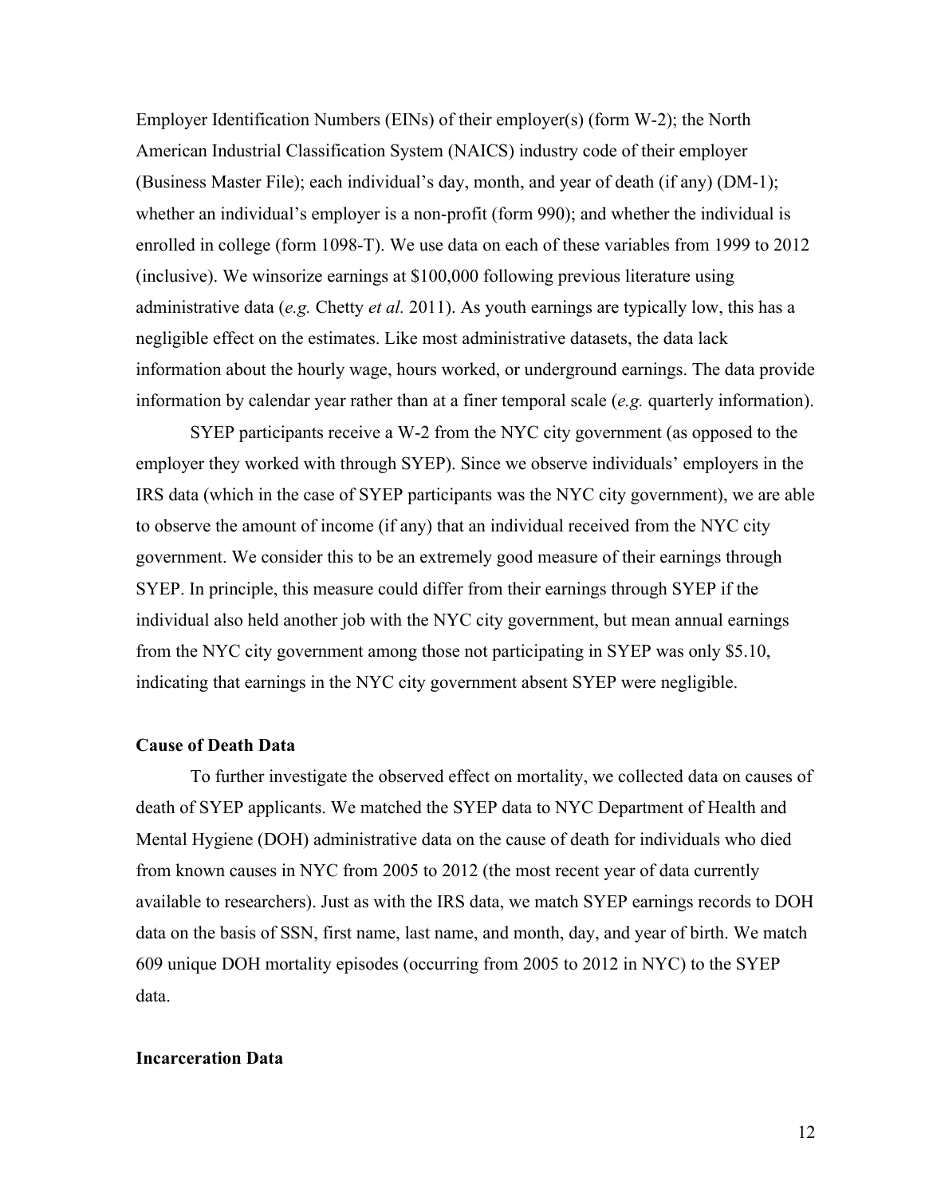Employer Identification Numbers (EINs) of their employer(s) (form W-2); the North American Industrial Classification System (NAICS) industry code of their employer (Business Master File); each individual's day, month, and year of death (if any) (DM-1); whether an individual's employer is a non-profit (form 990); and whether the individual is enrolled in college (form 1098-T). We use data on each of these variables from 1999 to 2012 (inclusive). We winsorize earnings at $100,000 following previous literature using administrative data (*e.g.* Chetty *et al.* 2011). As youth earnings are typically low, this has a negligible effect on the estimates. Like most administrative datasets, the data lack information about the hourly wage, hours worked, or underground earnings. The data provide information by calendar year rather than at a finer temporal scale (*e.g.* quarterly information).

SYEP participants receive a W-2 from the NYC city government (as opposed to the employer they worked with through SYEP). Since we observe individuals' employers in the IRS data (which in the case of SYEP participants was the NYC city government), we are able to observe the amount of income (if any) that an individual received from the NYC city government. We consider this to be an extremely good measure of their earnings through SYEP. In principle, this measure could differ from their earnings through SYEP if the individual also held another job with the NYC city government, but mean annual earnings from the NYC city government among those not participating in SYEP was only $5.10, indicating that earnings in the NYC city government absent SYEP were negligible.

**Cause of Death Data**

To further investigate the observed effect on mortality, we collected data on causes of death of SYEP applicants. We matched the SYEP data to NYC Department of Health and Mental Hygiene (DOH) administrative data on the cause of death for individuals who died from known causes in NYC from 2005 to 2012 (the most recent year of data currently available to researchers). Just as with the IRS data, we match SYEP earnings records to DOH data on the basis of SSN, first name, last name, and month, day, and year of birth. We match 609 unique DOH mortality episodes (occurring from 2005 to 2012 in NYC) to the SYEP data.

**Incarceration Data**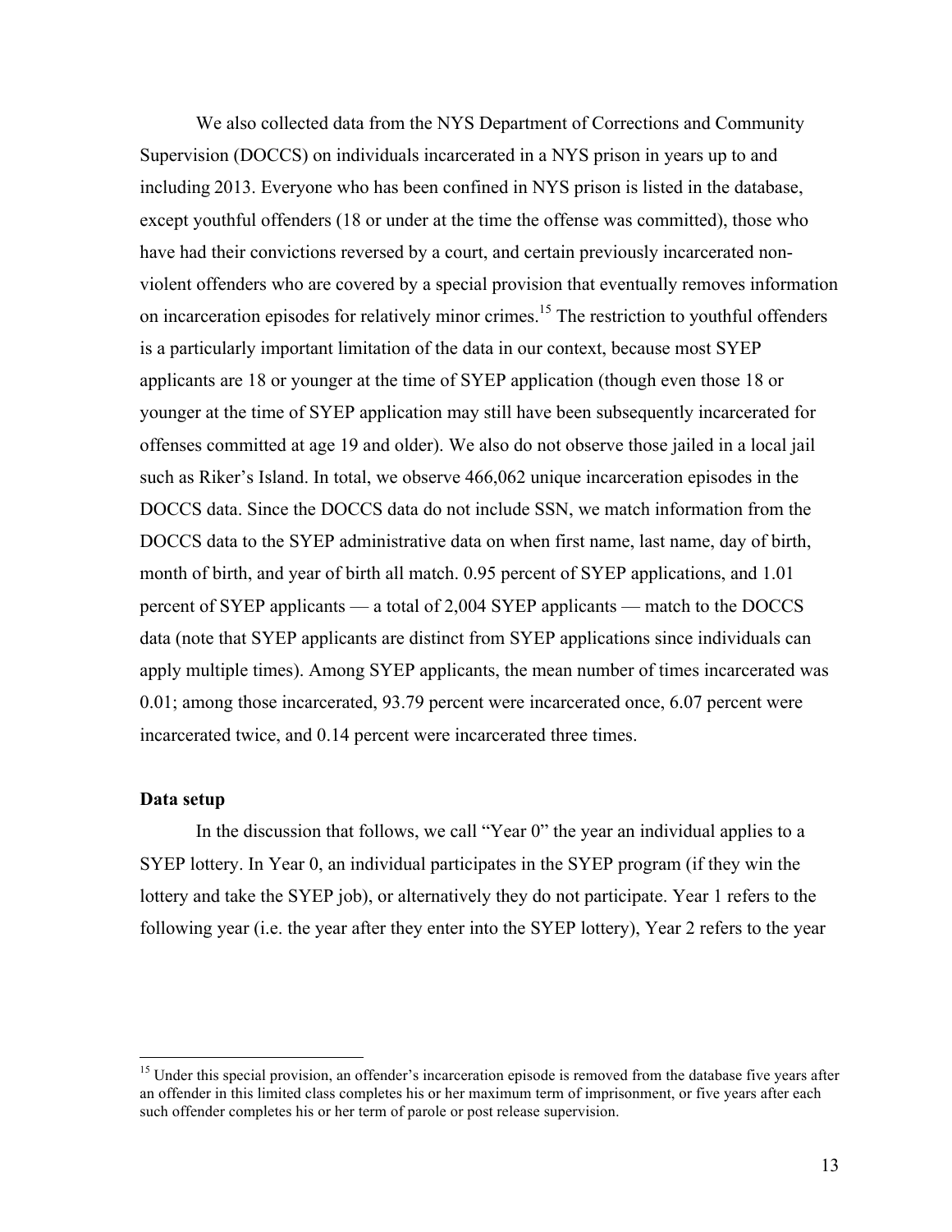We also collected data from the NYS Department of Corrections and Community Supervision (DOCCS) on individuals incarcerated in a NYS prison in years up to and including 2013. Everyone who has been confined in NYS prison is listed in the database, except youthful offenders (18 or under at the time the offense was committed), those who have had their convictions reversed by a court, and certain previously incarcerated non-violent offenders who are covered by a special provision that eventually removes information on incarceration episodes for relatively minor crimes.[15] The restriction to youthful offenders is a particularly important limitation of the data in our context, because most SYEP applicants are 18 or younger at the time of SYEP application (though even those 18 or younger at the time of SYEP application may still have been subsequently incarcerated for offenses committed at age 19 and older). We also do not observe those jailed in a local jail such as Riker's Island. In total, we observe 466,062 unique incarceration episodes in the DOCCS data. Since the DOCCS data do not include SSN, we match information from the DOCCS data to the SYEP administrative data on when first name, last name, day of birth, month of birth, and year of birth all match. 0.95 percent of SYEP applications, and 1.01 percent of SYEP applicants — a total of 2,004 SYEP applicants — match to the DOCCS data (note that SYEP applicants are distinct from SYEP applications since individuals can apply multiple times). Among SYEP applicants, the mean number of times incarcerated was 0.01; among those incarcerated, 93.79 percent were incarcerated once, 6.07 percent were incarcerated twice, and 0.14 percent were incarcerated three times.

**Data setup**

In the discussion that follows, we call "Year 0" the year an individual applies to a SYEP lottery. In Year 0, an individual participates in the SYEP program (if they win the lottery and take the SYEP job), or alternatively they do not participate. Year 1 refers to the following year (i.e. the year after they enter into the SYEP lottery), Year 2 refers to the year

[15] Under this special provision, an offender's incarceration episode is removed from the database five years after an offender in this limited class completes his or her maximum term of imprisonment, or five years after each such offender completes his or her term of parole or post release supervision.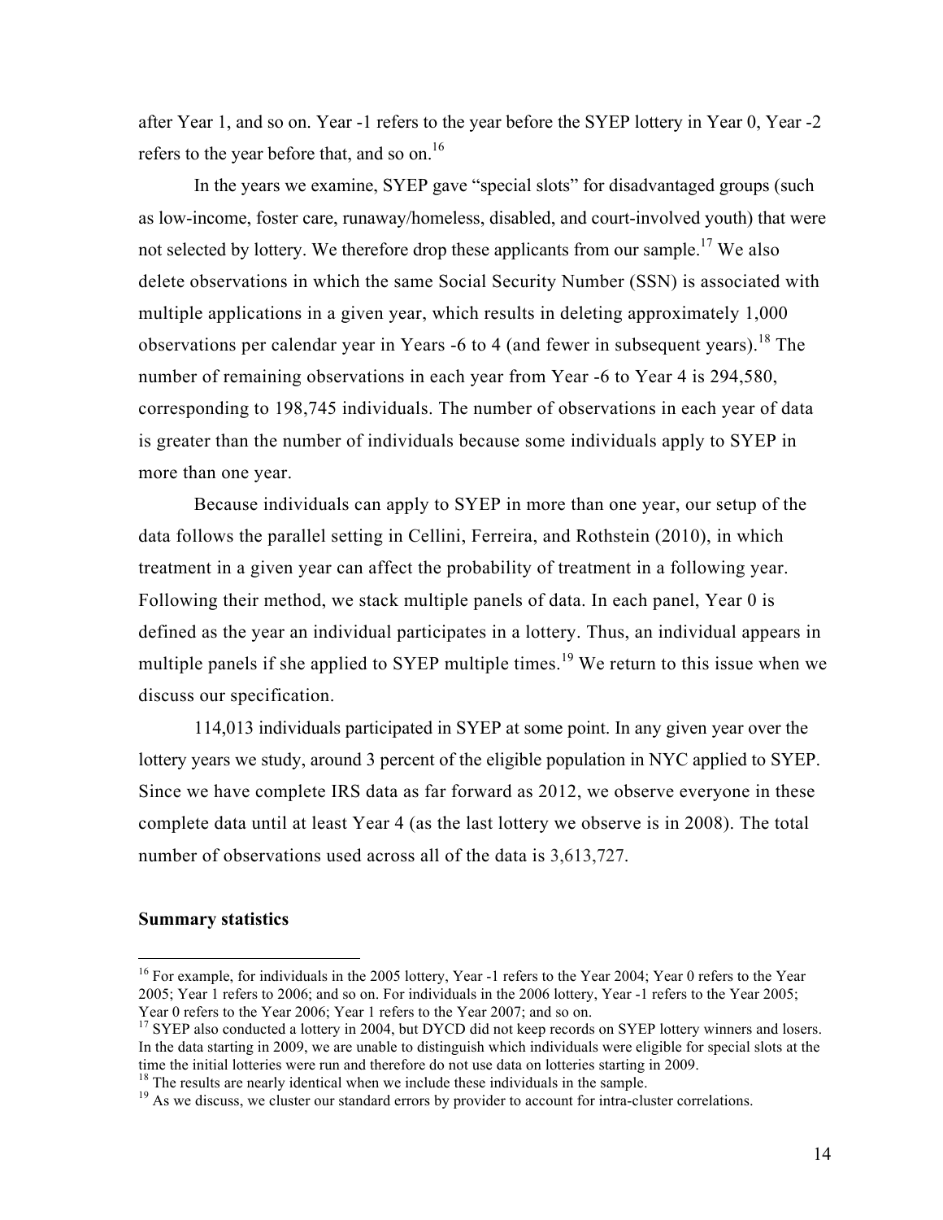after Year 1, and so on. Year -1 refers to the year before the SYEP lottery in Year 0, Year -2 refers to the year before that, and so on.[16]

In the years we examine, SYEP gave "special slots" for disadvantaged groups (such as low-income, foster care, runaway/homeless, disabled, and court-involved youth) that were not selected by lottery. We therefore drop these applicants from our sample.[17] We also delete observations in which the same Social Security Number (SSN) is associated with multiple applications in a given year, which results in deleting approximately 1,000 observations per calendar year in Years -6 to 4 (and fewer in subsequent years).[18] The number of remaining observations in each year from Year -6 to Year 4 is 294,580, corresponding to 198,745 individuals. The number of observations in each year of data is greater than the number of individuals because some individuals apply to SYEP in more than one year.

Because individuals can apply to SYEP in more than one year, our setup of the data follows the parallel setting in Cellini, Ferreira, and Rothstein (2010), in which treatment in a given year can affect the probability of treatment in a following year. Following their method, we stack multiple panels of data. In each panel, Year 0 is defined as the year an individual participates in a lottery. Thus, an individual appears in multiple panels if she applied to SYEP multiple times.[19] We return to this issue when we discuss our specification.

114,013 individuals participated in SYEP at some point. In any given year over the lottery years we study, around 3 percent of the eligible population in NYC applied to SYEP. Since we have complete IRS data as far forward as 2012, we observe everyone in these complete data until at least Year 4 (as the last lottery we observe is in 2008). The total number of observations used across all of the data is 3,613,727.

**Summary statistics**

---

[16] For example, for individuals in the 2005 lottery, Year -1 refers to the Year 2004; Year 0 refers to the Year 2005; Year 1 refers to 2006; and so on. For individuals in the 2006 lottery, Year -1 refers to the Year 2005; Year 0 refers to the Year 2006; Year 1 refers to the Year 2007; and so on.

[17] SYEP also conducted a lottery in 2004, but DYCD did not keep records on SYEP lottery winners and losers. In the data starting in 2009, we are unable to distinguish which individuals were eligible for special slots at the time the initial lotteries were run and therefore do not use data on lotteries starting in 2009.

[18] The results are nearly identical when we include these individuals in the sample.

[19] As we discuss, we cluster our standard errors by provider to account for intra-cluster correlations.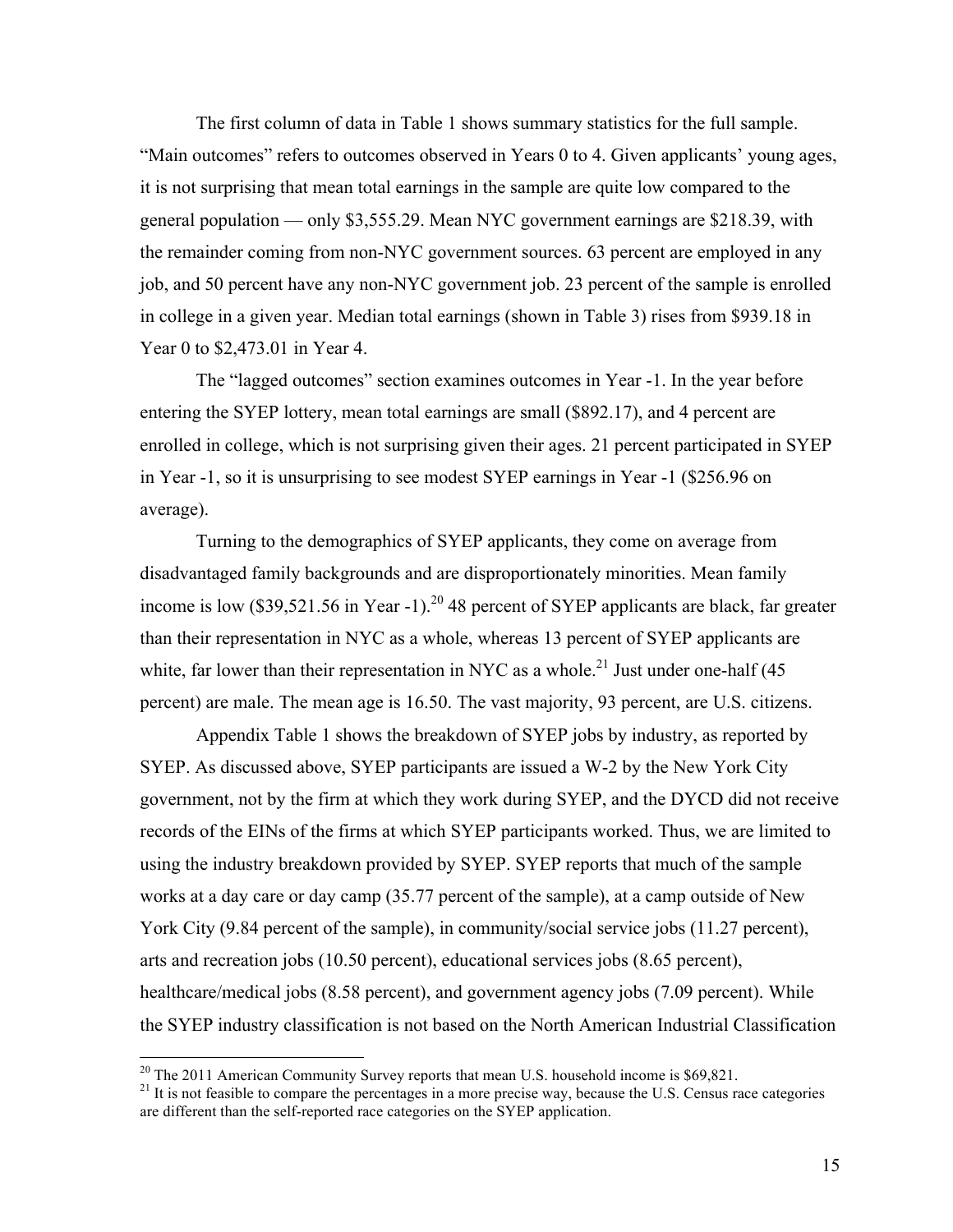The first column of data in Table 1 shows summary statistics for the full sample. "Main outcomes" refers to outcomes observed in Years 0 to 4. Given applicants' young ages, it is not surprising that mean total earnings in the sample are quite low compared to the general population — only $3,555.29. Mean NYC government earnings are $218.39, with the remainder coming from non-NYC government sources. 63 percent are employed in any job, and 50 percent have any non-NYC government job. 23 percent of the sample is enrolled in college in a given year. Median total earnings (shown in Table 3) rises from $939.18 in Year 0 to $2,473.01 in Year 4.

The "lagged outcomes" section examines outcomes in Year -1. In the year before entering the SYEP lottery, mean total earnings are small ($892.17), and 4 percent are enrolled in college, which is not surprising given their ages. 21 percent participated in SYEP in Year -1, so it is unsurprising to see modest SYEP earnings in Year -1 ($256.96 on average).

Turning to the demographics of SYEP applicants, they come on average from disadvantaged family backgrounds and are disproportionately minorities. Mean family income is low ($39,521.56 in Year -1).[20] 48 percent of SYEP applicants are black, far greater than their representation in NYC as a whole, whereas 13 percent of SYEP applicants are white, far lower than their representation in NYC as a whole.[21] Just under one-half (45 percent) are male. The mean age is 16.50. The vast majority, 93 percent, are U.S. citizens.

Appendix Table 1 shows the breakdown of SYEP jobs by industry, as reported by SYEP. As discussed above, SYEP participants are issued a W-2 by the New York City government, not by the firm at which they work during SYEP, and the DYCD did not receive records of the EINs of the firms at which SYEP participants worked. Thus, we are limited to using the industry breakdown provided by SYEP. SYEP reports that much of the sample works at a day care or day camp (35.77 percent of the sample), at a camp outside of New York City (9.84 percent of the sample), in community/social service jobs (11.27 percent), arts and recreation jobs (10.50 percent), educational services jobs (8.65 percent), healthcare/medical jobs (8.58 percent), and government agency jobs (7.09 percent). While the SYEP industry classification is not based on the North American Industrial Classification

---

[20] The 2011 American Community Survey reports that mean U.S. household income is $69,821.

[21] It is not feasible to compare the percentages in a more precise way, because the U.S. Census race categories are different than the self-reported race categories on the SYEP application.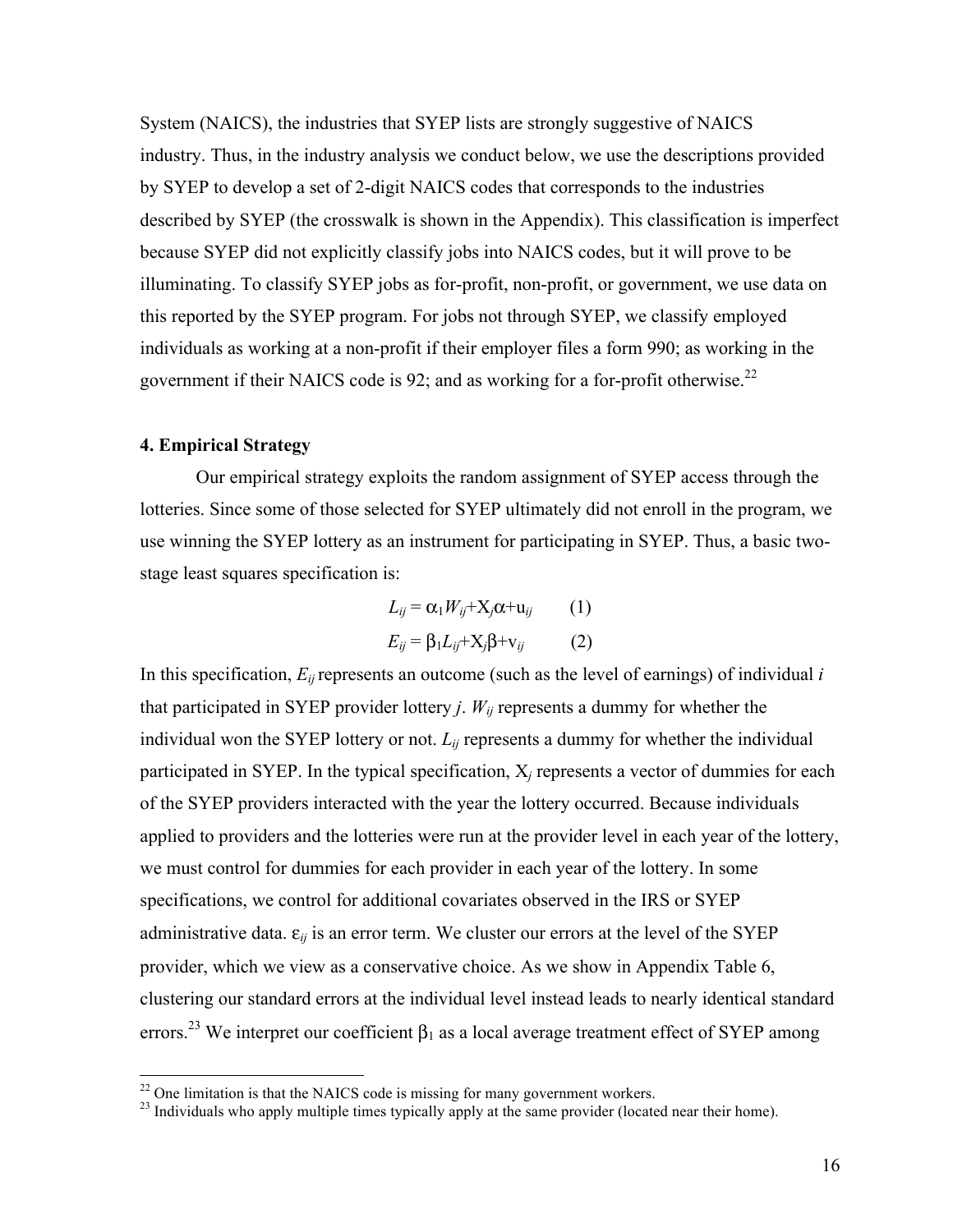System (NAICS), the industries that SYEP lists are strongly suggestive of NAICS industry. Thus, in the industry analysis we conduct below, we use the descriptions provided by SYEP to develop a set of 2-digit NAICS codes that corresponds to the industries described by SYEP (the crosswalk is shown in the Appendix). This classification is imperfect because SYEP did not explicitly classify jobs into NAICS codes, but it will prove to be illuminating. To classify SYEP jobs as for-profit, non-profit, or government, we use data on this reported by the SYEP program. For jobs not through SYEP, we classify employed individuals as working at a non-profit if their employer files a form 990; as working in the government if their NAICS code is 92; and as working for a for-profit otherwise.[22]

### 4. Empirical Strategy

Our empirical strategy exploits the random assignment of SYEP access through the lotteries. Since some of those selected for SYEP ultimately did not enroll in the program, we use winning the SYEP lottery as an instrument for participating in SYEP. Thus, a basic two-stage least squares specification is:

$$L_{ij} = \alpha_1 W_{ij} + X_j \alpha + u_{ij} \qquad (1)$$

$$E_{ij} = \beta_1 L_{ij} + X_j \beta + v_{ij} \qquad (2)$$

In this specification, $E_{ij}$ represents an outcome (such as the level of earnings) of individual $i$ that participated in SYEP provider lottery $j$. $W_{ij}$ represents a dummy for whether the individual won the SYEP lottery or not. $L_{ij}$ represents a dummy for whether the individual participated in SYEP. In the typical specification, $X_j$ represents a vector of dummies for each of the SYEP providers interacted with the year the lottery occurred. Because individuals applied to providers and the lotteries were run at the provider level in each year of the lottery, we must control for dummies for each provider in each year of the lottery. In some specifications, we control for additional covariates observed in the IRS or SYEP administrative data. $\varepsilon_{ij}$ is an error term. We cluster our errors at the level of the SYEP provider, which we view as a conservative choice. As we show in Appendix Table 6, clustering our standard errors at the individual level instead leads to nearly identical standard errors.[23] We interpret our coefficient $\beta_1$ as a local average treatment effect of SYEP among

---

[22] One limitation is that the NAICS code is missing for many government workers.

[23] Individuals who apply multiple times typically apply at the same provider (located near their home).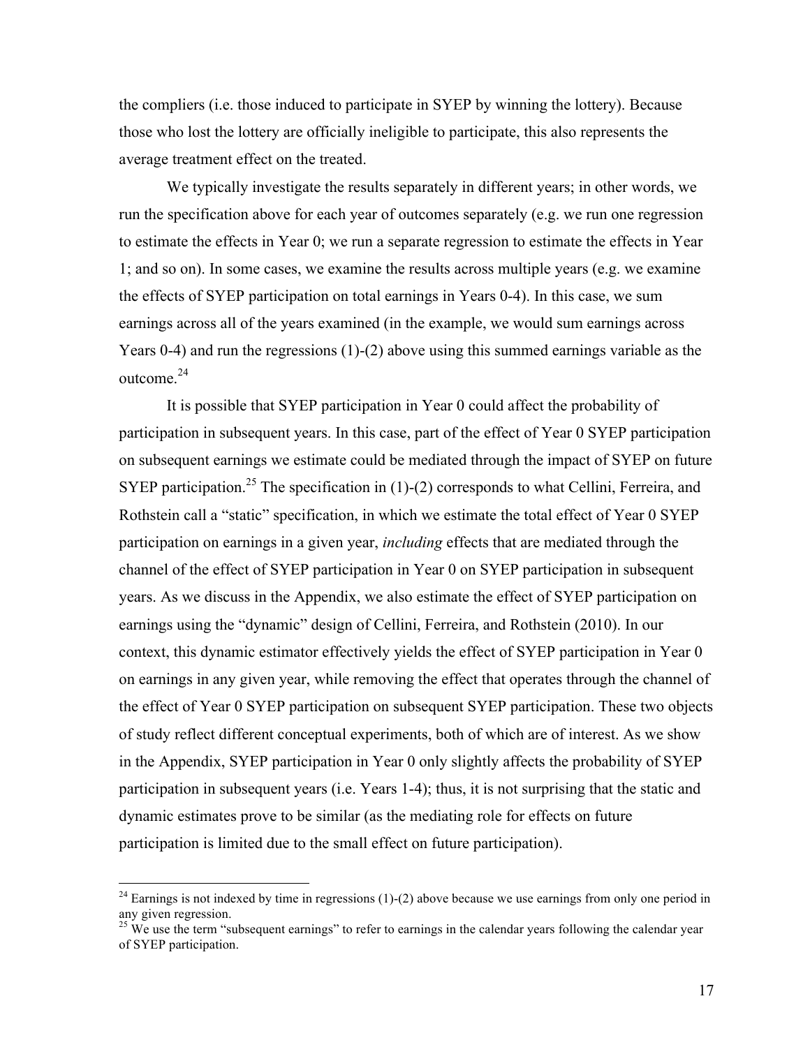the compliers (i.e. those induced to participate in SYEP by winning the lottery). Because those who lost the lottery are officially ineligible to participate, this also represents the average treatment effect on the treated.

We typically investigate the results separately in different years; in other words, we run the specification above for each year of outcomes separately (e.g. we run one regression to estimate the effects in Year 0; we run a separate regression to estimate the effects in Year 1; and so on). In some cases, we examine the results across multiple years (e.g. we examine the effects of SYEP participation on total earnings in Years 0-4). In this case, we sum earnings across all of the years examined (in the example, we would sum earnings across Years 0-4) and run the regressions (1)-(2) above using this summed earnings variable as the outcome.[24]

It is possible that SYEP participation in Year 0 could affect the probability of participation in subsequent years. In this case, part of the effect of Year 0 SYEP participation on subsequent earnings we estimate could be mediated through the impact of SYEP on future SYEP participation.[25] The specification in (1)-(2) corresponds to what Cellini, Ferreira, and Rothstein call a "static" specification, in which we estimate the total effect of Year 0 SYEP participation on earnings in a given year, *including* effects that are mediated through the channel of the effect of SYEP participation in Year 0 on SYEP participation in subsequent years. As we discuss in the Appendix, we also estimate the effect of SYEP participation on earnings using the "dynamic" design of Cellini, Ferreira, and Rothstein (2010). In our context, this dynamic estimator effectively yields the effect of SYEP participation in Year 0 on earnings in any given year, while removing the effect that operates through the channel of the effect of Year 0 SYEP participation on subsequent SYEP participation. These two objects of study reflect different conceptual experiments, both of which are of interest. As we show in the Appendix, SYEP participation in Year 0 only slightly affects the probability of SYEP participation in subsequent years (i.e. Years 1-4); thus, it is not surprising that the static and dynamic estimates prove to be similar (as the mediating role for effects on future participation is limited due to the small effect on future participation).

[24] Earnings is not indexed by time in regressions (1)-(2) above because we use earnings from only one period in any given regression.

[25] We use the term "subsequent earnings" to refer to earnings in the calendar years following the calendar year of SYEP participation.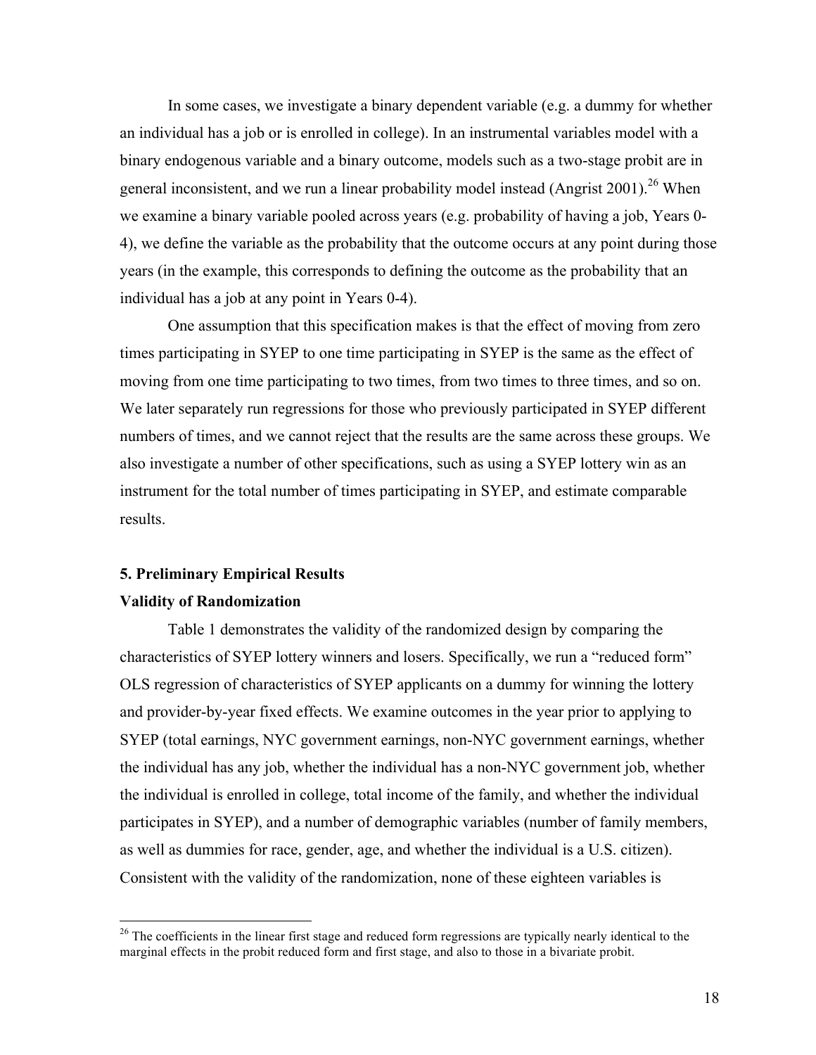In some cases, we investigate a binary dependent variable (e.g. a dummy for whether an individual has a job or is enrolled in college). In an instrumental variables model with a binary endogenous variable and a binary outcome, models such as a two-stage probit are in general inconsistent, and we run a linear probability model instead (Angrist 2001).[26] When we examine a binary variable pooled across years (e.g. probability of having a job, Years 0-4), we define the variable as the probability that the outcome occurs at any point during those years (in the example, this corresponds to defining the outcome as the probability that an individual has a job at any point in Years 0-4).

One assumption that this specification makes is that the effect of moving from zero times participating in SYEP to one time participating in SYEP is the same as the effect of moving from one time participating to two times, from two times to three times, and so on. We later separately run regressions for those who previously participated in SYEP different numbers of times, and we cannot reject that the results are the same across these groups. We also investigate a number of other specifications, such as using a SYEP lottery win as an instrument for the total number of times participating in SYEP, and estimate comparable results.

## 5. Preliminary Empirical Results

### Validity of Randomization

Table 1 demonstrates the validity of the randomized design by comparing the characteristics of SYEP lottery winners and losers. Specifically, we run a "reduced form" OLS regression of characteristics of SYEP applicants on a dummy for winning the lottery and provider-by-year fixed effects. We examine outcomes in the year prior to applying to SYEP (total earnings, NYC government earnings, non-NYC government earnings, whether the individual has any job, whether the individual has a non-NYC government job, whether the individual is enrolled in college, total income of the family, and whether the individual participates in SYEP), and a number of demographic variables (number of family members, as well as dummies for race, gender, age, and whether the individual is a U.S. citizen). Consistent with the validity of the randomization, none of these eighteen variables is

[26] The coefficients in the linear first stage and reduced form regressions are typically nearly identical to the marginal effects in the probit reduced form and first stage, and also to those in a bivariate probit.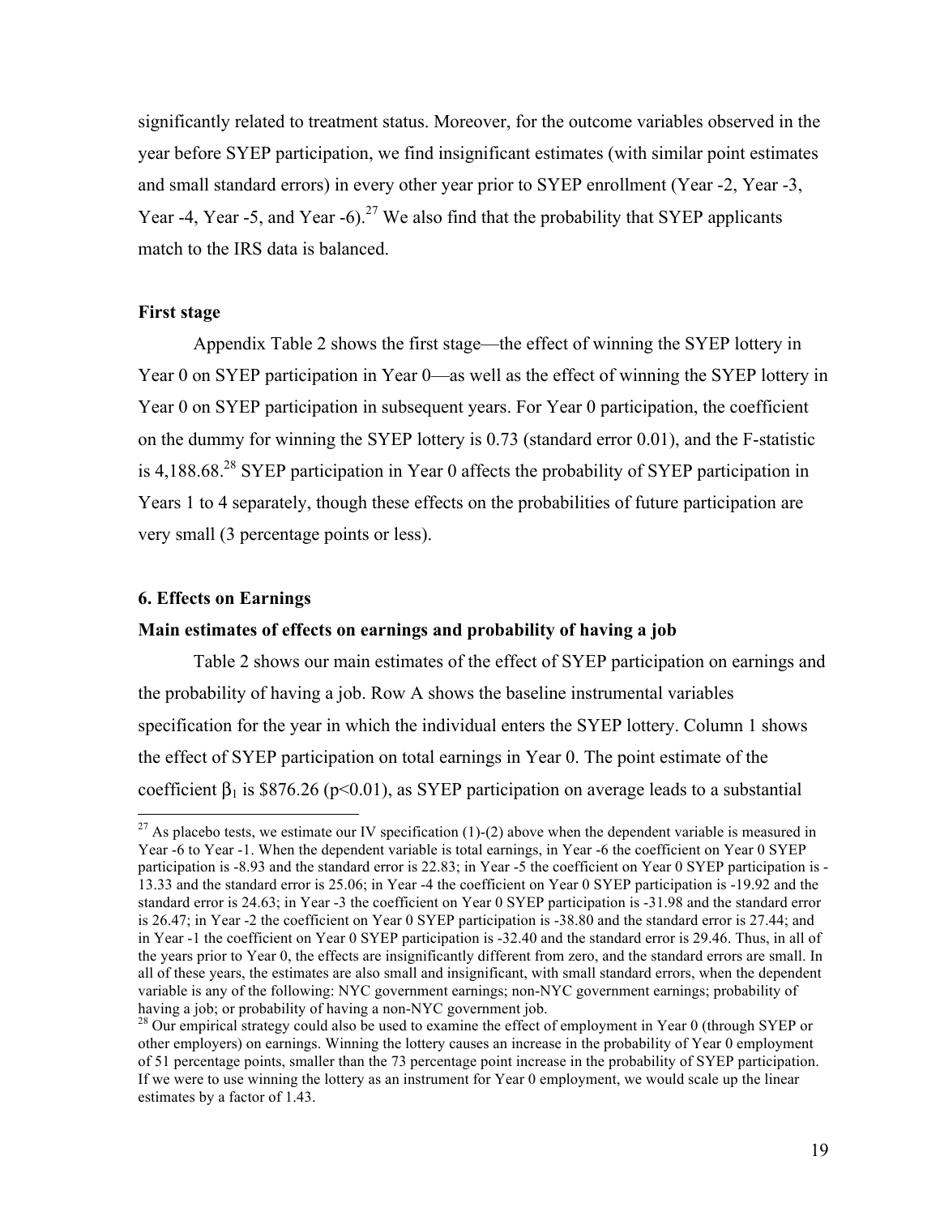significantly related to treatment status. Moreover, for the outcome variables observed in the year before SYEP participation, we find insignificant estimates (with similar point estimates and small standard errors) in every other year prior to SYEP enrollment (Year -2, Year -3, Year -4, Year -5, and Year -6).[27] We also find that the probability that SYEP applicants match to the IRS data is balanced.

**First stage**

Appendix Table 2 shows the first stage—the effect of winning the SYEP lottery in Year 0 on SYEP participation in Year 0—as well as the effect of winning the SYEP lottery in Year 0 on SYEP participation in subsequent years. For Year 0 participation, the coefficient on the dummy for winning the SYEP lottery is 0.73 (standard error 0.01), and the F-statistic is 4,188.68.[28] SYEP participation in Year 0 affects the probability of SYEP participation in Years 1 to 4 separately, though these effects on the probabilities of future participation are very small (3 percentage points or less).

## 6. Effects on Earnings

### Main estimates of effects on earnings and probability of having a job

Table 2 shows our main estimates of the effect of SYEP participation on earnings and the probability of having a job. Row A shows the baseline instrumental variables specification for the year in which the individual enters the SYEP lottery. Column 1 shows the effect of SYEP participation on total earnings in Year 0. The point estimate of the coefficient $\beta_1$ is \$876.26 ($p<0.01$), as SYEP participation on average leads to a substantial

---

[27] As placebo tests, we estimate our IV specification (1)-(2) above when the dependent variable is measured in Year -6 to Year -1. When the dependent variable is total earnings, in Year -6 the coefficient on Year 0 SYEP participation is -8.93 and the standard error is 22.83; in Year -5 the coefficient on Year 0 SYEP participation is -13.33 and the standard error is 25.06; in Year -4 the coefficient on Year 0 SYEP participation is -19.92 and the standard error is 24.63; in Year -3 the coefficient on Year 0 SYEP participation is -31.98 and the standard error is 26.47; in Year -2 the coefficient on Year 0 SYEP participation is -38.80 and the standard error is 27.44; and in Year -1 the coefficient on Year 0 SYEP participation is -32.40 and the standard error is 29.46. Thus, in all of the years prior to Year 0, the effects are insignificantly different from zero, and the standard errors are small. In all of these years, the estimates are also small and insignificant, with small standard errors, when the dependent variable is any of the following: NYC government earnings; non-NYC government earnings; probability of having a job; or probability of having a non-NYC government job.

[28] Our empirical strategy could also be used to examine the effect of employment in Year 0 (through SYEP or other employers) on earnings. Winning the lottery causes an increase in the probability of Year 0 employment of 51 percentage points, smaller than the 73 percentage point increase in the probability of SYEP participation. If we were to use winning the lottery as an instrument for Year 0 employment, we would scale up the linear estimates by a factor of 1.43.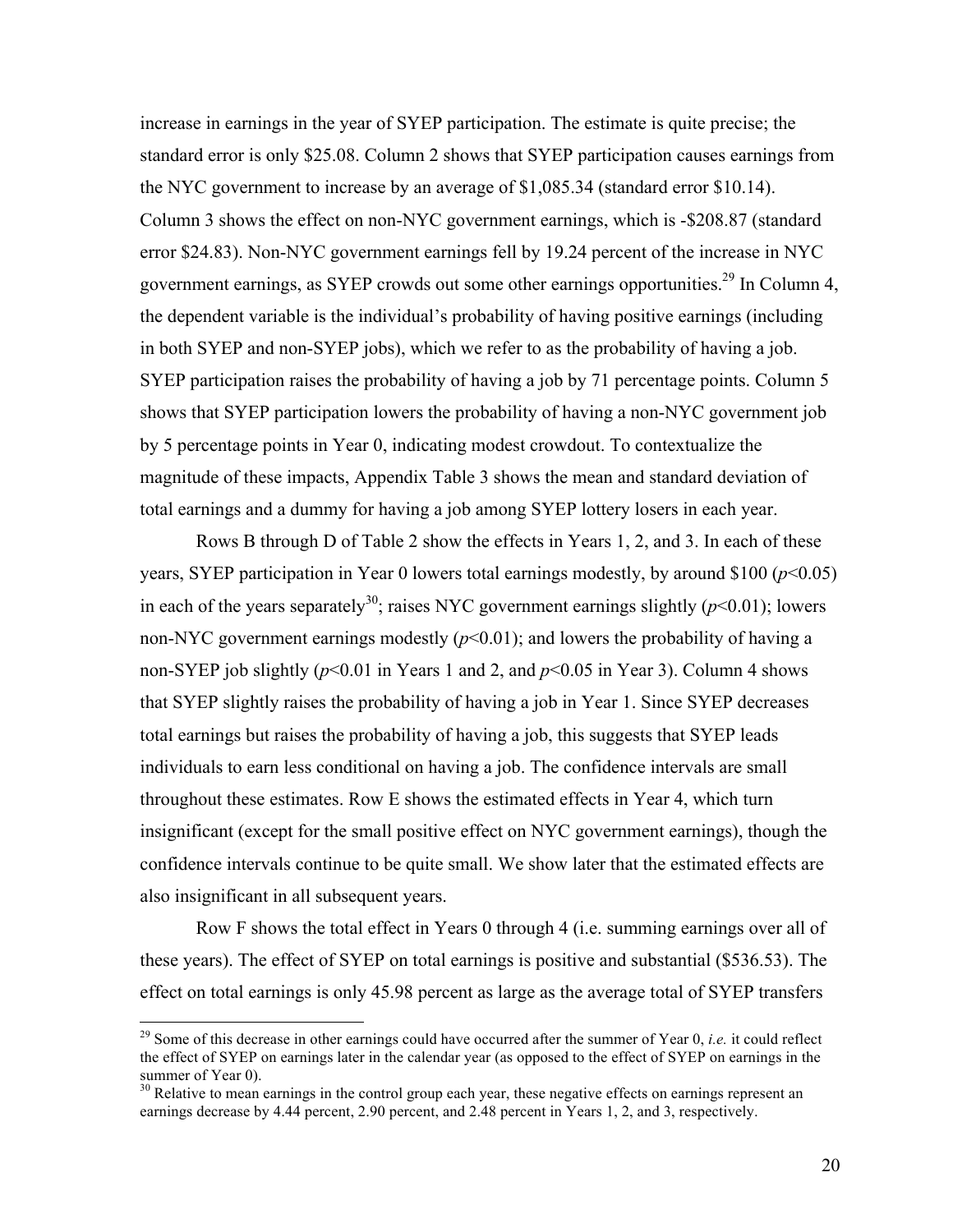increase in earnings in the year of SYEP participation. The estimate is quite precise; the standard error is only $25.08. Column 2 shows that SYEP participation causes earnings from the NYC government to increase by an average of $1,085.34 (standard error $10.14). Column 3 shows the effect on non-NYC government earnings, which is -$208.87 (standard error $24.83). Non-NYC government earnings fell by 19.24 percent of the increase in NYC government earnings, as SYEP crowds out some other earnings opportunities.[29] In Column 4, the dependent variable is the individual's probability of having positive earnings (including in both SYEP and non-SYEP jobs), which we refer to as the probability of having a job. SYEP participation raises the probability of having a job by 71 percentage points. Column 5 shows that SYEP participation lowers the probability of having a non-NYC government job by 5 percentage points in Year 0, indicating modest crowdout. To contextualize the magnitude of these impacts, Appendix Table 3 shows the mean and standard deviation of total earnings and a dummy for having a job among SYEP lottery losers in each year.

Rows B through D of Table 2 show the effects in Years 1, 2, and 3. In each of these years, SYEP participation in Year 0 lowers total earnings modestly, by around $100 ($p<0.05$) in each of the years separately[30]; raises NYC government earnings slightly ($p<0.01$); lowers non-NYC government earnings modestly ($p<0.01$); and lowers the probability of having a non-SYEP job slightly ($p<0.01$ in Years 1 and 2, and $p<0.05$ in Year 3). Column 4 shows that SYEP slightly raises the probability of having a job in Year 1. Since SYEP decreases total earnings but raises the probability of having a job, this suggests that SYEP leads individuals to earn less conditional on having a job. The confidence intervals are small throughout these estimates. Row E shows the estimated effects in Year 4, which turn insignificant (except for the small positive effect on NYC government earnings), though the confidence intervals continue to be quite small. We show later that the estimated effects are also insignificant in all subsequent years.

Row F shows the total effect in Years 0 through 4 (i.e. summing earnings over all of these years). The effect of SYEP on total earnings is positive and substantial ($536.53). The effect on total earnings is only 45.98 percent as large as the average total of SYEP transfers

---

[29] Some of this decrease in other earnings could have occurred after the summer of Year 0, *i.e.* it could reflect the effect of SYEP on earnings later in the calendar year (as opposed to the effect of SYEP on earnings in the summer of Year 0).

[30] Relative to mean earnings in the control group each year, these negative effects on earnings represent an earnings decrease by 4.44 percent, 2.90 percent, and 2.48 percent in Years 1, 2, and 3, respectively.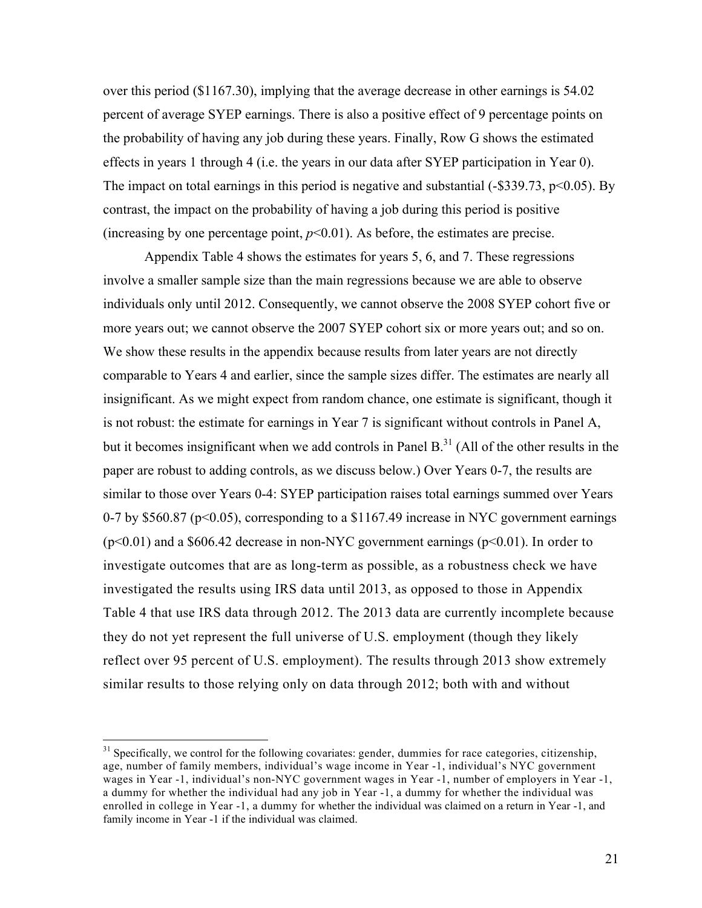over this period ($1167.30), implying that the average decrease in other earnings is 54.02 percent of average SYEP earnings. There is also a positive effect of 9 percentage points on the probability of having any job during these years. Finally, Row G shows the estimated effects in years 1 through 4 (i.e. the years in our data after SYEP participation in Year 0). The impact on total earnings in this period is negative and substantial (-$339.73, $p<0.05$). By contrast, the impact on the probability of having a job during this period is positive (increasing by one percentage point, $p<0.01$). As before, the estimates are precise.

Appendix Table 4 shows the estimates for years 5, 6, and 7. These regressions involve a smaller sample size than the main regressions because we are able to observe individuals only until 2012. Consequently, we cannot observe the 2008 SYEP cohort five or more years out; we cannot observe the 2007 SYEP cohort six or more years out; and so on. We show these results in the appendix because results from later years are not directly comparable to Years 4 and earlier, since the sample sizes differ. The estimates are nearly all insignificant. As we might expect from random chance, one estimate is significant, though it is not robust: the estimate for earnings in Year 7 is significant without controls in Panel A, but it becomes insignificant when we add controls in Panel B.[31] (All of the other results in the paper are robust to adding controls, as we discuss below.) Over Years 0-7, the results are similar to those over Years 0-4: SYEP participation raises total earnings summed over Years 0-7 by $560.87 ($p<0.05$), corresponding to a $1167.49 increase in NYC government earnings ($p<0.01$) and a $606.42 decrease in non-NYC government earnings ($p<0.01$). In order to investigate outcomes that are as long-term as possible, as a robustness check we have investigated the results using IRS data until 2013, as opposed to those in Appendix Table 4 that use IRS data through 2012. The 2013 data are currently incomplete because they do not yet represent the full universe of U.S. employment (though they likely reflect over 95 percent of U.S. employment). The results through 2013 show extremely similar results to those relying only on data through 2012; both with and without

[31] Specifically, we control for the following covariates: gender, dummies for race categories, citizenship, age, number of family members, individual's wage income in Year -1, individual's NYC government wages in Year -1, individual's non-NYC government wages in Year -1, number of employers in Year -1, a dummy for whether the individual had any job in Year -1, a dummy for whether the individual was enrolled in college in Year -1, a dummy for whether the individual was claimed on a return in Year -1, and family income in Year -1 if the individual was claimed.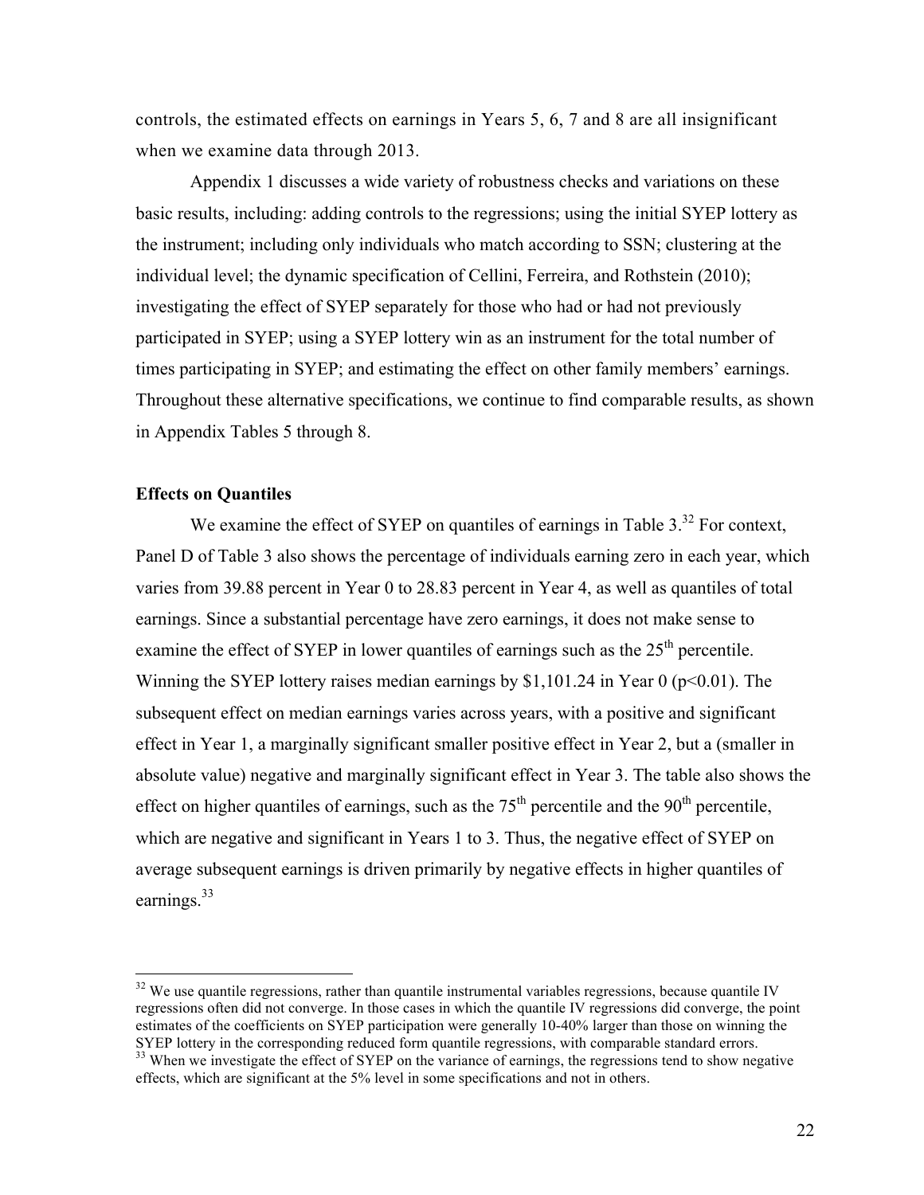controls, the estimated effects on earnings in Years 5, 6, 7 and 8 are all insignificant when we examine data through 2013.

Appendix 1 discusses a wide variety of robustness checks and variations on these basic results, including: adding controls to the regressions; using the initial SYEP lottery as the instrument; including only individuals who match according to SSN; clustering at the individual level; the dynamic specification of Cellini, Ferreira, and Rothstein (2010); investigating the effect of SYEP separately for those who had or had not previously participated in SYEP; using a SYEP lottery win as an instrument for the total number of times participating in SYEP; and estimating the effect on other family members' earnings. Throughout these alternative specifications, we continue to find comparable results, as shown in Appendix Tables 5 through 8.

**Effects on Quantiles**

We examine the effect of SYEP on quantiles of earnings in Table 3.[32] For context, Panel D of Table 3 also shows the percentage of individuals earning zero in each year, which varies from 39.88 percent in Year 0 to 28.83 percent in Year 4, as well as quantiles of total earnings. Since a substantial percentage have zero earnings, it does not make sense to examine the effect of SYEP in lower quantiles of earnings such as the 25th percentile. Winning the SYEP lottery raises median earnings by \$1,101.24 in Year 0 ($p<0.01$). The subsequent effect on median earnings varies across years, with a positive and significant effect in Year 1, a marginally significant smaller positive effect in Year 2, but a (smaller in absolute value) negative and marginally significant effect in Year 3. The table also shows the effect on higher quantiles of earnings, such as the 75th percentile and the 90th percentile, which are negative and significant in Years 1 to 3. Thus, the negative effect of SYEP on average subsequent earnings is driven primarily by negative effects in higher quantiles of earnings.[33]

[32] We use quantile regressions, rather than quantile instrumental variables regressions, because quantile IV regressions often did not converge. In those cases in which the quantile IV regressions did converge, the point estimates of the coefficients on SYEP participation were generally 10-40% larger than those on winning the SYEP lottery in the corresponding reduced form quantile regressions, with comparable standard errors.

[33] When we investigate the effect of SYEP on the variance of earnings, the regressions tend to show negative effects, which are significant at the 5% level in some specifications and not in others.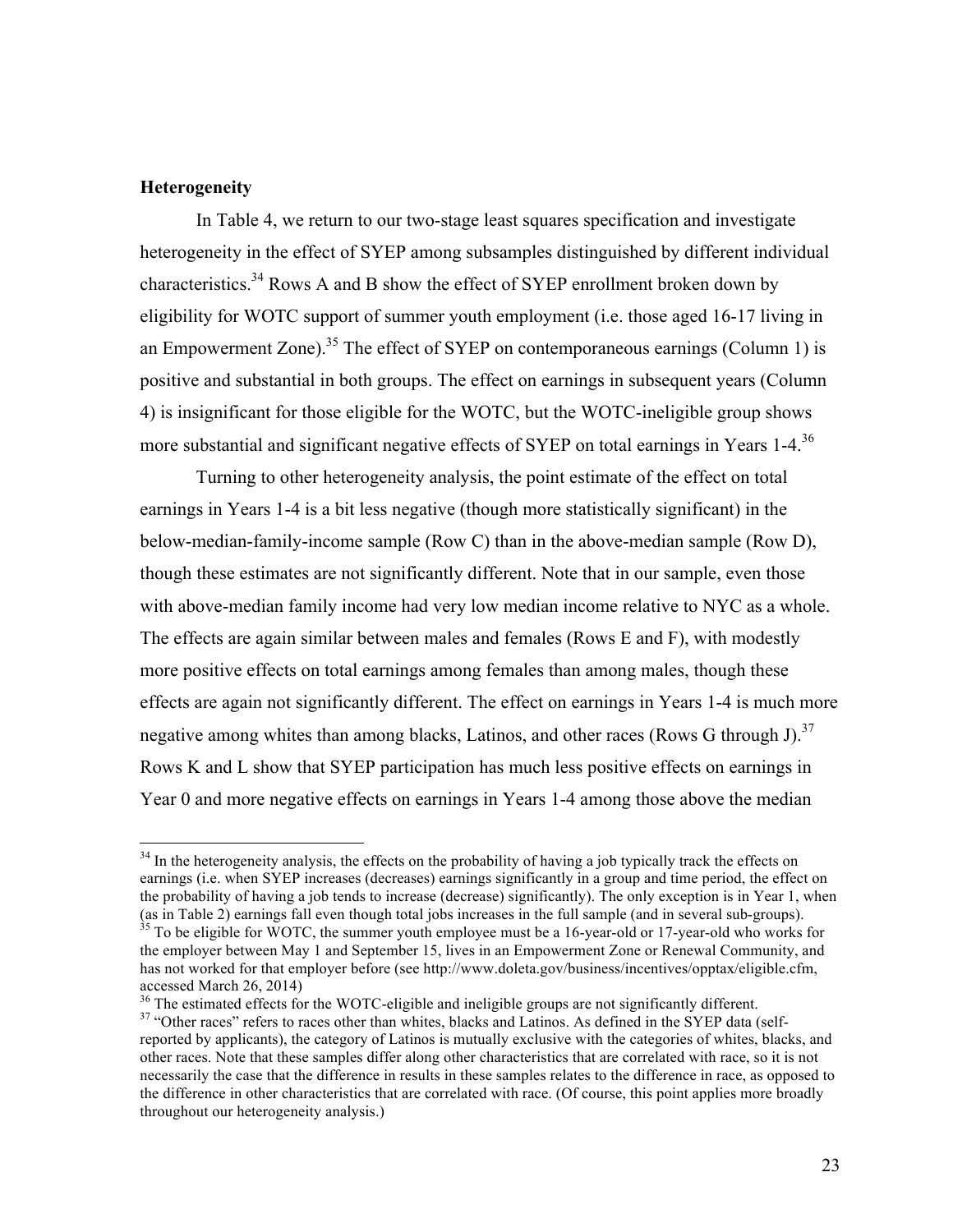**Heterogeneity**

In Table 4, we return to our two-stage least squares specification and investigate heterogeneity in the effect of SYEP among subsamples distinguished by different individual characteristics.[34] Rows A and B show the effect of SYEP enrollment broken down by eligibility for WOTC support of summer youth employment (i.e. those aged 16-17 living in an Empowerment Zone).[35] The effect of SYEP on contemporaneous earnings (Column 1) is positive and substantial in both groups. The effect on earnings in subsequent years (Column 4) is insignificant for those eligible for the WOTC, but the WOTC-ineligible group shows more substantial and significant negative effects of SYEP on total earnings in Years 1-4.[36]

Turning to other heterogeneity analysis, the point estimate of the effect on total earnings in Years 1-4 is a bit less negative (though more statistically significant) in the below-median-family-income sample (Row C) than in the above-median sample (Row D), though these estimates are not significantly different. Note that in our sample, even those with above-median family income had very low median income relative to NYC as a whole. The effects are again similar between males and females (Rows E and F), with modestly more positive effects on total earnings among females than among males, though these effects are again not significantly different. The effect on earnings in Years 1-4 is much more negative among whites than among blacks, Latinos, and other races (Rows G through J).[37] Rows K and L show that SYEP participation has much less positive effects on earnings in Year 0 and more negative effects on earnings in Years 1-4 among those above the median

---

[34] In the heterogeneity analysis, the effects on the probability of having a job typically track the effects on earnings (i.e. when SYEP increases (decreases) earnings significantly in a group and time period, the effect on the probability of having a job tends to increase (decrease) significantly). The only exception is in Year 1, when (as in Table 2) earnings fall even though total jobs increases in the full sample (and in several sub-groups).

[35] To be eligible for WOTC, the summer youth employee must be a 16-year-old or 17-year-old who works for the employer between May 1 and September 15, lives in an Empowerment Zone or Renewal Community, and has not worked for that employer before (see http://www.doleta.gov/business/incentives/opptax/eligible.cfm, accessed March 26, 2014)

[36] The estimated effects for the WOTC-eligible and ineligible groups are not significantly different.

[37] "Other races" refers to races other than whites, blacks and Latinos. As defined in the SYEP data (self-reported by applicants), the category of Latinos is mutually exclusive with the categories of whites, blacks, and other races. Note that these samples differ along other characteristics that are correlated with race, so it is not necessarily the case that the difference in results in these samples relates to the difference in race, as opposed to the difference in other characteristics that are correlated with race. (Of course, this point applies more broadly throughout our heterogeneity analysis.)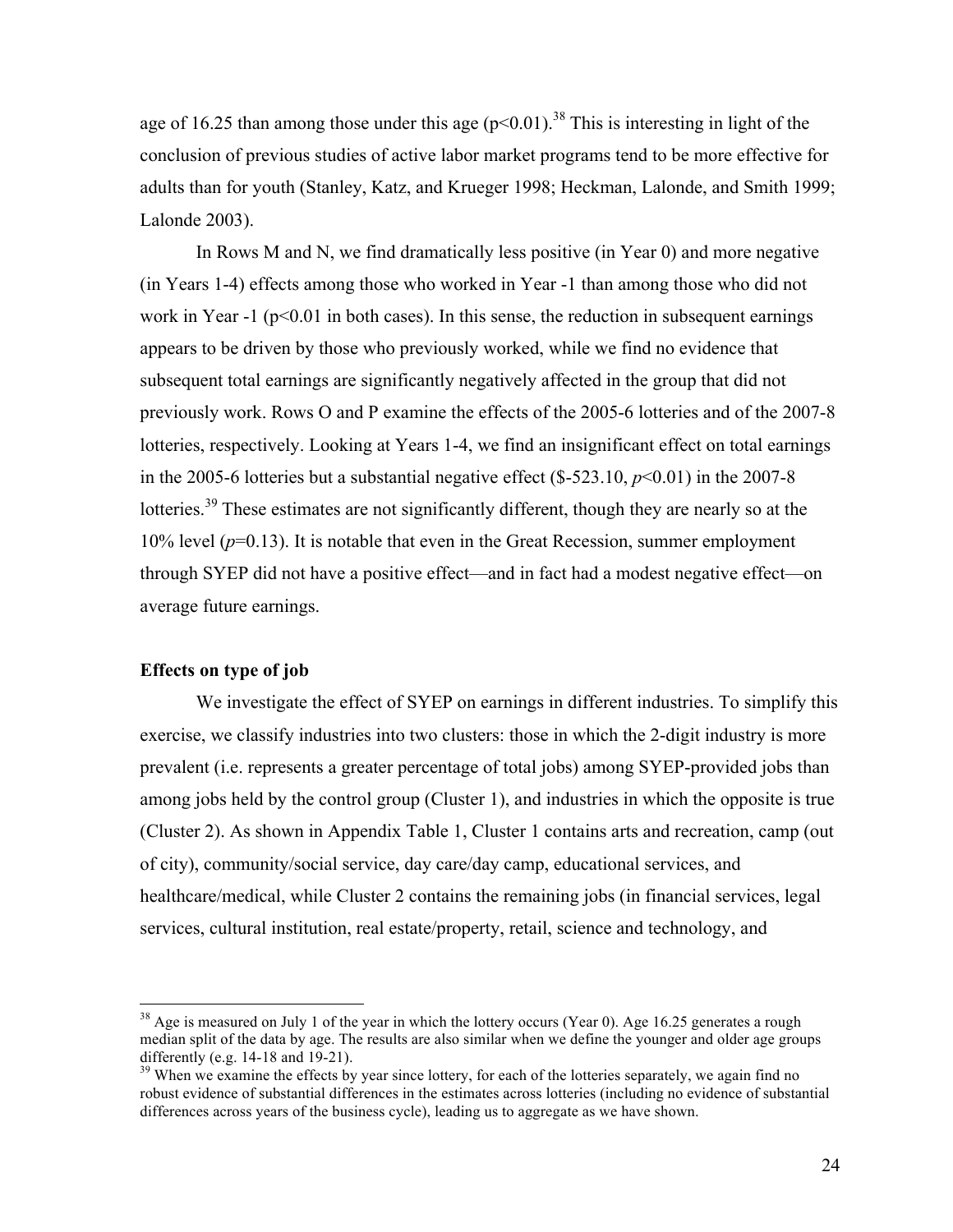age of 16.25 than among those under this age ($p<0.01$).[38] This is interesting in light of the conclusion of previous studies of active labor market programs tend to be more effective for adults than for youth (Stanley, Katz, and Krueger 1998; Heckman, Lalonde, and Smith 1999; Lalonde 2003).

In Rows M and N, we find dramatically less positive (in Year 0) and more negative (in Years 1-4) effects among those who worked in Year -1 than among those who did not work in Year -1 ($p<0.01$ in both cases). In this sense, the reduction in subsequent earnings appears to be driven by those who previously worked, while we find no evidence that subsequent total earnings are significantly negatively affected in the group that did not previously work. Rows O and P examine the effects of the 2005-6 lotteries and of the 2007-8 lotteries, respectively. Looking at Years 1-4, we find an insignificant effect on total earnings in the 2005-6 lotteries but a substantial negative effect ($-523.10, $p<0.01$) in the 2007-8 lotteries.[39] These estimates are not significantly different, though they are nearly so at the 10% level ($p=0.13$). It is notable that even in the Great Recession, summer employment through SYEP did not have a positive effect—and in fact had a modest negative effect—on average future earnings.

**Effects on type of job**

We investigate the effect of SYEP on earnings in different industries. To simplify this exercise, we classify industries into two clusters: those in which the 2-digit industry is more prevalent (i.e. represents a greater percentage of total jobs) among SYEP-provided jobs than among jobs held by the control group (Cluster 1), and industries in which the opposite is true (Cluster 2). As shown in Appendix Table 1, Cluster 1 contains arts and recreation, camp (out of city), community/social service, day care/day camp, educational services, and healthcare/medical, while Cluster 2 contains the remaining jobs (in financial services, legal services, cultural institution, real estate/property, retail, science and technology, and

---

[38] Age is measured on July 1 of the year in which the lottery occurs (Year 0). Age 16.25 generates a rough median split of the data by age. The results are also similar when we define the younger and older age groups differently (e.g. 14-18 and 19-21).

[39] When we examine the effects by year since lottery, for each of the lotteries separately, we again find no robust evidence of substantial differences in the estimates across lotteries (including no evidence of substantial differences across years of the business cycle), leading us to aggregate as we have shown.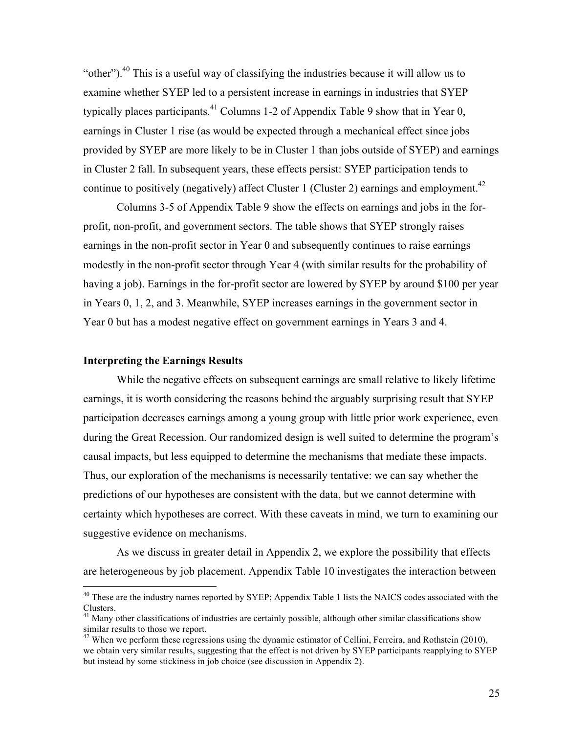"other").[40] This is a useful way of classifying the industries because it will allow us to examine whether SYEP led to a persistent increase in earnings in industries that SYEP typically places participants.[41] Columns 1-2 of Appendix Table 9 show that in Year 0, earnings in Cluster 1 rise (as would be expected through a mechanical effect since jobs provided by SYEP are more likely to be in Cluster 1 than jobs outside of SYEP) and earnings in Cluster 2 fall. In subsequent years, these effects persist: SYEP participation tends to continue to positively (negatively) affect Cluster 1 (Cluster 2) earnings and employment.[42]

Columns 3-5 of Appendix Table 9 show the effects on earnings and jobs in the for-profit, non-profit, and government sectors. The table shows that SYEP strongly raises earnings in the non-profit sector in Year 0 and subsequently continues to raise earnings modestly in the non-profit sector through Year 4 (with similar results for the probability of having a job). Earnings in the for-profit sector are lowered by SYEP by around $100 per year in Years 0, 1, 2, and 3. Meanwhile, SYEP increases earnings in the government sector in Year 0 but has a modest negative effect on government earnings in Years 3 and 4.

**Interpreting the Earnings Results**

While the negative effects on subsequent earnings are small relative to likely lifetime earnings, it is worth considering the reasons behind the arguably surprising result that SYEP participation decreases earnings among a young group with little prior work experience, even during the Great Recession. Our randomized design is well suited to determine the program's causal impacts, but less equipped to determine the mechanisms that mediate these impacts. Thus, our exploration of the mechanisms is necessarily tentative: we can say whether the predictions of our hypotheses are consistent with the data, but we cannot determine with certainty which hypotheses are correct. With these caveats in mind, we turn to examining our suggestive evidence on mechanisms.

As we discuss in greater detail in Appendix 2, we explore the possibility that effects are heterogeneous by job placement. Appendix Table 10 investigates the interaction between

---

[40] These are the industry names reported by SYEP; Appendix Table 1 lists the NAICS codes associated with the Clusters.

[41] Many other classifications of industries are certainly possible, although other similar classifications show similar results to those we report.

[42] When we perform these regressions using the dynamic estimator of Cellini, Ferreira, and Rothstein (2010), we obtain very similar results, suggesting that the effect is not driven by SYEP participants reapplying to SYEP but instead by some stickiness in job choice (see discussion in Appendix 2).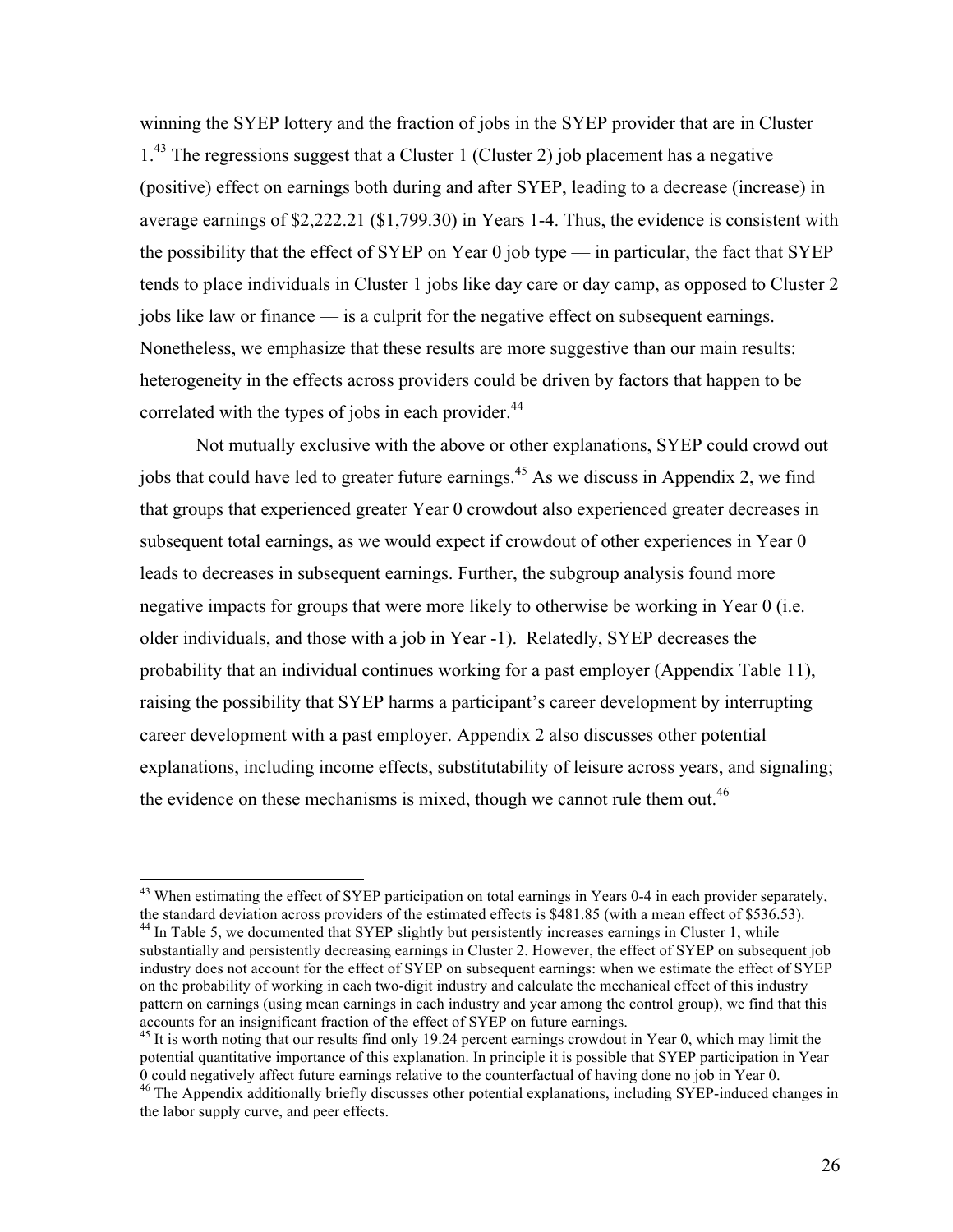winning the SYEP lottery and the fraction of jobs in the SYEP provider that are in Cluster 1.[43] The regressions suggest that a Cluster 1 (Cluster 2) job placement has a negative (positive) effect on earnings both during and after SYEP, leading to a decrease (increase) in average earnings of $2,222.21 ($1,799.30) in Years 1-4. Thus, the evidence is consistent with the possibility that the effect of SYEP on Year 0 job type — in particular, the fact that SYEP tends to place individuals in Cluster 1 jobs like day care or day camp, as opposed to Cluster 2 jobs like law or finance — is a culprit for the negative effect on subsequent earnings. Nonetheless, we emphasize that these results are more suggestive than our main results: heterogeneity in the effects across providers could be driven by factors that happen to be correlated with the types of jobs in each provider.[44]

Not mutually exclusive with the above or other explanations, SYEP could crowd out jobs that could have led to greater future earnings.[45] As we discuss in Appendix 2, we find that groups that experienced greater Year 0 crowdout also experienced greater decreases in subsequent total earnings, as we would expect if crowdout of other experiences in Year 0 leads to decreases in subsequent earnings. Further, the subgroup analysis found more negative impacts for groups that were more likely to otherwise be working in Year 0 (i.e. older individuals, and those with a job in Year -1). Relatedly, SYEP decreases the probability that an individual continues working for a past employer (Appendix Table 11), raising the possibility that SYEP harms a participant's career development by interrupting career development with a past employer. Appendix 2 also discusses other potential explanations, including income effects, substitutability of leisure across years, and signaling; the evidence on these mechanisms is mixed, though we cannot rule them out.[46]

---

[43] When estimating the effect of SYEP participation on total earnings in Years 0-4 in each provider separately, the standard deviation across providers of the estimated effects is $481.85 (with a mean effect of $536.53).

[44] In Table 5, we documented that SYEP slightly but persistently increases earnings in Cluster 1, while substantially and persistently decreasing earnings in Cluster 2. However, the effect of SYEP on subsequent job industry does not account for the effect of SYEP on subsequent earnings: when we estimate the effect of SYEP on the probability of working in each two-digit industry and calculate the mechanical effect of this industry pattern on earnings (using mean earnings in each industry and year among the control group), we find that this accounts for an insignificant fraction of the effect of SYEP on future earnings.

[45] It is worth noting that our results find only 19.24 percent earnings crowdout in Year 0, which may limit the potential quantitative importance of this explanation. In principle it is possible that SYEP participation in Year 0 could negatively affect future earnings relative to the counterfactual of having done no job in Year 0.

[46] The Appendix additionally briefly discusses other potential explanations, including SYEP-induced changes in the labor supply curve, and peer effects.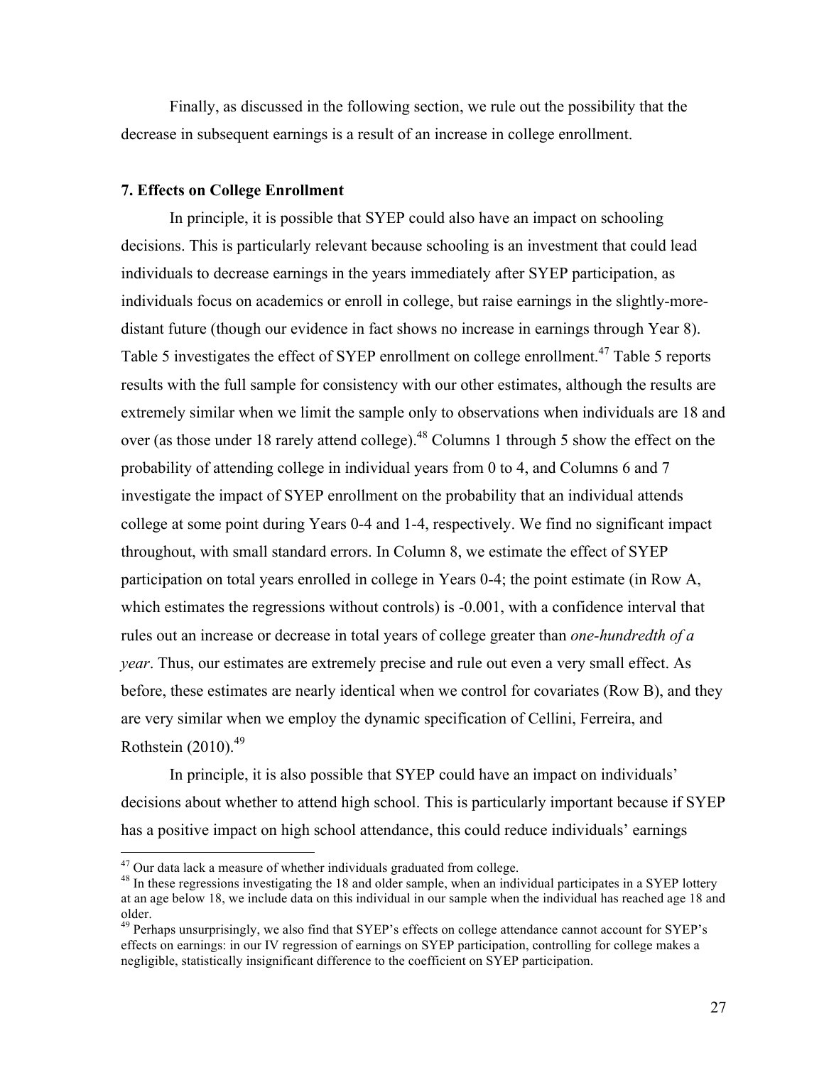Finally, as discussed in the following section, we rule out the possibility that the decrease in subsequent earnings is a result of an increase in college enrollment.

### 7. Effects on College Enrollment

In principle, it is possible that SYEP could also have an impact on schooling decisions. This is particularly relevant because schooling is an investment that could lead individuals to decrease earnings in the years immediately after SYEP participation, as individuals focus on academics or enroll in college, but raise earnings in the slightly-more-distant future (though our evidence in fact shows no increase in earnings through Year 8). Table 5 investigates the effect of SYEP enrollment on college enrollment.[47] Table 5 reports results with the full sample for consistency with our other estimates, although the results are extremely similar when we limit the sample only to observations when individuals are 18 and over (as those under 18 rarely attend college).[48] Columns 1 through 5 show the effect on the probability of attending college in individual years from 0 to 4, and Columns 6 and 7 investigate the impact of SYEP enrollment on the probability that an individual attends college at some point during Years 0-4 and 1-4, respectively. We find no significant impact throughout, with small standard errors. In Column 8, we estimate the effect of SYEP participation on total years enrolled in college in Years 0-4; the point estimate (in Row A, which estimates the regressions without controls) is -0.001, with a confidence interval that rules out an increase or decrease in total years of college greater than *one-hundredth of a year*. Thus, our estimates are extremely precise and rule out even a very small effect. As before, these estimates are nearly identical when we control for covariates (Row B), and they are very similar when we employ the dynamic specification of Cellini, Ferreira, and Rothstein (2010).[49]

In principle, it is also possible that SYEP could have an impact on individuals' decisions about whether to attend high school. This is particularly important because if SYEP has a positive impact on high school attendance, this could reduce individuals' earnings

[47] Our data lack a measure of whether individuals graduated from college.

[48] In these regressions investigating the 18 and older sample, when an individual participates in a SYEP lottery at an age below 18, we include data on this individual in our sample when the individual has reached age 18 and older.

[49] Perhaps unsurprisingly, we also find that SYEP's effects on college attendance cannot account for SYEP's effects on earnings: in our IV regression of earnings on SYEP participation, controlling for college makes a negligible, statistically insignificant difference to the coefficient on SYEP participation.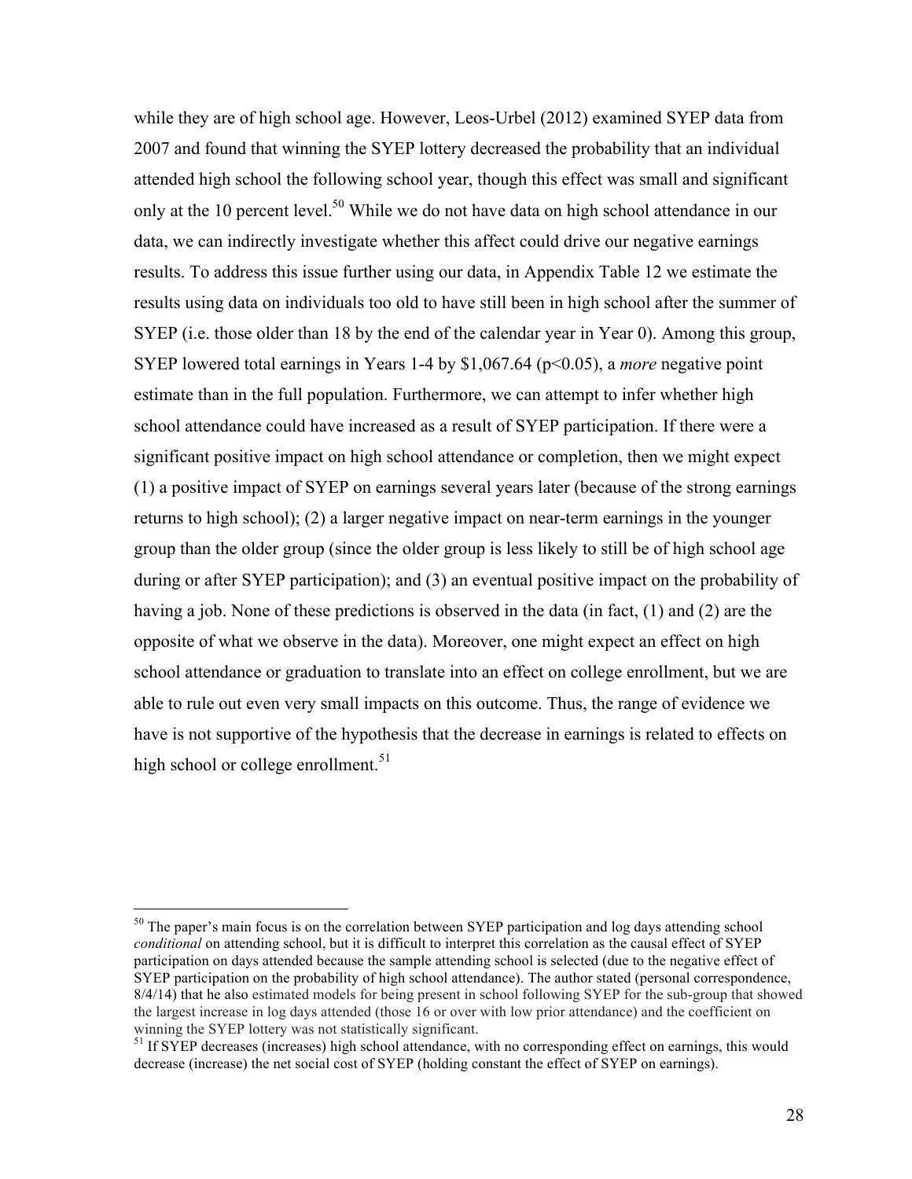while they are of high school age. However, Leos-Urbel (2012) examined SYEP data from 2007 and found that winning the SYEP lottery decreased the probability that an individual attended high school the following school year, though this effect was small and significant only at the 10 percent level.[50] While we do not have data on high school attendance in our data, we can indirectly investigate whether this affect could drive our negative earnings results. To address this issue further using our data, in Appendix Table 12 we estimate the results using data on individuals too old to have still been in high school after the summer of SYEP (i.e. those older than 18 by the end of the calendar year in Year 0). Among this group, SYEP lowered total earnings in Years 1-4 by $1,067.64 ($p<0.05$), a *more* negative point estimate than in the full population. Furthermore, we can attempt to infer whether high school attendance could have increased as a result of SYEP participation. If there were a significant positive impact on high school attendance or completion, then we might expect (1) a positive impact of SYEP on earnings several years later (because of the strong earnings returns to high school); (2) a larger negative impact on near-term earnings in the younger group than the older group (since the older group is less likely to still be of high school age during or after SYEP participation); and (3) an eventual positive impact on the probability of having a job. None of these predictions is observed in the data (in fact, (1) and (2) are the opposite of what we observe in the data). Moreover, one might expect an effect on high school attendance or graduation to translate into an effect on college enrollment, but we are able to rule out even very small impacts on this outcome. Thus, the range of evidence we have is not supportive of the hypothesis that the decrease in earnings is related to effects on high school or college enrollment.[51]

---

[50] The paper's main focus is on the correlation between SYEP participation and log days attending school *conditional* on attending school, but it is difficult to interpret this correlation as the causal effect of SYEP participation on days attended because the sample attending school is selected (due to the negative effect of SYEP participation on the probability of high school attendance). The author stated (personal correspondence, 8/4/14) that he also estimated models for being present in school following SYEP for the sub-group that showed the largest increase in log days attended (those 16 or over with low prior attendance) and the coefficient on winning the SYEP lottery was not statistically significant.

[51] If SYEP decreases (increases) high school attendance, with no corresponding effect on earnings, this would decrease (increase) the net social cost of SYEP (holding constant the effect of SYEP on earnings).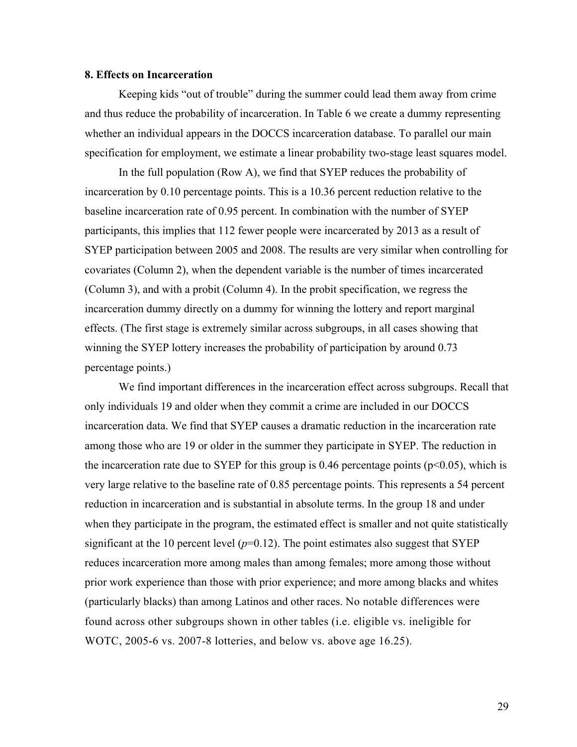### 8. Effects on Incarceration

Keeping kids "out of trouble" during the summer could lead them away from crime and thus reduce the probability of incarceration. In Table 6 we create a dummy representing whether an individual appears in the DOCCS incarceration database. To parallel our main specification for employment, we estimate a linear probability two-stage least squares model.

In the full population (Row A), we find that SYEP reduces the probability of incarceration by 0.10 percentage points. This is a 10.36 percent reduction relative to the baseline incarceration rate of 0.95 percent. In combination with the number of SYEP participants, this implies that 112 fewer people were incarcerated by 2013 as a result of SYEP participation between 2005 and 2008. The results are very similar when controlling for covariates (Column 2), when the dependent variable is the number of times incarcerated (Column 3), and with a probit (Column 4). In the probit specification, we regress the incarceration dummy directly on a dummy for winning the lottery and report marginal effects. (The first stage is extremely similar across subgroups, in all cases showing that winning the SYEP lottery increases the probability of participation by around 0.73 percentage points.)

We find important differences in the incarceration effect across subgroups. Recall that only individuals 19 and older when they commit a crime are included in our DOCCS incarceration data. We find that SYEP causes a dramatic reduction in the incarceration rate among those who are 19 or older in the summer they participate in SYEP. The reduction in the incarceration rate due to SYEP for this group is 0.46 percentage points ($p<0.05$), which is very large relative to the baseline rate of 0.85 percentage points. This represents a 54 percent reduction in incarceration and is substantial in absolute terms. In the group 18 and under when they participate in the program, the estimated effect is smaller and not quite statistically significant at the 10 percent level ($p=0.12$). The point estimates also suggest that SYEP reduces incarceration more among males than among females; more among those without prior work experience than those with prior experience; and more among blacks and whites (particularly blacks) than among Latinos and other races. No notable differences were found across other subgroups shown in other tables (i.e. eligible vs. ineligible for WOTC, 2005-6 vs. 2007-8 lotteries, and below vs. above age 16.25).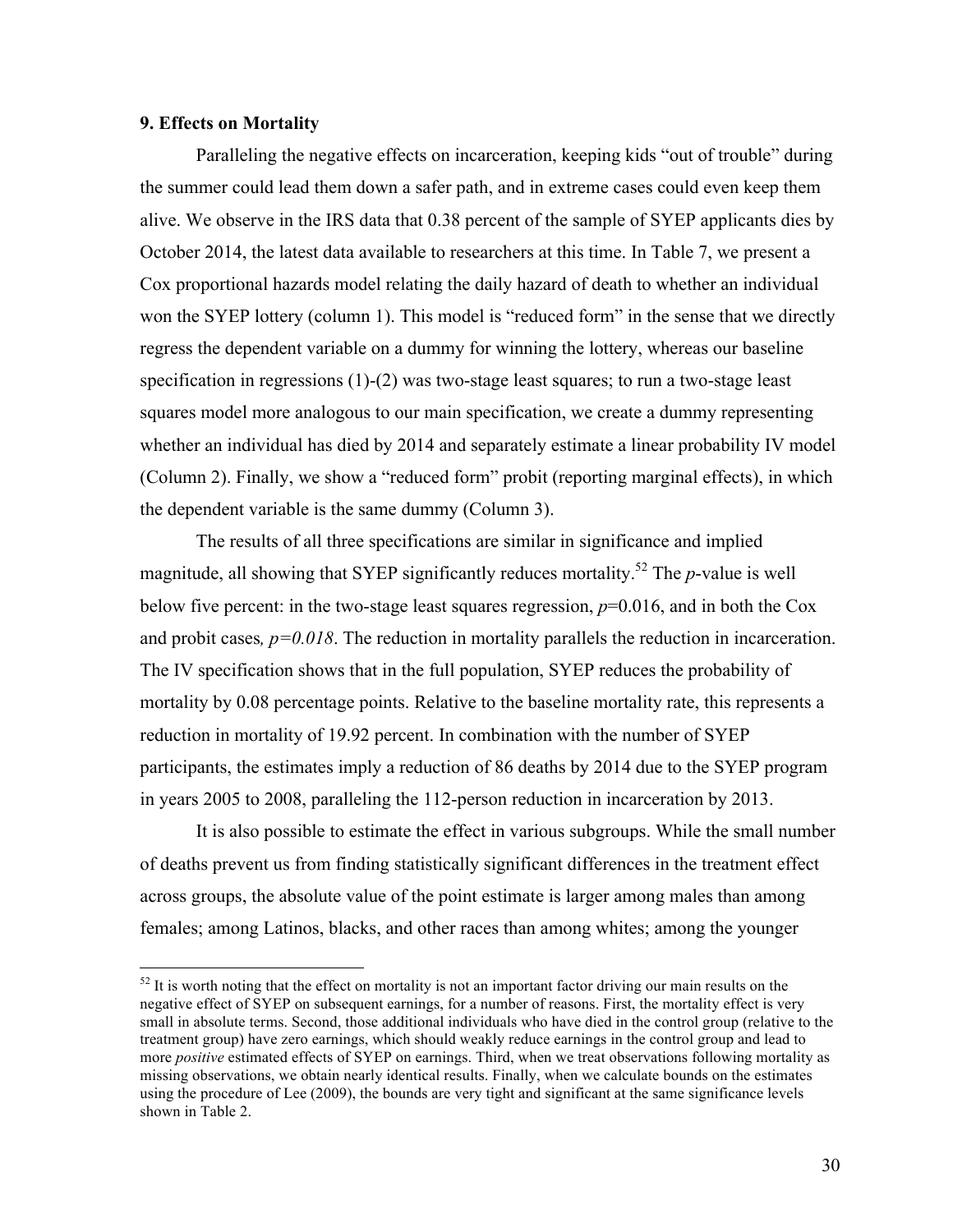## 9. Effects on Mortality

Paralleling the negative effects on incarceration, keeping kids "out of trouble" during the summer could lead them down a safer path, and in extreme cases could even keep them alive. We observe in the IRS data that 0.38 percent of the sample of SYEP applicants dies by October 2014, the latest data available to researchers at this time. In Table 7, we present a Cox proportional hazards model relating the daily hazard of death to whether an individual won the SYEP lottery (column 1). This model is "reduced form" in the sense that we directly regress the dependent variable on a dummy for winning the lottery, whereas our baseline specification in regressions (1)-(2) was two-stage least squares; to run a two-stage least squares model more analogous to our main specification, we create a dummy representing whether an individual has died by 2014 and separately estimate a linear probability IV model (Column 2). Finally, we show a "reduced form" probit (reporting marginal effects), in which the dependent variable is the same dummy (Column 3).

The results of all three specifications are similar in significance and implied magnitude, all showing that SYEP significantly reduces mortality.[52] The *p*-value is well below five percent: in the two-stage least squares regression, $p$=0.016, and in both the Cox and probit cases*, p=0.018*. The reduction in mortality parallels the reduction in incarceration. The IV specification shows that in the full population, SYEP reduces the probability of mortality by 0.08 percentage points. Relative to the baseline mortality rate, this represents a reduction in mortality of 19.92 percent. In combination with the number of SYEP participants, the estimates imply a reduction of 86 deaths by 2014 due to the SYEP program in years 2005 to 2008, paralleling the 112-person reduction in incarceration by 2013.

It is also possible to estimate the effect in various subgroups. While the small number of deaths prevent us from finding statistically significant differences in the treatment effect across groups, the absolute value of the point estimate is larger among males than among females; among Latinos, blacks, and other races than among whites; among the younger

[52] It is worth noting that the effect on mortality is not an important factor driving our main results on the negative effect of SYEP on subsequent earnings, for a number of reasons. First, the mortality effect is very small in absolute terms. Second, those additional individuals who have died in the control group (relative to the treatment group) have zero earnings, which should weakly reduce earnings in the control group and lead to more *positive* estimated effects of SYEP on earnings. Third, when we treat observations following mortality as missing observations, we obtain nearly identical results. Finally, when we calculate bounds on the estimates using the procedure of Lee (2009), the bounds are very tight and significant at the same significance levels shown in Table 2.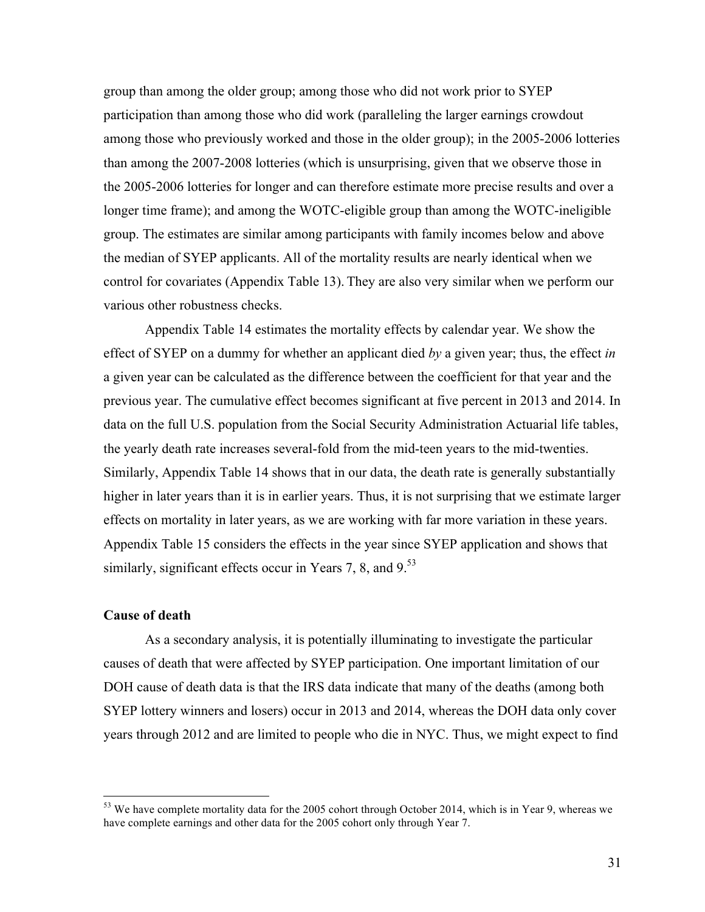group than among the older group; among those who did not work prior to SYEP participation than among those who did work (paralleling the larger earnings crowdout among those who previously worked and those in the older group); in the 2005-2006 lotteries than among the 2007-2008 lotteries (which is unsurprising, given that we observe those in the 2005-2006 lotteries for longer and can therefore estimate more precise results and over a longer time frame); and among the WOTC-eligible group than among the WOTC-ineligible group. The estimates are similar among participants with family incomes below and above the median of SYEP applicants. All of the mortality results are nearly identical when we control for covariates (Appendix Table 13). They are also very similar when we perform our various other robustness checks.

Appendix Table 14 estimates the mortality effects by calendar year. We show the effect of SYEP on a dummy for whether an applicant died *by* a given year; thus, the effect *in* a given year can be calculated as the difference between the coefficient for that year and the previous year. The cumulative effect becomes significant at five percent in 2013 and 2014. In data on the full U.S. population from the Social Security Administration Actuarial life tables, the yearly death rate increases several-fold from the mid-teen years to the mid-twenties. Similarly, Appendix Table 14 shows that in our data, the death rate is generally substantially higher in later years than it is in earlier years. Thus, it is not surprising that we estimate larger effects on mortality in later years, as we are working with far more variation in these years. Appendix Table 15 considers the effects in the year since SYEP application and shows that similarly, significant effects occur in Years 7, 8, and 9.[53]

**Cause of death**

As a secondary analysis, it is potentially illuminating to investigate the particular causes of death that were affected by SYEP participation. One important limitation of our DOH cause of death data is that the IRS data indicate that many of the deaths (among both SYEP lottery winners and losers) occur in 2013 and 2014, whereas the DOH data only cover years through 2012 and are limited to people who die in NYC. Thus, we might expect to find

[53] We have complete mortality data for the 2005 cohort through October 2014, which is in Year 9, whereas we have complete earnings and other data for the 2005 cohort only through Year 7.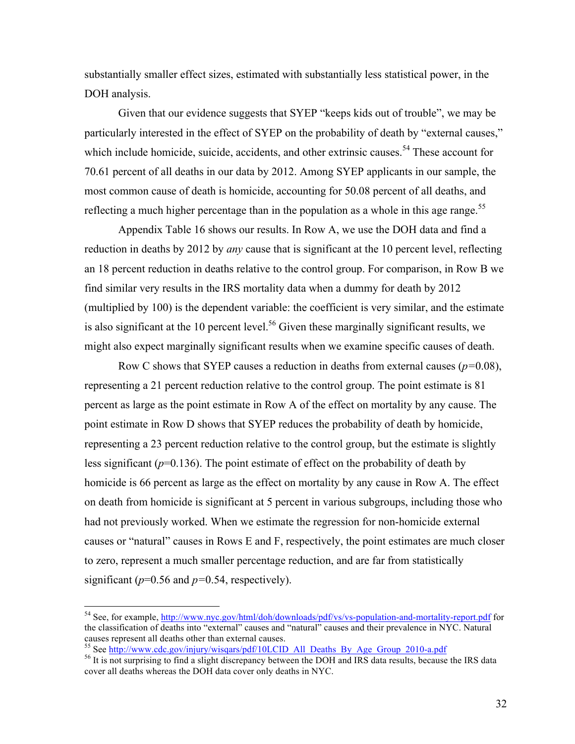substantially smaller effect sizes, estimated with substantially less statistical power, in the DOH analysis.

Given that our evidence suggests that SYEP "keeps kids out of trouble", we may be particularly interested in the effect of SYEP on the probability of death by "external causes," which include homicide, suicide, accidents, and other extrinsic causes.[54] These account for 70.61 percent of all deaths in our data by 2012. Among SYEP applicants in our sample, the most common cause of death is homicide, accounting for 50.08 percent of all deaths, and reflecting a much higher percentage than in the population as a whole in this age range.[55]

Appendix Table 16 shows our results. In Row A, we use the DOH data and find a reduction in deaths by 2012 by *any* cause that is significant at the 10 percent level, reflecting an 18 percent reduction in deaths relative to the control group. For comparison, in Row B we find similar very results in the IRS mortality data when a dummy for death by 2012 (multiplied by 100) is the dependent variable: the coefficient is very similar, and the estimate is also significant at the 10 percent level.[56] Given these marginally significant results, we might also expect marginally significant results when we examine specific causes of death.

Row C shows that SYEP causes a reduction in deaths from external causes ($p$=0.08), representing a 21 percent reduction relative to the control group. The point estimate is 81 percent as large as the point estimate in Row A of the effect on mortality by any cause. The point estimate in Row D shows that SYEP reduces the probability of death by homicide, representing a 23 percent reduction relative to the control group, but the estimate is slightly less significant ($p$=0.136). The point estimate of effect on the probability of death by homicide is 66 percent as large as the effect on mortality by any cause in Row A. The effect on death from homicide is significant at 5 percent in various subgroups, including those who had not previously worked. When we estimate the regression for non-homicide external causes or "natural" causes in Rows E and F, respectively, the point estimates are much closer to zero, represent a much smaller percentage reduction, and are far from statistically significant ($p$=0.56 and $p$=0.54, respectively).

---

[54] See, for example, http://www.nyc.gov/html/doh/downloads/pdf/vs/vs-population-and-mortality-report.pdf for the classification of deaths into "external" causes and "natural" causes and their prevalence in NYC. Natural causes represent all deaths other than external causes.

[55] See http://www.cdc.gov/injury/wisqars/pdf/10LCID_All_Deaths_By_Age_Group_2010-a.pdf

[56] It is not surprising to find a slight discrepancy between the DOH and IRS data results, because the IRS data cover all deaths whereas the DOH data cover only deaths in NYC.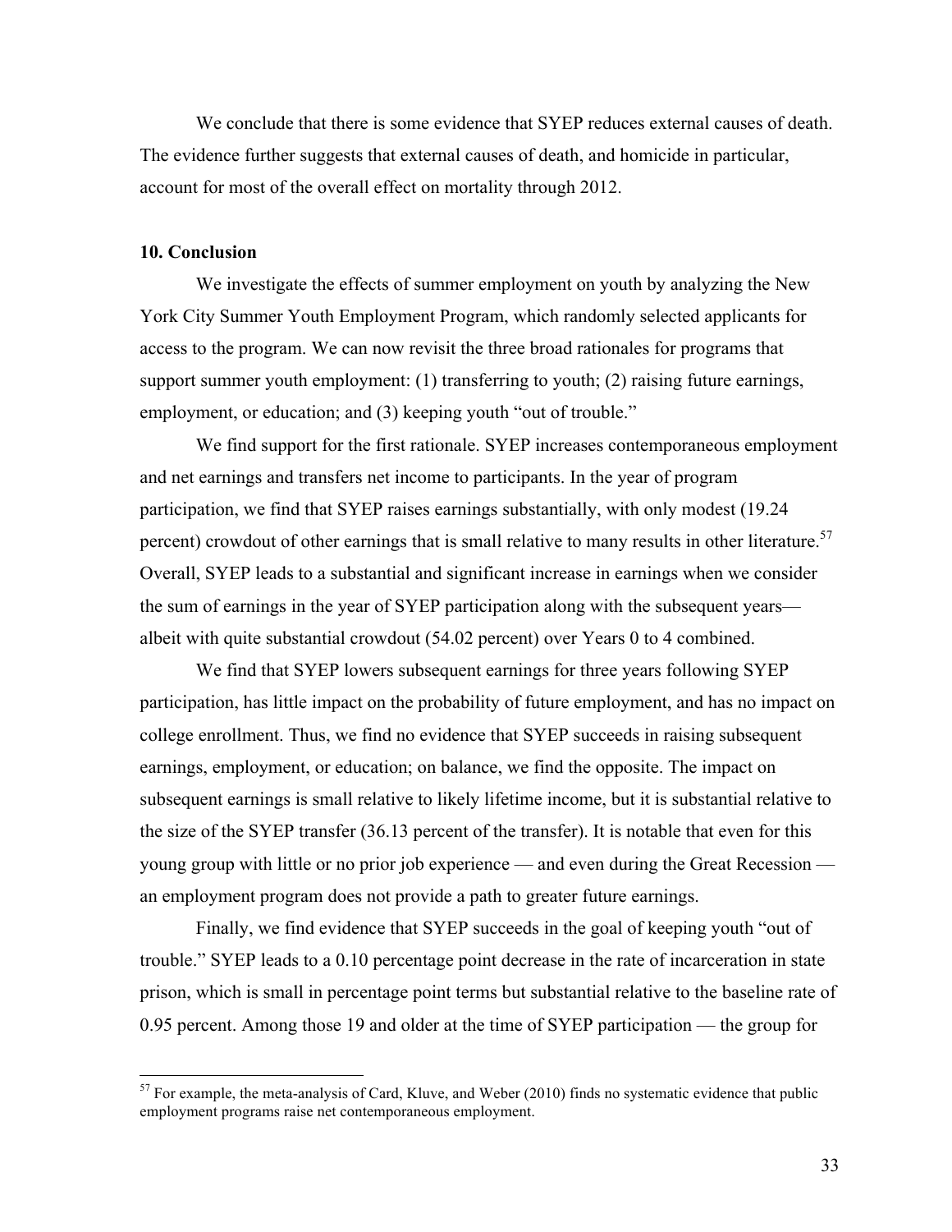We conclude that there is some evidence that SYEP reduces external causes of death. The evidence further suggests that external causes of death, and homicide in particular, account for most of the overall effect on mortality through 2012.

## 10. Conclusion

We investigate the effects of summer employment on youth by analyzing the New York City Summer Youth Employment Program, which randomly selected applicants for access to the program. We can now revisit the three broad rationales for programs that support summer youth employment: (1) transferring to youth; (2) raising future earnings, employment, or education; and (3) keeping youth "out of trouble."

We find support for the first rationale. SYEP increases contemporaneous employment and net earnings and transfers net income to participants. In the year of program participation, we find that SYEP raises earnings substantially, with only modest (19.24 percent) crowdout of other earnings that is small relative to many results in other literature.[57] Overall, SYEP leads to a substantial and significant increase in earnings when we consider the sum of earnings in the year of SYEP participation along with the subsequent years—albeit with quite substantial crowdout (54.02 percent) over Years 0 to 4 combined.

We find that SYEP lowers subsequent earnings for three years following SYEP participation, has little impact on the probability of future employment, and has no impact on college enrollment. Thus, we find no evidence that SYEP succeeds in raising subsequent earnings, employment, or education; on balance, we find the opposite. The impact on subsequent earnings is small relative to likely lifetime income, but it is substantial relative to the size of the SYEP transfer (36.13 percent of the transfer). It is notable that even for this young group with little or no prior job experience — and even during the Great Recession — an employment program does not provide a path to greater future earnings.

Finally, we find evidence that SYEP succeeds in the goal of keeping youth "out of trouble." SYEP leads to a 0.10 percentage point decrease in the rate of incarceration in state prison, which is small in percentage point terms but substantial relative to the baseline rate of 0.95 percent. Among those 19 and older at the time of SYEP participation — the group for

[57] For example, the meta-analysis of Card, Kluve, and Weber (2010) finds no systematic evidence that public employment programs raise net contemporaneous employment.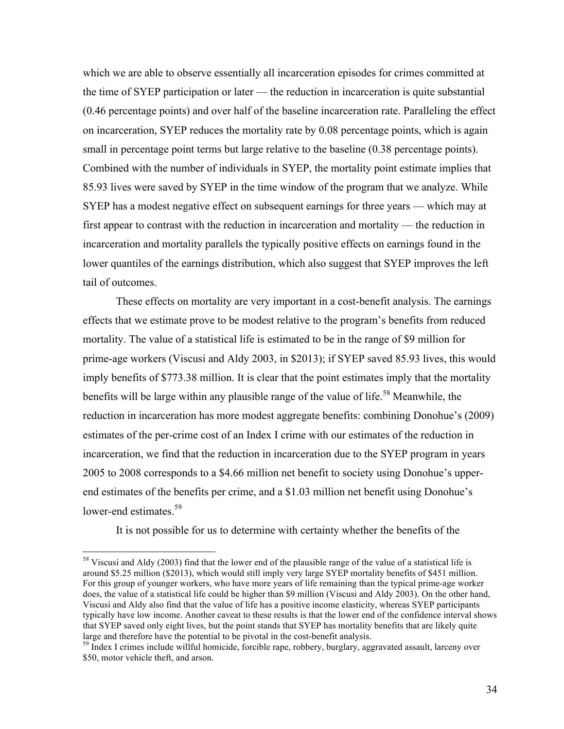which we are able to observe essentially all incarceration episodes for crimes committed at the time of SYEP participation or later — the reduction in incarceration is quite substantial (0.46 percentage points) and over half of the baseline incarceration rate. Paralleling the effect on incarceration, SYEP reduces the mortality rate by 0.08 percentage points, which is again small in percentage point terms but large relative to the baseline (0.38 percentage points). Combined with the number of individuals in SYEP, the mortality point estimate implies that 85.93 lives were saved by SYEP in the time window of the program that we analyze. While SYEP has a modest negative effect on subsequent earnings for three years — which may at first appear to contrast with the reduction in incarceration and mortality — the reduction in incarceration and mortality parallels the typically positive effects on earnings found in the lower quantiles of the earnings distribution, which also suggest that SYEP improves the left tail of outcomes.

These effects on mortality are very important in a cost-benefit analysis. The earnings effects that we estimate prove to be modest relative to the program's benefits from reduced mortality. The value of a statistical life is estimated to be in the range of $9 million for prime-age workers (Viscusi and Aldy 2003, in $2013); if SYEP saved 85.93 lives, this would imply benefits of $773.38 million. It is clear that the point estimates imply that the mortality benefits will be large within any plausible range of the value of life.[58] Meanwhile, the reduction in incarceration has more modest aggregate benefits: combining Donohue's (2009) estimates of the per-crime cost of an Index I crime with our estimates of the reduction in incarceration, we find that the reduction in incarceration due to the SYEP program in years 2005 to 2008 corresponds to a $4.66 million net benefit to society using Donohue's upper-end estimates of the benefits per crime, and a $1.03 million net benefit using Donohue's lower-end estimates.[59]

It is not possible for us to determine with certainty whether the benefits of the

---

[58] Viscusi and Aldy (2003) find that the lower end of the plausible range of the value of a statistical life is around $5.25 million ($2013), which would still imply very large SYEP mortality benefits of $451 million. For this group of younger workers, who have more years of life remaining than the typical prime-age worker does, the value of a statistical life could be higher than $9 million (Viscusi and Aldy 2003). On the other hand, Viscusi and Aldy also find that the value of life has a positive income elasticity, whereas SYEP participants typically have low income. Another caveat to these results is that the lower end of the confidence interval shows that SYEP saved only eight lives, but the point stands that SYEP has mortality benefits that are likely quite large and therefore have the potential to be pivotal in the cost-benefit analysis.

[59] Index I crimes include willful homicide, forcible rape, robbery, burglary, aggravated assault, larceny over $50, motor vehicle theft, and arson.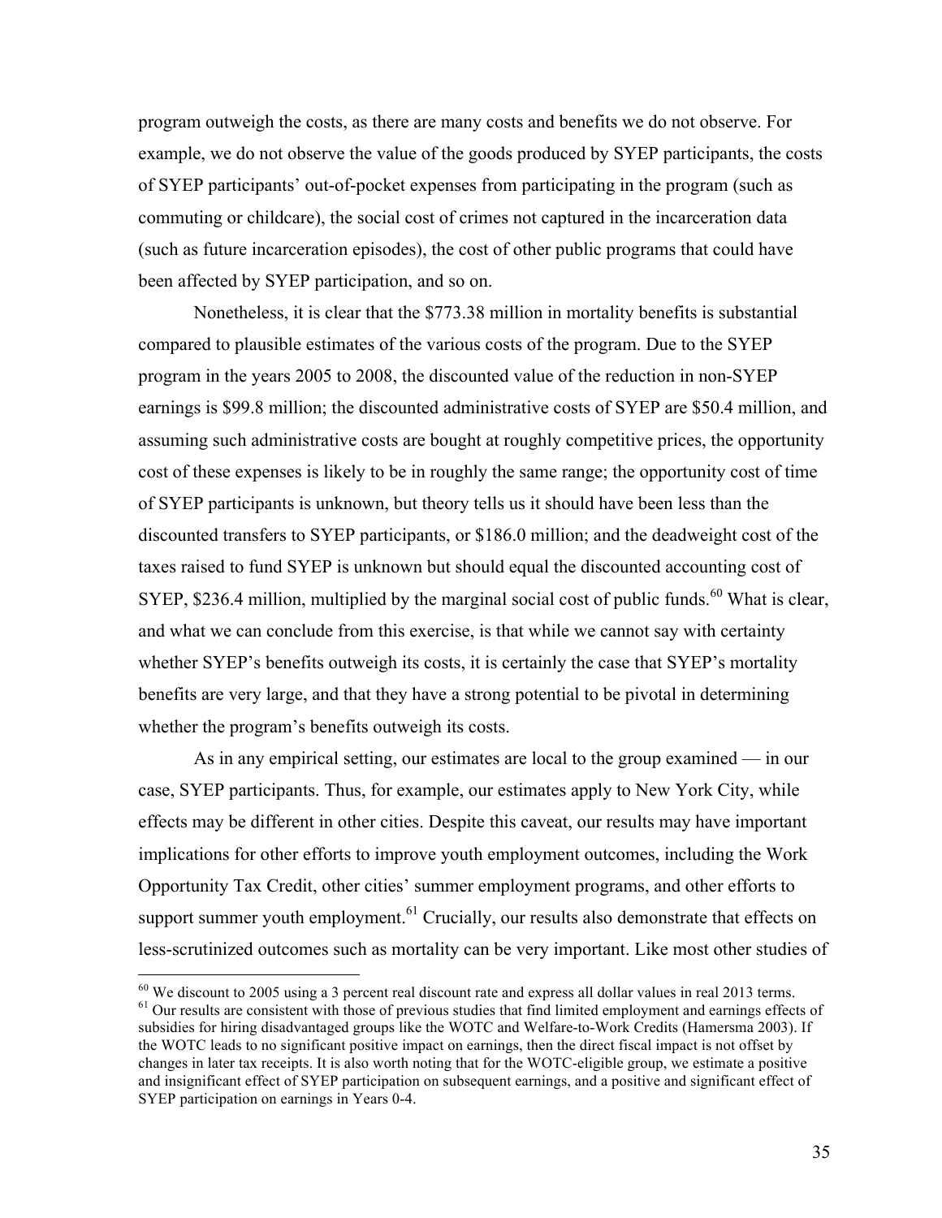program outweigh the costs, as there are many costs and benefits we do not observe. For example, we do not observe the value of the goods produced by SYEP participants, the costs of SYEP participants' out-of-pocket expenses from participating in the program (such as commuting or childcare), the social cost of crimes not captured in the incarceration data (such as future incarceration episodes), the cost of other public programs that could have been affected by SYEP participation, and so on.

Nonetheless, it is clear that the $773.38 million in mortality benefits is substantial compared to plausible estimates of the various costs of the program. Due to the SYEP program in the years 2005 to 2008, the discounted value of the reduction in non-SYEP earnings is $99.8 million; the discounted administrative costs of SYEP are $50.4 million, and assuming such administrative costs are bought at roughly competitive prices, the opportunity cost of these expenses is likely to be in roughly the same range; the opportunity cost of time of SYEP participants is unknown, but theory tells us it should have been less than the discounted transfers to SYEP participants, or $186.0 million; and the deadweight cost of the taxes raised to fund SYEP is unknown but should equal the discounted accounting cost of SYEP, $236.4 million, multiplied by the marginal social cost of public funds.[60] What is clear, and what we can conclude from this exercise, is that while we cannot say with certainty whether SYEP's benefits outweigh its costs, it is certainly the case that SYEP's mortality benefits are very large, and that they have a strong potential to be pivotal in determining whether the program's benefits outweigh its costs.

As in any empirical setting, our estimates are local to the group examined — in our case, SYEP participants. Thus, for example, our estimates apply to New York City, while effects may be different in other cities. Despite this caveat, our results may have important implications for other efforts to improve youth employment outcomes, including the Work Opportunity Tax Credit, other cities' summer employment programs, and other efforts to support summer youth employment.[61] Crucially, our results also demonstrate that effects on less-scrutinized outcomes such as mortality can be very important. Like most other studies of

[60] We discount to 2005 using a 3 percent real discount rate and express all dollar values in real 2013 terms.

[61] Our results are consistent with those of previous studies that find limited employment and earnings effects of subsidies for hiring disadvantaged groups like the WOTC and Welfare-to-Work Credits (Hamersma 2003). If the WOTC leads to no significant positive impact on earnings, then the direct fiscal impact is not offset by changes in later tax receipts. It is also worth noting that for the WOTC-eligible group, we estimate a positive and insignificant effect of SYEP participation on subsequent earnings, and a positive and significant effect of SYEP participation on earnings in Years 0-4.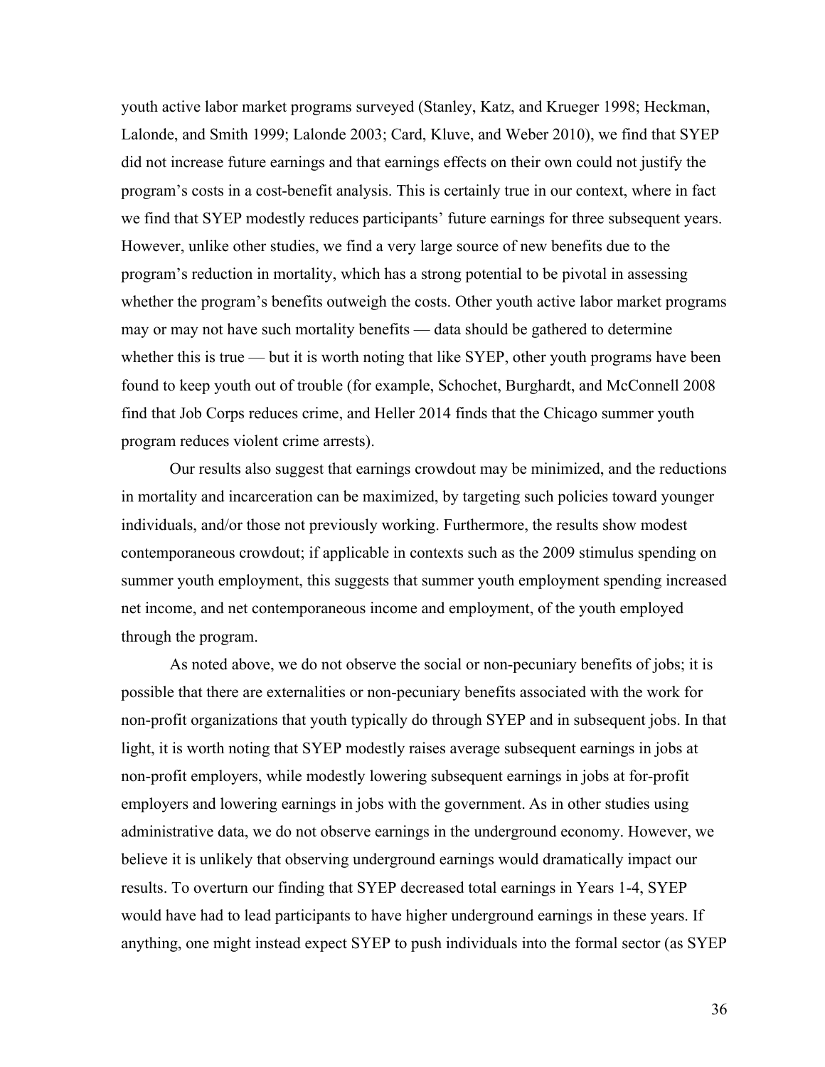youth active labor market programs surveyed (Stanley, Katz, and Krueger 1998; Heckman, Lalonde, and Smith 1999; Lalonde 2003; Card, Kluve, and Weber 2010), we find that SYEP did not increase future earnings and that earnings effects on their own could not justify the program's costs in a cost-benefit analysis. This is certainly true in our context, where in fact we find that SYEP modestly reduces participants' future earnings for three subsequent years. However, unlike other studies, we find a very large source of new benefits due to the program's reduction in mortality, which has a strong potential to be pivotal in assessing whether the program's benefits outweigh the costs. Other youth active labor market programs may or may not have such mortality benefits — data should be gathered to determine whether this is true — but it is worth noting that like SYEP, other youth programs have been found to keep youth out of trouble (for example, Schochet, Burghardt, and McConnell 2008 find that Job Corps reduces crime, and Heller 2014 finds that the Chicago summer youth program reduces violent crime arrests).

Our results also suggest that earnings crowdout may be minimized, and the reductions in mortality and incarceration can be maximized, by targeting such policies toward younger individuals, and/or those not previously working. Furthermore, the results show modest contemporaneous crowdout; if applicable in contexts such as the 2009 stimulus spending on summer youth employment, this suggests that summer youth employment spending increased net income, and net contemporaneous income and employment, of the youth employed through the program.

As noted above, we do not observe the social or non-pecuniary benefits of jobs; it is possible that there are externalities or non-pecuniary benefits associated with the work for non-profit organizations that youth typically do through SYEP and in subsequent jobs. In that light, it is worth noting that SYEP modestly raises average subsequent earnings in jobs at non-profit employers, while modestly lowering subsequent earnings in jobs at for-profit employers and lowering earnings in jobs with the government. As in other studies using administrative data, we do not observe earnings in the underground economy. However, we believe it is unlikely that observing underground earnings would dramatically impact our results. To overturn our finding that SYEP decreased total earnings in Years 1-4, SYEP would have had to lead participants to have higher underground earnings in these years. If anything, one might instead expect SYEP to push individuals into the formal sector (as SYEP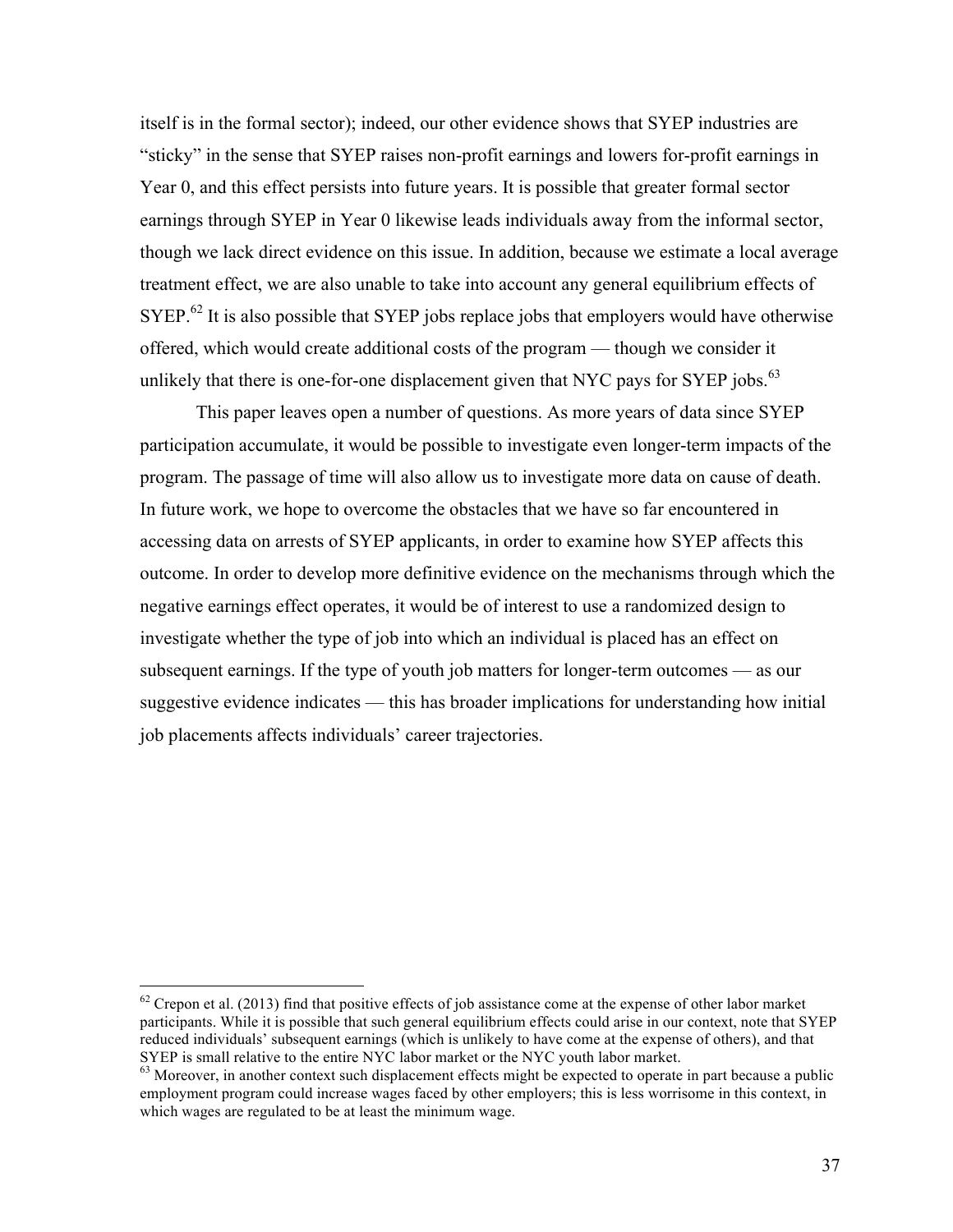itself is in the formal sector); indeed, our other evidence shows that SYEP industries are "sticky" in the sense that SYEP raises non-profit earnings and lowers for-profit earnings in Year 0, and this effect persists into future years. It is possible that greater formal sector earnings through SYEP in Year 0 likewise leads individuals away from the informal sector, though we lack direct evidence on this issue. In addition, because we estimate a local average treatment effect, we are also unable to take into account any general equilibrium effects of SYEP.[62] It is also possible that SYEP jobs replace jobs that employers would have otherwise offered, which would create additional costs of the program — though we consider it unlikely that there is one-for-one displacement given that NYC pays for SYEP jobs.[63]

This paper leaves open a number of questions. As more years of data since SYEP participation accumulate, it would be possible to investigate even longer-term impacts of the program. The passage of time will also allow us to investigate more data on cause of death. In future work, we hope to overcome the obstacles that we have so far encountered in accessing data on arrests of SYEP applicants, in order to examine how SYEP affects this outcome. In order to develop more definitive evidence on the mechanisms through which the negative earnings effect operates, it would be of interest to use a randomized design to investigate whether the type of job into which an individual is placed has an effect on subsequent earnings. If the type of youth job matters for longer-term outcomes — as our suggestive evidence indicates — this has broader implications for understanding how initial job placements affects individuals' career trajectories.

---

[62] Crepon et al. (2013) find that positive effects of job assistance come at the expense of other labor market participants. While it is possible that such general equilibrium effects could arise in our context, note that SYEP reduced individuals' subsequent earnings (which is unlikely to have come at the expense of others), and that SYEP is small relative to the entire NYC labor market or the NYC youth labor market.

[63] Moreover, in another context such displacement effects might be expected to operate in part because a public employment program could increase wages faced by other employers; this is less worrisome in this context, in which wages are regulated to be at least the minimum wage.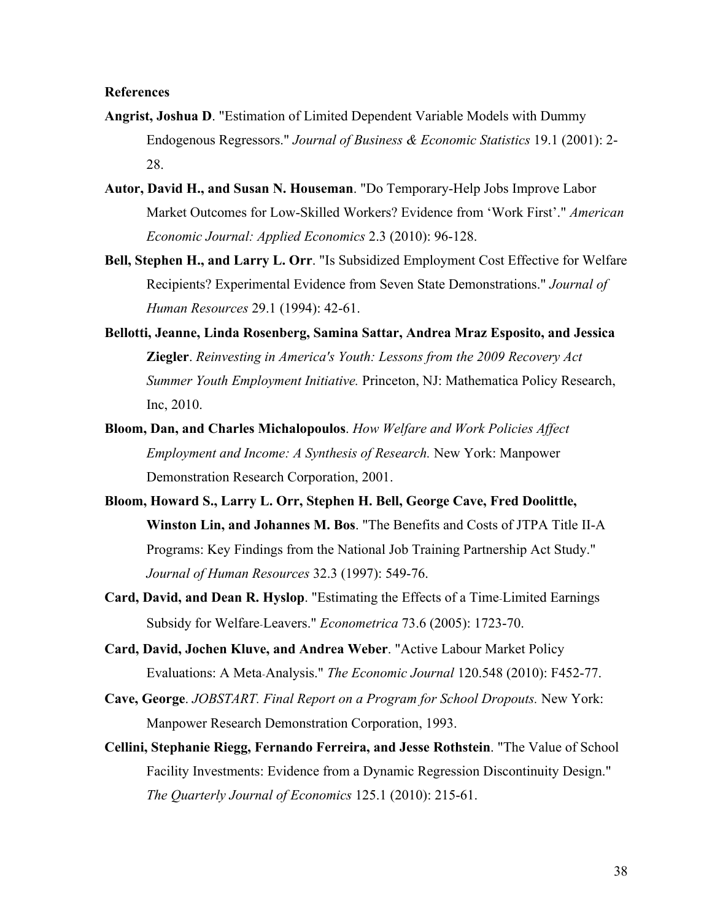**References**

**Angrist, Joshua D**. "Estimation of Limited Dependent Variable Models with Dummy Endogenous Regressors." *Journal of Business & Economic Statistics* 19.1 (2001): 2-28.

**Autor, David H., and Susan N. Houseman**. "Do Temporary-Help Jobs Improve Labor Market Outcomes for Low-Skilled Workers? Evidence from 'Work First'." *American Economic Journal: Applied Economics* 2.3 (2010): 96-128.

**Bell, Stephen H., and Larry L. Orr**. "Is Subsidized Employment Cost Effective for Welfare Recipients? Experimental Evidence from Seven State Demonstrations." *Journal of Human Resources* 29.1 (1994): 42-61.

**Bellotti, Jeanne, Linda Rosenberg, Samina Sattar, Andrea Mraz Esposito, and Jessica Ziegler**. *Reinvesting in America's Youth: Lessons from the 2009 Recovery Act Summer Youth Employment Initiative.* Princeton, NJ: Mathematica Policy Research, Inc, 2010.

**Bloom, Dan, and Charles Michalopoulos**. *How Welfare and Work Policies Affect Employment and Income: A Synthesis of Research.* New York: Manpower Demonstration Research Corporation, 2001.

**Bloom, Howard S., Larry L. Orr, Stephen H. Bell, George Cave, Fred Doolittle, Winston Lin, and Johannes M. Bos**. "The Benefits and Costs of JTPA Title II-A Programs: Key Findings from the National Job Training Partnership Act Study." *Journal of Human Resources* 32.3 (1997): 549-76.

**Card, David, and Dean R. Hyslop**. "Estimating the Effects of a Time-Limited Earnings Subsidy for Welfare-Leavers." *Econometrica* 73.6 (2005): 1723-70.

**Card, David, Jochen Kluve, and Andrea Weber**. "Active Labour Market Policy Evaluations: A Meta-Analysis." *The Economic Journal* 120.548 (2010): F452-77.

**Cave, George**. *JOBSTART. Final Report on a Program for School Dropouts.* New York: Manpower Research Demonstration Corporation, 1993.

**Cellini, Stephanie Riegg, Fernando Ferreira, and Jesse Rothstein**. "The Value of School Facility Investments: Evidence from a Dynamic Regression Discontinuity Design." *The Quarterly Journal of Economics* 125.1 (2010): 215-61.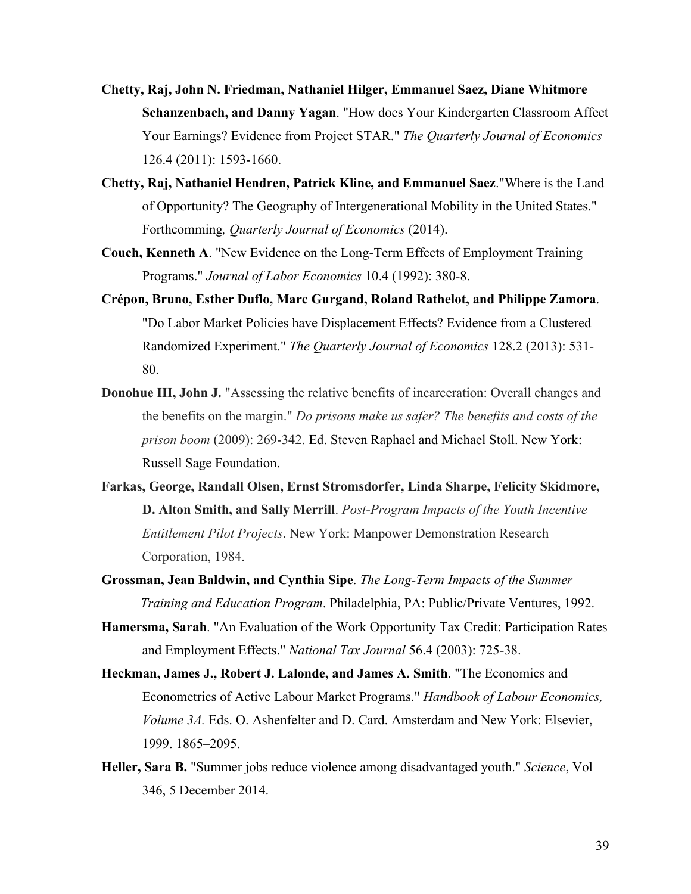**Chetty, Raj, John N. Friedman, Nathaniel Hilger, Emmanuel Saez, Diane Whitmore Schanzenbach, and Danny Yagan**. "How does Your Kindergarten Classroom Affect Your Earnings? Evidence from Project STAR." *The Quarterly Journal of Economics* 126.4 (2011): 1593-1660.

**Chetty, Raj, Nathaniel Hendren, Patrick Kline, and Emmanuel Saez**."Where is the Land of Opportunity? The Geography of Intergenerational Mobility in the United States." Forthcomming*, Quarterly Journal of Economics* (2014).

**Couch, Kenneth A**. "New Evidence on the Long-Term Effects of Employment Training Programs." *Journal of Labor Economics* 10.4 (1992): 380-8.

**Crépon, Bruno, Esther Duflo, Marc Gurgand, Roland Rathelot, and Philippe Zamora**. "Do Labor Market Policies have Displacement Effects? Evidence from a Clustered Randomized Experiment." *The Quarterly Journal of Economics* 128.2 (2013): 531-80.

**Donohue III, John J.** "Assessing the relative benefits of incarceration: Overall changes and the benefits on the margin." *Do prisons make us safer? The benefits and costs of the prison boom* (2009): 269-342. Ed. Steven Raphael and Michael Stoll. New York: Russell Sage Foundation.

**Farkas, George, Randall Olsen, Ernst Stromsdorfer, Linda Sharpe, Felicity Skidmore, D. Alton Smith, and Sally Merrill**. *Post-Program Impacts of the Youth Incentive Entitlement Pilot Projects*. New York: Manpower Demonstration Research Corporation, 1984.

**Grossman, Jean Baldwin, and Cynthia Sipe**. *The Long-Term Impacts of the Summer Training and Education Program*. Philadelphia, PA: Public/Private Ventures, 1992.

**Hamersma, Sarah**. "An Evaluation of the Work Opportunity Tax Credit: Participation Rates and Employment Effects." *National Tax Journal* 56.4 (2003): 725-38.

**Heckman, James J., Robert J. Lalonde, and James A. Smith**. "The Economics and Econometrics of Active Labour Market Programs." *Handbook of Labour Economics, Volume 3A.* Eds. O. Ashenfelter and D. Card. Amsterdam and New York: Elsevier, 1999. 1865–2095.

**Heller, Sara B.** "Summer jobs reduce violence among disadvantaged youth." *Science*, Vol 346, 5 December 2014.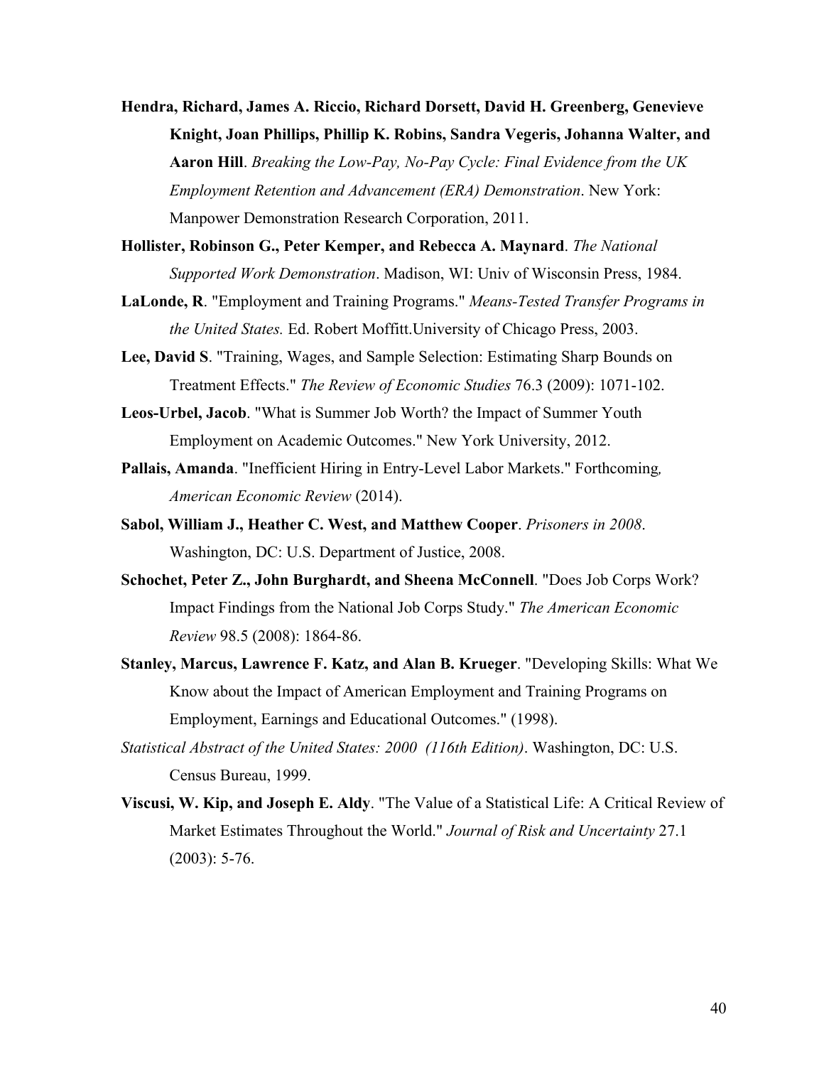**Hendra, Richard, James A. Riccio, Richard Dorsett, David H. Greenberg, Genevieve Knight, Joan Phillips, Phillip K. Robins, Sandra Vegeris, Johanna Walter, and Aaron Hill**. *Breaking the Low-Pay, No-Pay Cycle: Final Evidence from the UK Employment Retention and Advancement (ERA) Demonstration*. New York: Manpower Demonstration Research Corporation, 2011.

**Hollister, Robinson G., Peter Kemper, and Rebecca A. Maynard**. *The National Supported Work Demonstration*. Madison, WI: Univ of Wisconsin Press, 1984.

**LaLonde, R**. "Employment and Training Programs." *Means-Tested Transfer Programs in the United States.* Ed. Robert Moffitt.University of Chicago Press, 2003.

**Lee, David S**. "Training, Wages, and Sample Selection: Estimating Sharp Bounds on Treatment Effects." *The Review of Economic Studies* 76.3 (2009): 1071-102.

**Leos-Urbel, Jacob**. "What is Summer Job Worth? the Impact of Summer Youth Employment on Academic Outcomes." New York University, 2012.

**Pallais, Amanda**. "Inefficient Hiring in Entry-Level Labor Markets." Forthcoming*, American Economic Review* (2014).

**Sabol, William J., Heather C. West, and Matthew Cooper**. *Prisoners in 2008*. Washington, DC: U.S. Department of Justice, 2008.

**Schochet, Peter Z., John Burghardt, and Sheena McConnell**. "Does Job Corps Work? Impact Findings from the National Job Corps Study." *The American Economic Review* 98.5 (2008): 1864-86.

**Stanley, Marcus, Lawrence F. Katz, and Alan B. Krueger**. "Developing Skills: What We Know about the Impact of American Employment and Training Programs on Employment, Earnings and Educational Outcomes." (1998).

*Statistical Abstract of the United States: 2000 (116th Edition)*. Washington, DC: U.S. Census Bureau, 1999.

**Viscusi, W. Kip, and Joseph E. Aldy**. "The Value of a Statistical Life: A Critical Review of Market Estimates Throughout the World." *Journal of Risk and Uncertainty* 27.1 (2003): 5-76.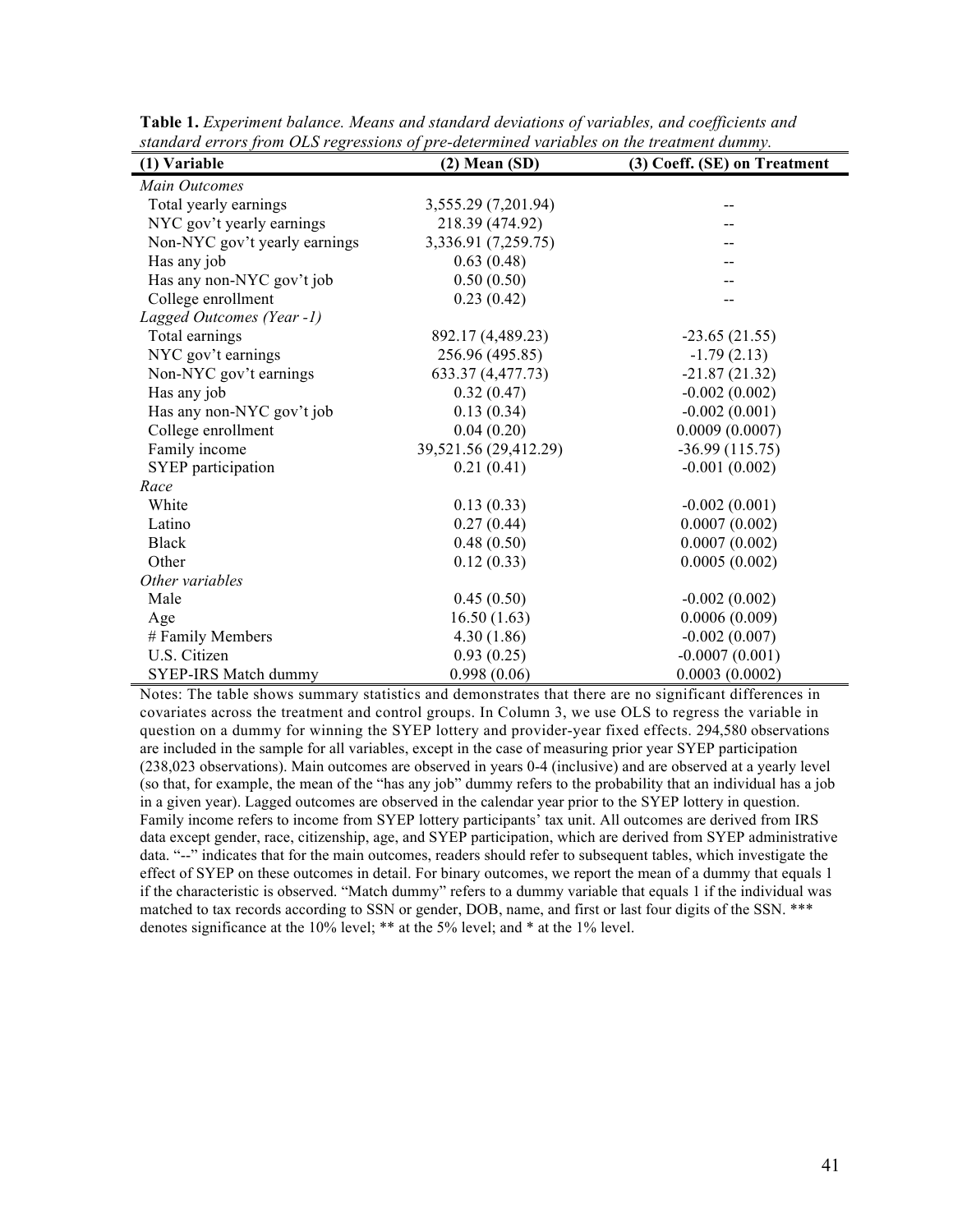**Table 1.** *Experiment balance. Means and standard deviations of variables, and coefficients and standard errors from OLS regressions of pre-determined variables on the treatment dummy.*

| (1) Variable | (2) Mean (SD) | (3) Coeff. (SE) on Treatment |
|---|---|---|
| *Main Outcomes* | | |
| Total yearly earnings | 3,555.29 (7,201.94) | -- |
| NYC gov't yearly earnings | 218.39 (474.92) | -- |
| Non-NYC gov't yearly earnings | 3,336.91 (7,259.75) | -- |
| Has any job | 0.63 (0.48) | -- |
| Has any non-NYC gov't job | 0.50 (0.50) | -- |
| College enrollment | 0.23 (0.42) | -- |
| *Lagged Outcomes (Year -1)* | | |
| Total earnings | 892.17 (4,489.23) | -23.65 (21.55) |
| NYC gov't earnings | 256.96 (495.85) | -1.79 (2.13) |
| Non-NYC gov't earnings | 633.37 (4,477.73) | -21.87 (21.32) |
| Has any job | 0.32 (0.47) | -0.002 (0.002) |
| Has any non-NYC gov't job | 0.13 (0.34) | -0.002 (0.001) |
| College enrollment | 0.04 (0.20) | 0.0009 (0.0007) |
| Family income | 39,521.56 (29,412.29) | -36.99 (115.75) |
| SYEP participation | 0.21 (0.41) | -0.001 (0.002) |
| *Race* | | |
| White | 0.13 (0.33) | -0.002 (0.001) |
| Latino | 0.27 (0.44) | 0.0007 (0.002) |
| Black | 0.48 (0.50) | 0.0007 (0.002) |
| Other | 0.12 (0.33) | 0.0005 (0.002) |
| *Other variables* | | |
| Male | 0.45 (0.50) | -0.002 (0.002) |
| Age | 16.50 (1.63) | 0.0006 (0.009) |
| # Family Members | 4.30 (1.86) | -0.002 (0.007) |
| U.S. Citizen | 0.93 (0.25) | -0.0007 (0.001) |
| SYEP-IRS Match dummy | 0.998 (0.06) | 0.0003 (0.0002) |

Notes: The table shows summary statistics and demonstrates that there are no significant differences in covariates across the treatment and control groups. In Column 3, we use OLS to regress the variable in question on a dummy for winning the SYEP lottery and provider-year fixed effects. 294,580 observations are included in the sample for all variables, except in the case of measuring prior year SYEP participation (238,023 observations). Main outcomes are observed in years 0-4 (inclusive) and are observed at a yearly level (so that, for example, the mean of the "has any job" dummy refers to the probability that an individual has a job in a given year). Lagged outcomes are observed in the calendar year prior to the SYEP lottery in question. Family income refers to income from SYEP lottery participants' tax unit. All outcomes are derived from IRS data except gender, race, citizenship, age, and SYEP participation, which are derived from SYEP administrative data. "--" indicates that for the main outcomes, readers should refer to subsequent tables, which investigate the effect of SYEP on these outcomes in detail. For binary outcomes, we report the mean of a dummy that equals 1 if the characteristic is observed. "Match dummy" refers to a dummy variable that equals 1 if the individual was matched to tax records according to SSN or gender, DOB, name, and first or last four digits of the SSN. *** denotes significance at the 10% level; ** at the 5% level; and * at the 1% level.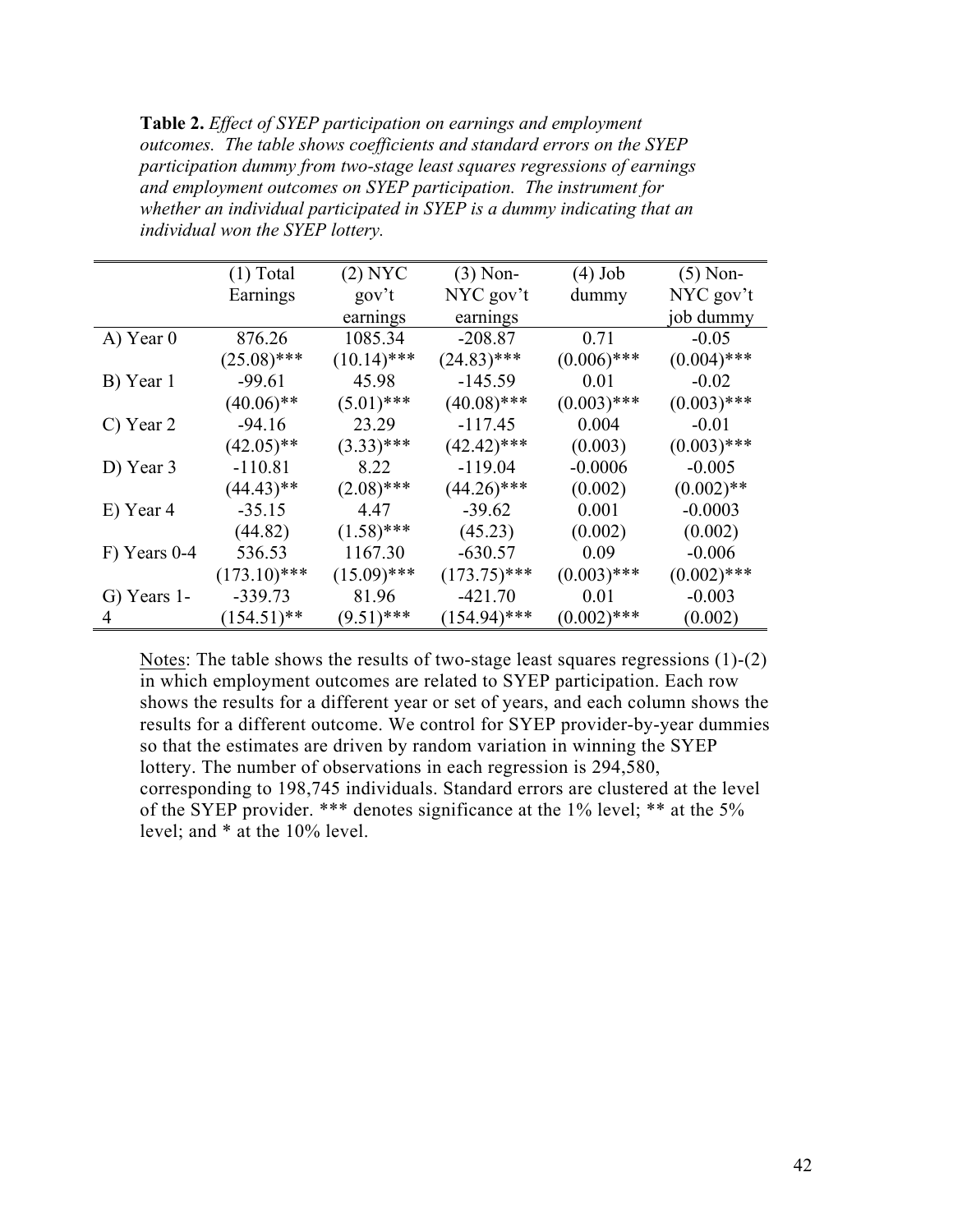**Table 2.** *Effect of SYEP participation on earnings and employment outcomes. The table shows coefficients and standard errors on the SYEP participation dummy from two-stage least squares regressions of earnings and employment outcomes on SYEP participation. The instrument for whether an individual participated in SYEP is a dummy indicating that an individual won the SYEP lottery.*

| | (1) Total Earnings | (2) NYC gov't earnings | (3) Non-NYC gov't earnings | (4) Job dummy | (5) Non-NYC gov't job dummy |
|---|---|---|---|---|---|
| A) Year 0 | 876.26 | 1085.34 | -208.87 | 0.71 | -0.05 |
| | (25.08)*** | (10.14)*** | (24.83)*** | (0.006)*** | (0.004)*** |
| B) Year 1 | -99.61 | 45.98 | -145.59 | 0.01 | -0.02 |
| | (40.06)** | (5.01)*** | (40.08)*** | (0.003)*** | (0.003)*** |
| C) Year 2 | -94.16 | 23.29 | -117.45 | 0.004 | -0.01 |
| | (42.05)** | (3.33)*** | (42.42)*** | (0.003) | (0.003)*** |
| D) Year 3 | -110.81 | 8.22 | -119.04 | -0.0006 | -0.005 |
| | (44.43)** | (2.08)*** | (44.26)*** | (0.002) | (0.002)** |
| E) Year 4 | -35.15 | 4.47 | -39.62 | 0.001 | -0.0003 |
| | (44.82) | (1.58)*** | (45.23) | (0.002) | (0.002) |
| F) Years 0-4 | 536.53 | 1167.30 | -630.57 | 0.09 | -0.006 |
| | (173.10)*** | (15.09)*** | (173.75)*** | (0.003)*** | (0.002)*** |
| G) Years 1-4 | -339.73 | 81.96 | -421.70 | 0.01 | -0.003 |
| | (154.51)** | (9.51)*** | (154.94)*** | (0.002)*** | (0.002) |

Notes: The table shows the results of two-stage least squares regressions (1)-(2) in which employment outcomes are related to SYEP participation. Each row shows the results for a different year or set of years, and each column shows the results for a different outcome. We control for SYEP provider-by-year dummies so that the estimates are driven by random variation in winning the SYEP lottery. The number of observations in each regression is 294,580, corresponding to 198,745 individuals. Standard errors are clustered at the level of the SYEP provider. *** denotes significance at the 1% level; ** at the 5% level; and * at the 10% level.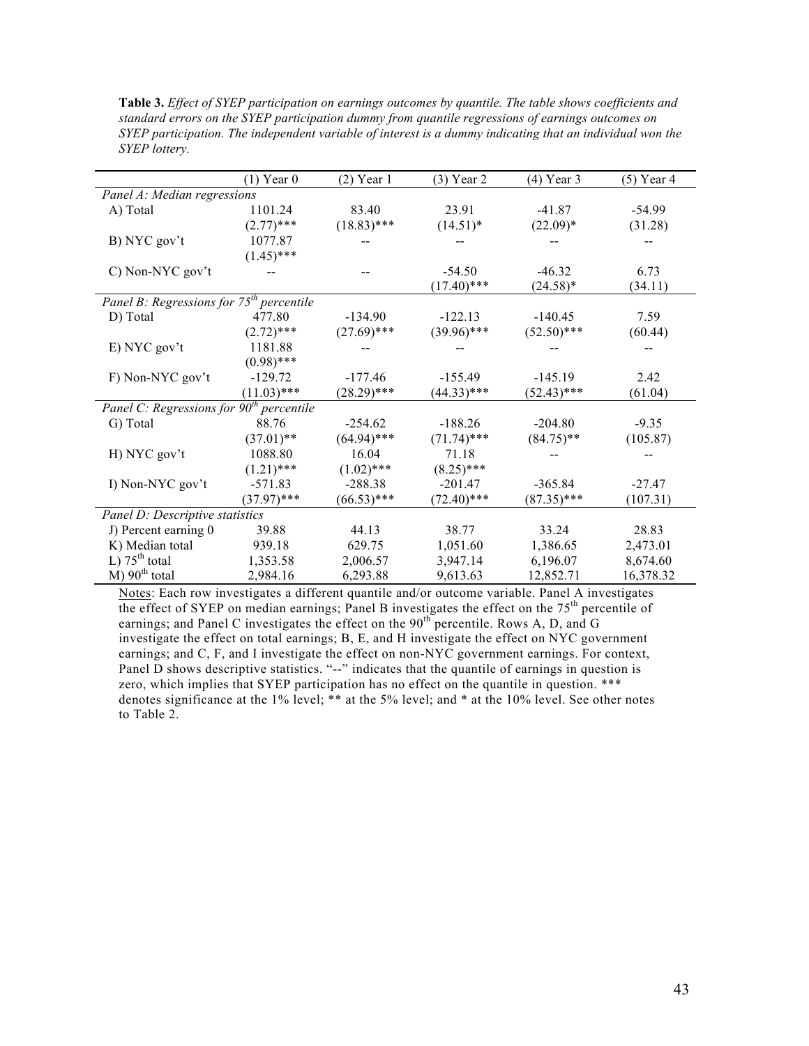**Table 3.** *Effect of SYEP participation on earnings outcomes by quantile. The table shows coefficients and standard errors on the SYEP participation dummy from quantile regressions of earnings outcomes on SYEP participation. The independent variable of interest is a dummy indicating that an individual won the SYEP lottery.*

| | (1) Year 0 | (2) Year 1 | (3) Year 2 | (4) Year 3 | (5) Year 4 |
|---|---|---|---|---|---|
| *Panel A: Median regressions* | | | | | |
| A) Total | 1101.24 | 83.40 | 23.91 | -41.87 | -54.99 |
| | (2.77)*** | (18.83)*** | (14.51)* | (22.09)* | (31.28) |
| B) NYC gov't | 1077.87 | -- | -- | -- | -- |
| | (1.45)*** | | | | |
| C) Non-NYC gov't | -- | -- | -54.50 | -46.32 | 6.73 |
| | | | (17.40)*** | (24.58)* | (34.11) |
| *Panel B: Regressions for 75th percentile* | | | | | |
| D) Total | 477.80 | -134.90 | -122.13 | -140.45 | 7.59 |
| | (2.72)*** | (27.69)*** | (39.96)*** | (52.50)*** | (60.44) |
| E) NYC gov't | 1181.88 | -- | -- | -- | -- |
| | (0.98)*** | | | | |
| F) Non-NYC gov't | -129.72 | -177.46 | -155.49 | -145.19 | 2.42 |
| | (11.03)*** | (28.29)*** | (44.33)*** | (52.43)*** | (61.04) |
| *Panel C: Regressions for 90th percentile* | | | | | |
| G) Total | 88.76 | -254.62 | -188.26 | -204.80 | -9.35 |
| | (37.01)** | (64.94)*** | (71.74)*** | (84.75)** | (105.87) |
| H) NYC gov't | 1088.80 | 16.04 | 71.18 | -- | -- |
| | (1.21)*** | (1.02)*** | (8.25)*** | | |
| I) Non-NYC gov't | -571.83 | -288.38 | -201.47 | -365.84 | -27.47 |
| | (37.97)*** | (66.53)*** | (72.40)*** | (87.35)*** | (107.31) |
| *Panel D: Descriptive statistics* | | | | | |
| J) Percent earning 0 | 39.88 | 44.13 | 38.77 | 33.24 | 28.83 |
| K) Median total | 939.18 | 629.75 | 1,051.60 | 1,386.65 | 2,473.01 |
| L) 75th total | 1,353.58 | 2,006.57 | 3,947.14 | 6,196.07 | 8,674.60 |
| M) 90th total | 2,984.16 | 6,293.88 | 9,613.63 | 12,852.71 | 16,378.32 |

Notes: Each row investigates a different quantile and/or outcome variable. Panel A investigates the effect of SYEP on median earnings; Panel B investigates the effect on the 75th percentile of earnings; and Panel C investigates the effect on the 90th percentile. Rows A, D, and G investigate the effect on total earnings; B, E, and H investigate the effect on NYC government earnings; and C, F, and I investigate the effect on non-NYC government earnings. For context, Panel D shows descriptive statistics. "--" indicates that the quantile of earnings in question is zero, which implies that SYEP participation has no effect on the quantile in question. *** denotes significance at the 1% level; ** at the 5% level; and * at the 10% level. See other notes to Table 2.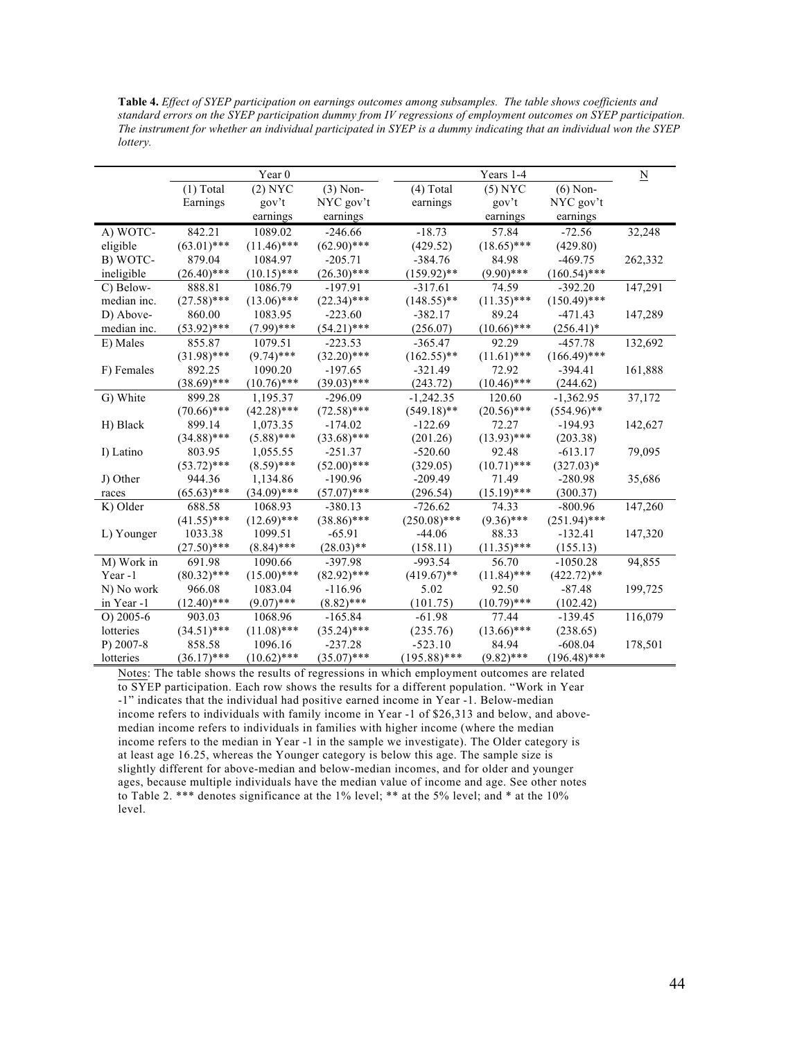**Table 4.** *Effect of SYEP participation on earnings outcomes among subsamples. The table shows coefficients and standard errors on the SYEP participation dummy from IV regressions of employment outcomes on SYEP participation. The instrument for whether an individual participated in SYEP is a dummy indicating that an individual won the SYEP lottery.*

| | Year 0 | | | Years 1-4 | | | N |
|---|---|---|---|---|---|---|---|
| | (1) Total Earnings | (2) NYC gov't earnings | (3) Non-NYC gov't earnings | (4) Total earnings | (5) NYC gov't earnings | (6) Non-NYC gov't earnings | |
| A) WOTC-eligible | 842.21 | 1089.02 | -246.66 | -18.73 | 57.84 | -72.56 | 32,248 |
| | (63.01)*** | (11.46)*** | (62.90)*** | (429.52) | (18.65)*** | (429.80) | |
| B) WOTC-ineligible | 879.04 | 1084.97 | -205.71 | -384.76 | 84.98 | -469.75 | 262,332 |
| | (26.40)*** | (10.15)*** | (26.30)*** | (159.92)** | (9.90)*** | (160.54)*** | |
| C) Below-median inc. | 888.81 | 1086.79 | -197.91 | -317.61 | 74.59 | -392.20 | 147,291 |
| | (27.58)*** | (13.06)*** | (22.34)*** | (148.55)** | (11.35)*** | (150.49)*** | |
| D) Above-median inc. | 860.00 | 1083.95 | -223.60 | -382.17 | 89.24 | -471.43 | 147,289 |
| | (53.92)*** | (7.99)*** | (54.21)*** | (256.07) | (10.66)*** | (256.41)* | |
| E) Males | 855.87 | 1079.51 | -223.53 | -365.47 | 92.29 | -457.78 | 132,692 |
| | (31.98)*** | (9.74)*** | (32.20)*** | (162.55)** | (11.61)*** | (166.49)*** | |
| F) Females | 892.25 | 1090.20 | -197.65 | -321.49 | 72.92 | -394.41 | 161,888 |
| | (38.69)*** | (10.76)*** | (39.03)*** | (243.72) | (10.46)*** | (244.62) | |
| G) White | 899.28 | 1,195.37 | -296.09 | -1,242.35 | 120.60 | -1,362.95 | 37,172 |
| | (70.66)*** | (42.28)*** | (72.58)*** | (549.18)** | (20.56)*** | (554.96)** | |
| H) Black | 899.14 | 1,073.35 | -174.02 | -122.69 | 72.27 | -194.93 | 142,627 |
| | (34.88)*** | (5.88)*** | (33.68)*** | (201.26) | (13.93)*** | (203.38) | |
| I) Latino | 803.95 | 1,055.55 | -251.37 | -520.60 | 92.48 | -613.17 | 79,095 |
| | (53.72)*** | (8.59)*** | (52.00)*** | (329.05) | (10.71)*** | (327.03)* | |
| J) Other races | 944.36 | 1,134.86 | -190.96 | -209.49 | 71.49 | -280.98 | 35,686 |
| | (65.63)*** | (34.09)*** | (57.07)*** | (296.54) | (15.19)*** | (300.37) | |
| K) Older | 688.58 | 1068.93 | -380.13 | -726.62 | 74.33 | -800.96 | 147,260 |
| | (41.55)*** | (12.69)*** | (38.86)*** | (250.08)*** | (9.36)*** | (251.94)*** | |
| L) Younger | 1033.38 | 1099.51 | -65.91 | -44.06 | 88.33 | -132.41 | 147,320 |
| | (27.50)*** | (8.84)*** | (28.03)** | (158.11) | (11.35)*** | (155.13) | |
| M) Work in Year -1 | 691.98 | 1090.66 | -397.98 | -993.54 | 56.70 | -1050.28 | 94,855 |
| | (80.32)*** | (15.00)*** | (82.92)*** | (419.67)** | (11.84)*** | (422.72)** | |
| N) No work in Year -1 | 966.08 | 1083.04 | -116.96 | 5.02 | 92.50 | -87.48 | 199,725 |
| | (12.40)*** | (9.07)*** | (8.82)*** | (101.75) | (10.79)*** | (102.42) | |
| O) 2005-6 lotteries | 903.03 | 1068.96 | -165.84 | -61.98 | 77.44 | -139.45 | 116,079 |
| | (34.51)*** | (11.08)*** | (35.24)*** | (235.76) | (13.66)*** | (238.65) | |
| P) 2007-8 lotteries | 858.58 | 1096.16 | -237.28 | -523.10 | 84.94 | -608.04 | 178,501 |
| | (36.17)*** | (10.62)*** | (35.07)*** | (195.88)*** | (9.82)*** | (196.48)*** | |

Notes: The table shows the results of regressions in which employment outcomes are related to SYEP participation. Each row shows the results for a different population. "Work in Year -1" indicates that the individual had positive earned income in Year -1. Below-median income refers to individuals with family income in Year -1 of $26,313 and below, and above-median income refers to individuals in families with higher income (where the median income refers to the median in Year -1 in the sample we investigate). The Older category is at least age 16.25, whereas the Younger category is below this age. The sample size is slightly different for above-median and below-median incomes, and for older and younger ages, because multiple individuals have the median value of income and age. See other notes to Table 2. *** denotes significance at the 1% level; ** at the 5% level; and * at the 10% level.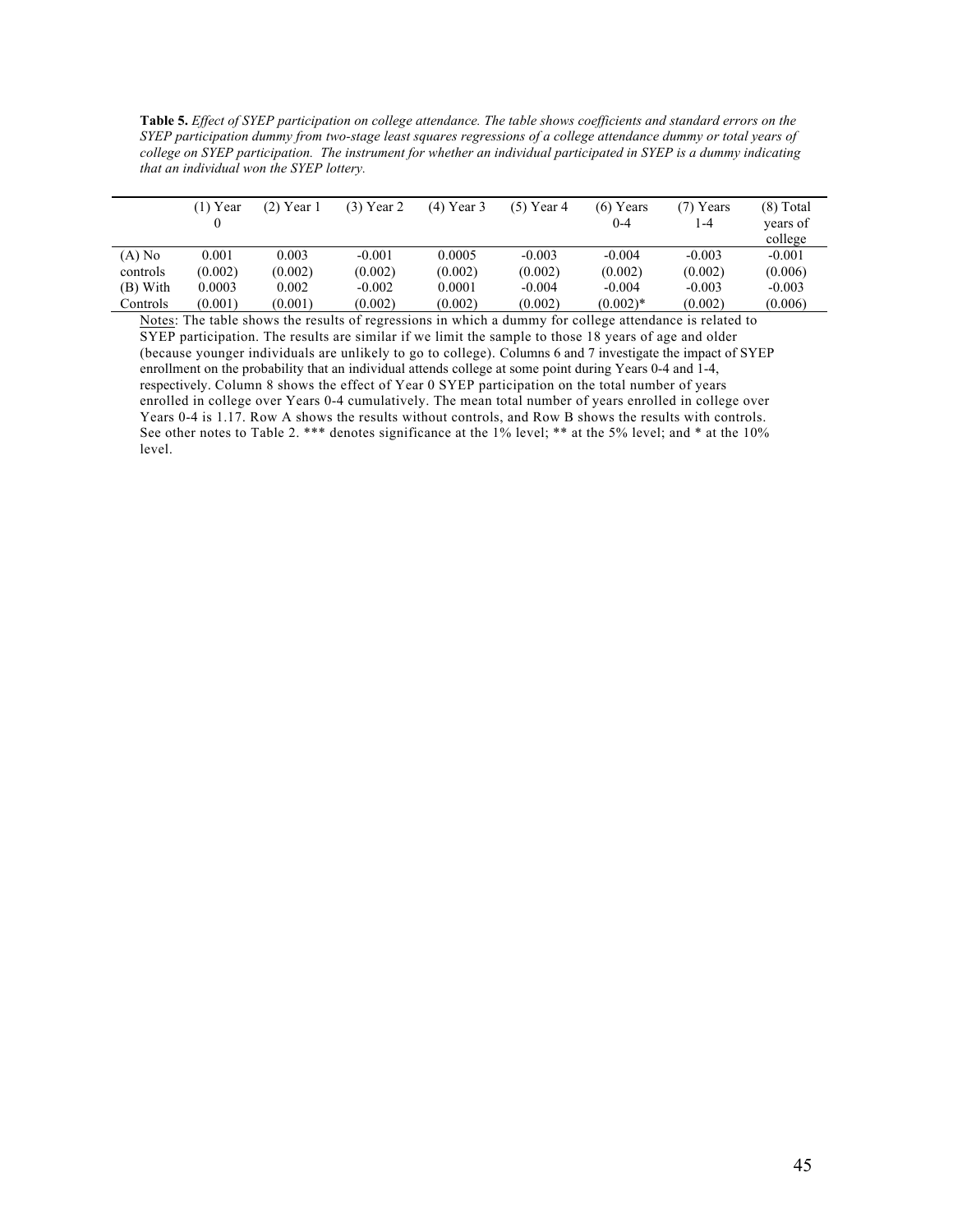**Table 5.** *Effect of SYEP participation on college attendance. The table shows coefficients and standard errors on the SYEP participation dummy from two-stage least squares regressions of a college attendance dummy or total years of college on SYEP participation. The instrument for whether an individual participated in SYEP is a dummy indicating that an individual won the SYEP lottery.*

| | (1) Year 0 | (2) Year 1 | (3) Year 2 | (4) Year 3 | (5) Year 4 | (6) Years 0-4 | (7) Years 1-4 | (8) Total years of college |
|---|---|---|---|---|---|---|---|---|
| (A) No | 0.001 | 0.003 | -0.001 | 0.0005 | -0.003 | -0.004 | -0.003 | -0.001 |
| controls | (0.002) | (0.002) | (0.002) | (0.002) | (0.002) | (0.002) | (0.002) | (0.006) |
| (B) With | 0.0003 | 0.002 | -0.002 | 0.0001 | -0.004 | -0.004 | -0.003 | -0.003 |
| Controls | (0.001) | (0.001) | (0.002) | (0.002) | (0.002) | (0.002)* | (0.002) | (0.006) |

Notes: The table shows the results of regressions in which a dummy for college attendance is related to SYEP participation. The results are similar if we limit the sample to those 18 years of age and older (because younger individuals are unlikely to go to college). Columns 6 and 7 investigate the impact of SYEP enrollment on the probability that an individual attends college at some point during Years 0-4 and 1-4, respectively. Column 8 shows the effect of Year 0 SYEP participation on the total number of years enrolled in college over Years 0-4 cumulatively. The mean total number of years enrolled in college over Years 0-4 is 1.17. Row A shows the results without controls, and Row B shows the results with controls. See other notes to Table 2. *** denotes significance at the 1% level; ** at the 5% level; and * at the 10% level.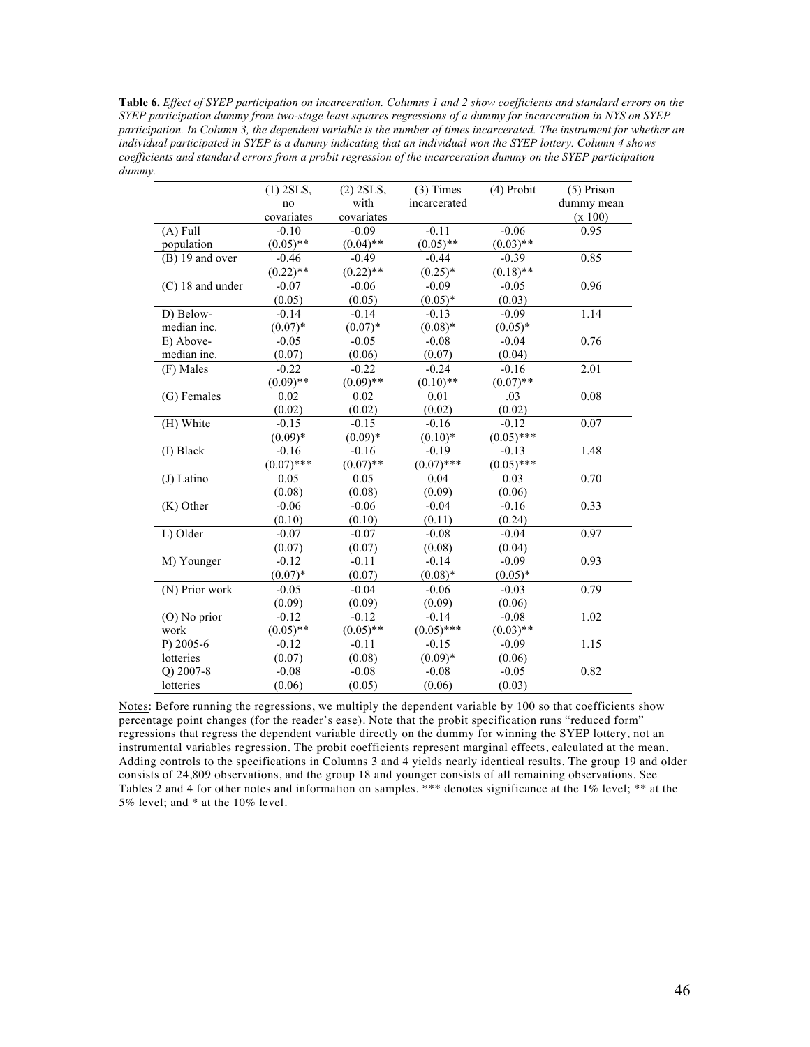**Table 6.** *Effect of SYEP participation on incarceration. Columns 1 and 2 show coefficients and standard errors on the SYEP participation dummy from two-stage least squares regressions of a dummy for incarceration in NYS on SYEP participation. In Column 3, the dependent variable is the number of times incarcerated. The instrument for whether an individual participated in SYEP is a dummy indicating that an individual won the SYEP lottery. Column 4 shows coefficients and standard errors from a probit regression of the incarceration dummy on the SYEP participation dummy.*

| | (1) 2SLS, no covariates | (2) 2SLS, with covariates | (3) Times incarcerated | (4) Probit | (5) Prison dummy mean (x 100) |
|---|---|---|---|---|---|
| (A) Full population | -0.10<br>(0.05)** | -0.09<br>(0.04)** | -0.11<br>(0.05)** | -0.06<br>(0.03)** | 0.95 |
| (B) 19 and over | -0.46<br>(0.22)** | -0.49<br>(0.22)** | -0.44<br>(0.25)* | -0.39<br>(0.18)** | 0.85 |
| (C) 18 and under | -0.07<br>(0.05) | -0.06<br>(0.05) | -0.09<br>(0.05)* | -0.05<br>(0.03) | 0.96 |
| D) Below-median inc. | -0.14<br>(0.07)* | -0.14<br>(0.07)* | -0.13<br>(0.08)* | -0.09<br>(0.05)* | 1.14 |
| E) Above-median inc. | -0.05<br>(0.07) | -0.05<br>(0.06) | -0.08<br>(0.07) | -0.04<br>(0.04) | 0.76 |
| (F) Males | -0.22<br>(0.09)** | -0.22<br>(0.09)** | -0.24<br>(0.10)** | -0.16<br>(0.07)** | 2.01 |
| (G) Females | 0.02<br>(0.02) | 0.02<br>(0.02) | 0.01<br>(0.02) | .03<br>(0.02) | 0.08 |
| (H) White | -0.15<br>(0.09)* | -0.15<br>(0.09)* | -0.16<br>(0.10)* | -0.12<br>(0.05)*** | 0.07 |
| (I) Black | -0.16<br>(0.07)*** | -0.16<br>(0.07)** | -0.19<br>(0.07)*** | -0.13<br>(0.05)*** | 1.48 |
| (J) Latino | 0.05<br>(0.08) | 0.05<br>(0.08) | 0.04<br>(0.09) | 0.03<br>(0.06) | 0.70 |
| (K) Other | -0.06<br>(0.10) | -0.06<br>(0.10) | -0.04<br>(0.11) | -0.16<br>(0.24) | 0.33 |
| L) Older | -0.07<br>(0.07) | -0.07<br>(0.07) | -0.08<br>(0.08) | -0.04<br>(0.04) | 0.97 |
| M) Younger | -0.12<br>(0.07)* | -0.11<br>(0.07) | -0.14<br>(0.08)* | -0.09<br>(0.05)* | 0.93 |
| (N) Prior work | -0.05<br>(0.09) | -0.04<br>(0.09) | -0.06<br>(0.09) | -0.03<br>(0.06) | 0.79 |
| (O) No prior work | -0.12<br>(0.05)** | -0.12<br>(0.05)** | -0.14<br>(0.05)*** | -0.08<br>(0.03)** | 1.02 |
| P) 2005-6 lotteries | -0.12<br>(0.07) | -0.11<br>(0.08) | -0.15<br>(0.09)* | -0.09<br>(0.06) | 1.15 |
| Q) 2007-8 lotteries | -0.08<br>(0.06) | -0.08<br>(0.05) | -0.08<br>(0.06) | -0.05<br>(0.03) | 0.82 |

Notes: Before running the regressions, we multiply the dependent variable by 100 so that coefficients show percentage point changes (for the reader's ease). Note that the probit specification runs "reduced form" regressions that regress the dependent variable directly on the dummy for winning the SYEP lottery, not an instrumental variables regression. The probit coefficients represent marginal effects, calculated at the mean. Adding controls to the specifications in Columns 3 and 4 yields nearly identical results. The group 19 and older consists of 24,809 observations, and the group 18 and younger consists of all remaining observations. See Tables 2 and 4 for other notes and information on samples. *** denotes significance at the 1% level; ** at the 5% level; and * at the 10% level.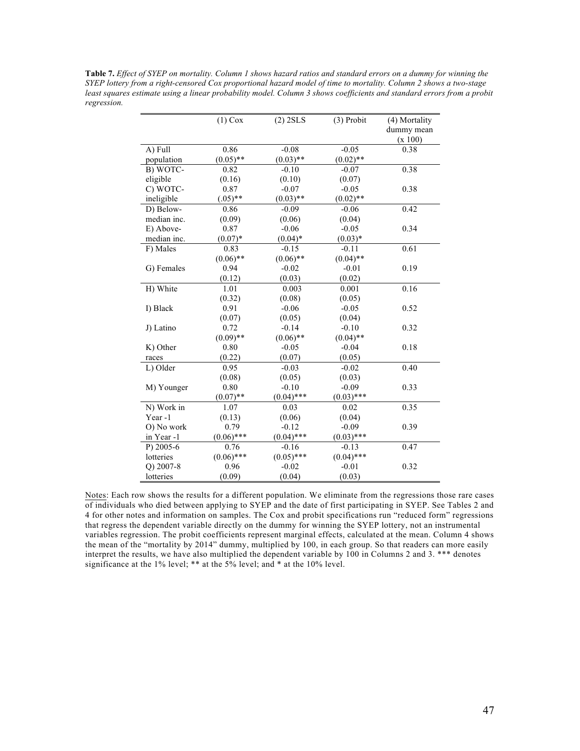**Table 7.** *Effect of SYEP on mortality. Column 1 shows hazard ratios and standard errors on a dummy for winning the SYEP lottery from a right-censored Cox proportional hazard model of time to mortality. Column 2 shows a two-stage least squares estimate using a linear probability model. Column 3 shows coefficients and standard errors from a probit regression.*

| | (1) Cox | (2) 2SLS | (3) Probit | (4) Mortality dummy mean (x 100) |
|---|---|---|---|---|
| A) Full population | 0.86<br>(0.05)** | -0.08<br>(0.03)** | -0.05<br>(0.02)** | 0.38 |
| B) WOTC-eligible | 0.82<br>(0.16) | -0.10<br>(0.10) | -0.07<br>(0.07) | 0.38 |
| C) WOTC-ineligible | 0.87<br>(.05)** | -0.07<br>(0.03)** | -0.05<br>(0.02)** | 0.38 |
| D) Below-median inc. | 0.86<br>(0.09) | -0.09<br>(0.06) | -0.06<br>(0.04) | 0.42 |
| E) Above-median inc. | 0.87<br>(0.07)* | -0.06<br>(0.04)* | -0.05<br>(0.03)* | 0.34 |
| F) Males | 0.83<br>(0.06)** | -0.15<br>(0.06)** | -0.11<br>(0.04)** | 0.61 |
| G) Females | 0.94<br>(0.12) | -0.02<br>(0.03) | -0.01<br>(0.02) | 0.19 |
| H) White | 1.01<br>(0.32) | 0.003<br>(0.08) | 0.001<br>(0.05) | 0.16 |
| I) Black | 0.91<br>(0.07) | -0.06<br>(0.05) | -0.05<br>(0.04) | 0.52 |
| J) Latino | 0.72<br>(0.09)** | -0.14<br>(0.06)** | -0.10<br>(0.04)** | 0.32 |
| K) Other races | 0.80<br>(0.22) | -0.05<br>(0.07) | -0.04<br>(0.05) | 0.18 |
| L) Older | 0.95<br>(0.08) | -0.03<br>(0.05) | -0.02<br>(0.03) | 0.40 |
| M) Younger | 0.80<br>(0.07)** | -0.10<br>(0.04)*** | -0.09<br>(0.03)*** | 0.33 |
| N) Work in Year -1 | 1.07<br>(0.13) | 0.03<br>(0.06) | 0.02<br>(0.04) | 0.35 |
| O) No work in Year -1 | 0.79<br>(0.06)*** | -0.12<br>(0.04)*** | -0.09<br>(0.03)*** | 0.39 |
| P) 2005-6 lotteries | 0.76<br>(0.06)*** | -0.16<br>(0.05)*** | -0.13<br>(0.04)*** | 0.47 |
| Q) 2007-8 lotteries | 0.96<br>(0.09) | -0.02<br>(0.04) | -0.01<br>(0.03) | 0.32 |

Notes: Each row shows the results for a different population. We eliminate from the regressions those rare cases of individuals who died between applying to SYEP and the date of first participating in SYEP. See Tables 2 and 4 for other notes and information on samples. The Cox and probit specifications run "reduced form" regressions that regress the dependent variable directly on the dummy for winning the SYEP lottery, not an instrumental variables regression. The probit coefficients represent marginal effects, calculated at the mean. Column 4 shows the mean of the "mortality by 2014" dummy, multiplied by 100, in each group. So that readers can more easily interpret the results, we have also multiplied the dependent variable by 100 in Columns 2 and 3. *** denotes significance at the 1% level; ** at the 5% level; and * at the 10% level.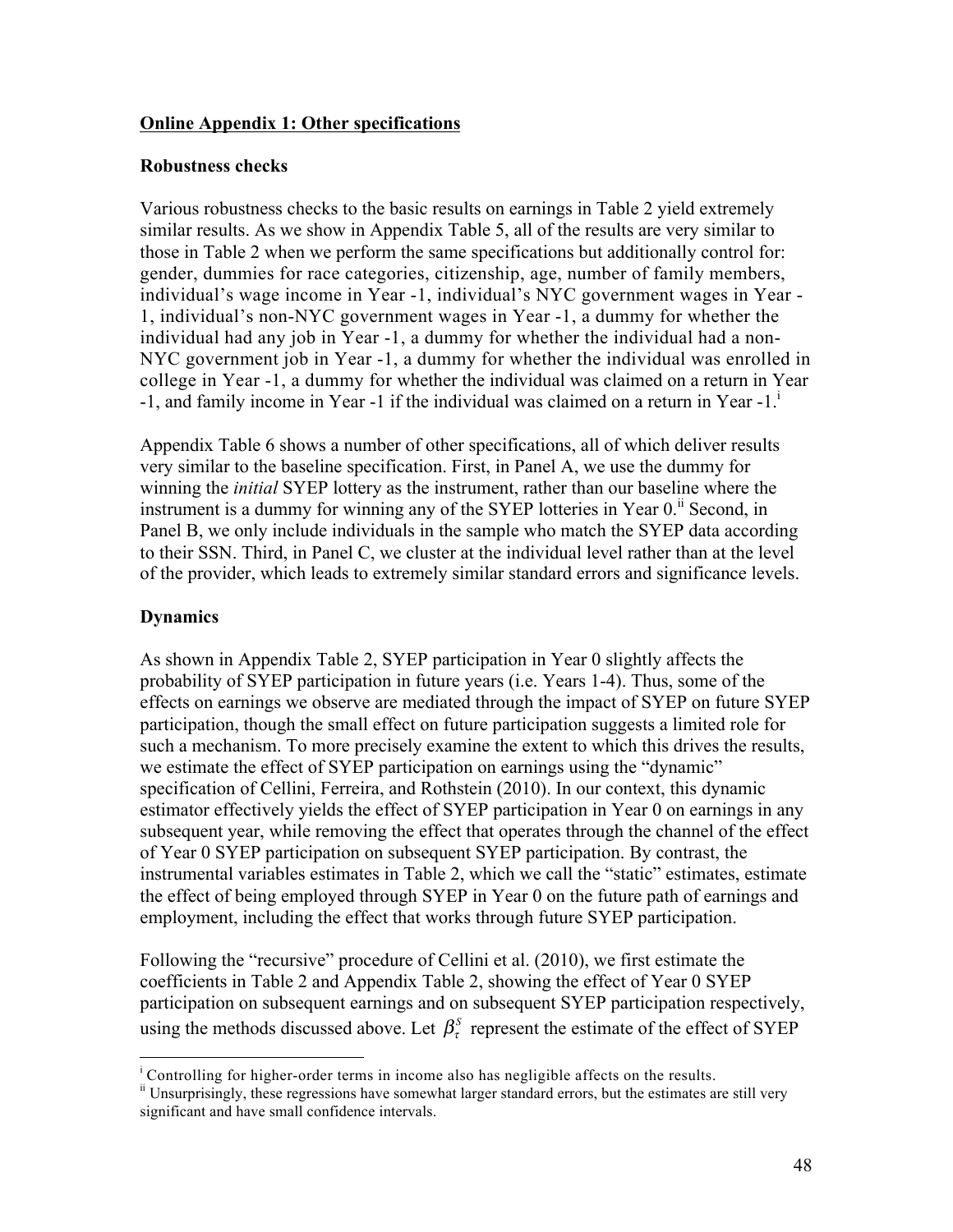**Online Appendix 1: Other specifications**

**Robustness checks**

Various robustness checks to the basic results on earnings in Table 2 yield extremely similar results. As we show in Appendix Table 5, all of the results are very similar to those in Table 2 when we perform the same specifications but additionally control for: gender, dummies for race categories, citizenship, age, number of family members, individual's wage income in Year -1, individual's NYC government wages in Year -1, individual's non-NYC government wages in Year -1, a dummy for whether the individual had any job in Year -1, a dummy for whether the individual had a non-NYC government job in Year -1, a dummy for whether the individual was enrolled in college in Year -1, a dummy for whether the individual was claimed on a return in Year -1, and family income in Year -1 if the individual was claimed on a return in Year -1.[i]

Appendix Table 6 shows a number of other specifications, all of which deliver results very similar to the baseline specification. First, in Panel A, we use the dummy for winning the *initial* SYEP lottery as the instrument, rather than our baseline where the instrument is a dummy for winning any of the SYEP lotteries in Year 0.[ii] Second, in Panel B, we only include individuals in the sample who match the SYEP data according to their SSN. Third, in Panel C, we cluster at the individual level rather than at the level of the provider, which leads to extremely similar standard errors and significance levels.

**Dynamics**

As shown in Appendix Table 2, SYEP participation in Year 0 slightly affects the probability of SYEP participation in future years (i.e. Years 1-4). Thus, some of the effects on earnings we observe are mediated through the impact of SYEP on future SYEP participation, though the small effect on future participation suggests a limited role for such a mechanism. To more precisely examine the extent to which this drives the results, we estimate the effect of SYEP participation on earnings using the "dynamic" specification of Cellini, Ferreira, and Rothstein (2010). In our context, this dynamic estimator effectively yields the effect of SYEP participation in Year 0 on earnings in any subsequent year, while removing the effect that operates through the channel of the effect of Year 0 SYEP participation on subsequent SYEP participation. By contrast, the instrumental variables estimates in Table 2, which we call the "static" estimates, estimate the effect of being employed through SYEP in Year 0 on the future path of earnings and employment, including the effect that works through future SYEP participation.

Following the "recursive" procedure of Cellini et al. (2010), we first estimate the coefficients in Table 2 and Appendix Table 2, showing the effect of Year 0 SYEP participation on subsequent earnings and on subsequent SYEP participation respectively, using the methods discussed above. Let $\beta_{\tau}^{S}$ represent the estimate of the effect of SYEP

---

[i] Controlling for higher-order terms in income also has negligible affects on the results.

[ii] Unsurprisingly, these regressions have somewhat larger standard errors, but the estimates are still very significant and have small confidence intervals.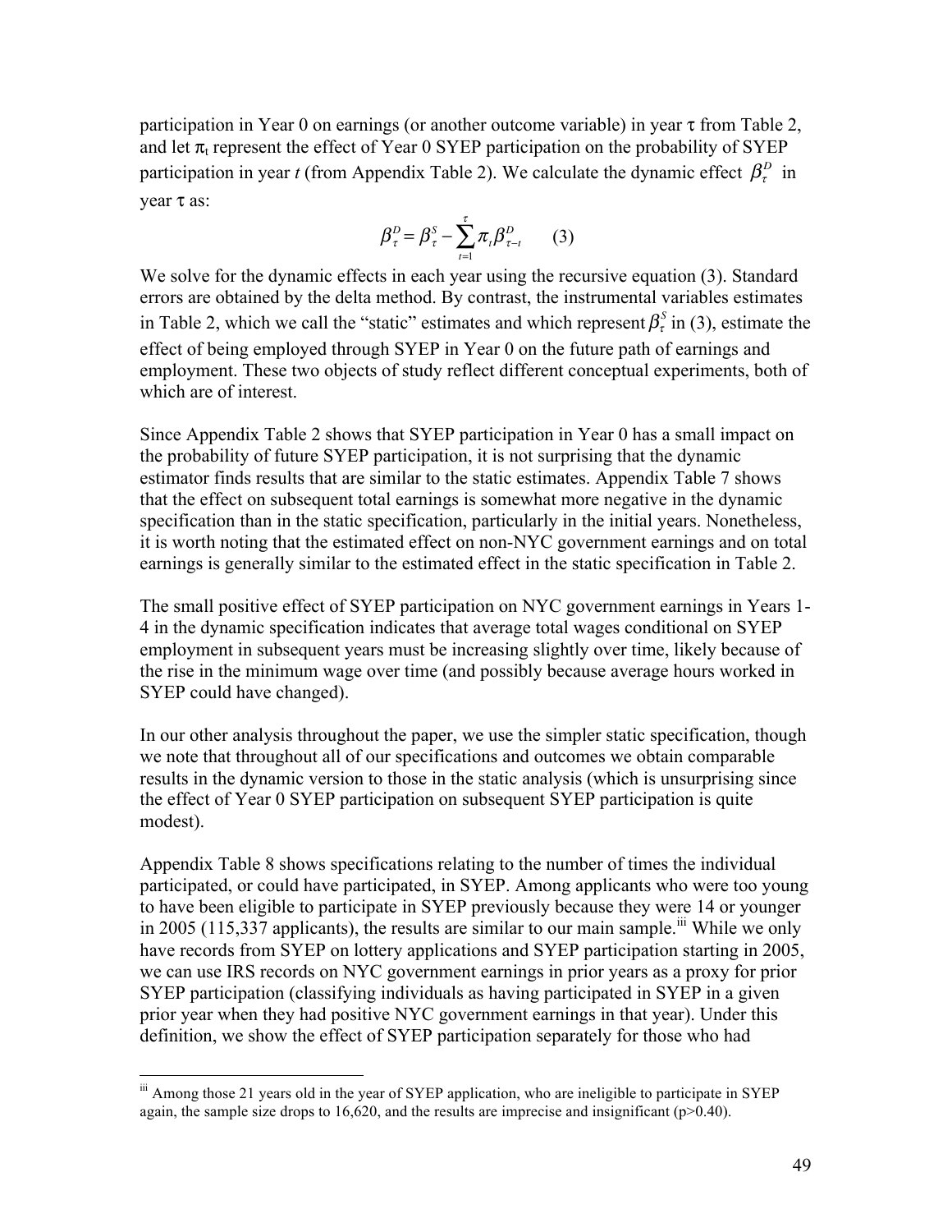participation in Year 0 on earnings (or another outcome variable) in year $\tau$ from Table 2, and let $\pi_t$ represent the effect of Year 0 SYEP participation on the probability of SYEP participation in year $t$ (from Appendix Table 2). We calculate the dynamic effect $\beta_\tau^D$ in year $\tau$ as:

$$\beta_\tau^D = \beta_\tau^S - \sum_{t=1}^{\tau} \pi_t \beta_{\tau-t}^D \qquad (3)$$

We solve for the dynamic effects in each year using the recursive equation (3). Standard errors are obtained by the delta method. By contrast, the instrumental variables estimates in Table 2, which we call the "static" estimates and which represent $\beta_\tau^S$ in (3), estimate the effect of being employed through SYEP in Year 0 on the future path of earnings and employment. These two objects of study reflect different conceptual experiments, both of which are of interest.

Since Appendix Table 2 shows that SYEP participation in Year 0 has a small impact on the probability of future SYEP participation, it is not surprising that the dynamic estimator finds results that are similar to the static estimates. Appendix Table 7 shows that the effect on subsequent total earnings is somewhat more negative in the dynamic specification than in the static specification, particularly in the initial years. Nonetheless, it is worth noting that the estimated effect on non-NYC government earnings and on total earnings is generally similar to the estimated effect in the static specification in Table 2.

The small positive effect of SYEP participation on NYC government earnings in Years 1-4 in the dynamic specification indicates that average total wages conditional on SYEP employment in subsequent years must be increasing slightly over time, likely because of the rise in the minimum wage over time (and possibly because average hours worked in SYEP could have changed).

In our other analysis throughout the paper, we use the simpler static specification, though we note that throughout all of our specifications and outcomes we obtain comparable results in the dynamic version to those in the static analysis (which is unsurprising since the effect of Year 0 SYEP participation on subsequent SYEP participation is quite modest).

Appendix Table 8 shows specifications relating to the number of times the individual participated, or could have participated, in SYEP. Among applicants who were too young to have been eligible to participate in SYEP previously because they were 14 or younger in 2005 (115,337 applicants), the results are similar to our main sample.[iii] While we only have records from SYEP on lottery applications and SYEP participation starting in 2005, we can use IRS records on NYC government earnings in prior years as a proxy for prior SYEP participation (classifying individuals as having participated in SYEP in a given prior year when they had positive NYC government earnings in that year). Under this definition, we show the effect of SYEP participation separately for those who had

[iii] Among those 21 years old in the year of SYEP application, who are ineligible to participate in SYEP again, the sample size drops to 16,620, and the results are imprecise and insignificant ($p>0.40$).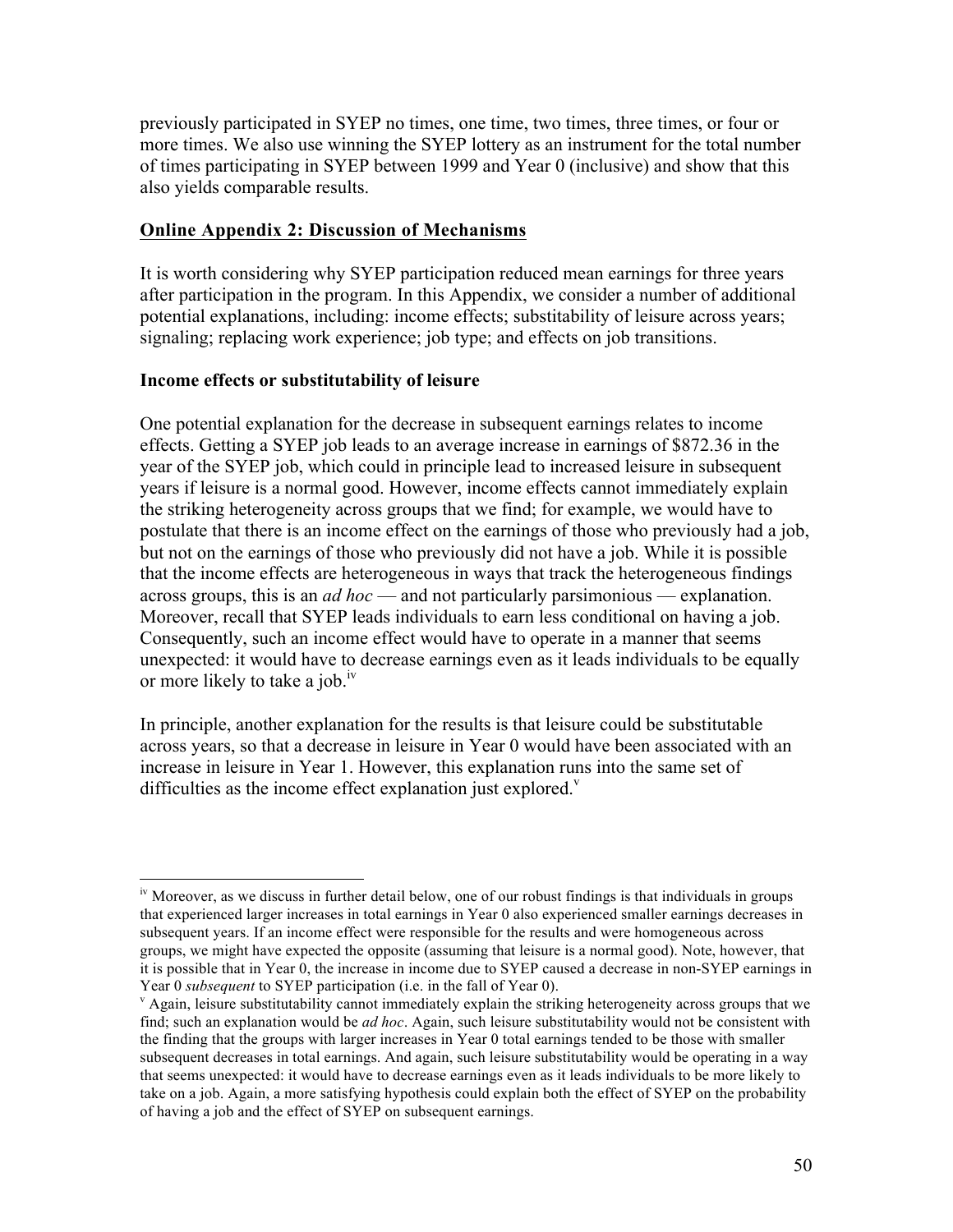previously participated in SYEP no times, one time, two times, three times, or four or more times. We also use winning the SYEP lottery as an instrument for the total number of times participating in SYEP between 1999 and Year 0 (inclusive) and show that this also yields comparable results.

## Online Appendix 2: Discussion of Mechanisms

It is worth considering why SYEP participation reduced mean earnings for three years after participation in the program. In this Appendix, we consider a number of additional potential explanations, including: income effects; substitability of leisure across years; signaling; replacing work experience; job type; and effects on job transitions.

### Income effects or substitutability of leisure

One potential explanation for the decrease in subsequent earnings relates to income effects. Getting a SYEP job leads to an average increase in earnings of $872.36 in the year of the SYEP job, which could in principle lead to increased leisure in subsequent years if leisure is a normal good. However, income effects cannot immediately explain the striking heterogeneity across groups that we find; for example, we would have to postulate that there is an income effect on the earnings of those who previously had a job, but not on the earnings of those who previously did not have a job. While it is possible that the income effects are heterogeneous in ways that track the heterogeneous findings across groups, this is an *ad hoc* — and not particularly parsimonious — explanation. Moreover, recall that SYEP leads individuals to earn less conditional on having a job. Consequently, such an income effect would have to operate in a manner that seems unexpected: it would have to decrease earnings even as it leads individuals to be equally or more likely to take a job.[iv]

In principle, another explanation for the results is that leisure could be substitutable across years, so that a decrease in leisure in Year 0 would have been associated with an increase in leisure in Year 1. However, this explanation runs into the same set of difficulties as the income effect explanation just explored.[v]

---

[iv] Moreover, as we discuss in further detail below, one of our robust findings is that individuals in groups that experienced larger increases in total earnings in Year 0 also experienced smaller earnings decreases in subsequent years. If an income effect were responsible for the results and were homogeneous across groups, we might have expected the opposite (assuming that leisure is a normal good). Note, however, that it is possible that in Year 0, the increase in income due to SYEP caused a decrease in non-SYEP earnings in Year 0 *subsequent* to SYEP participation (i.e. in the fall of Year 0).

[v] Again, leisure substitutability cannot immediately explain the striking heterogeneity across groups that we find; such an explanation would be *ad hoc*. Again, such leisure substitutability would not be consistent with the finding that the groups with larger increases in Year 0 total earnings tended to be those with smaller subsequent decreases in total earnings. And again, such leisure substitutability would be operating in a way that seems unexpected: it would have to decrease earnings even as it leads individuals to be more likely to take on a job. Again, a more satisfying hypothesis could explain both the effect of SYEP on the probability of having a job and the effect of SYEP on subsequent earnings.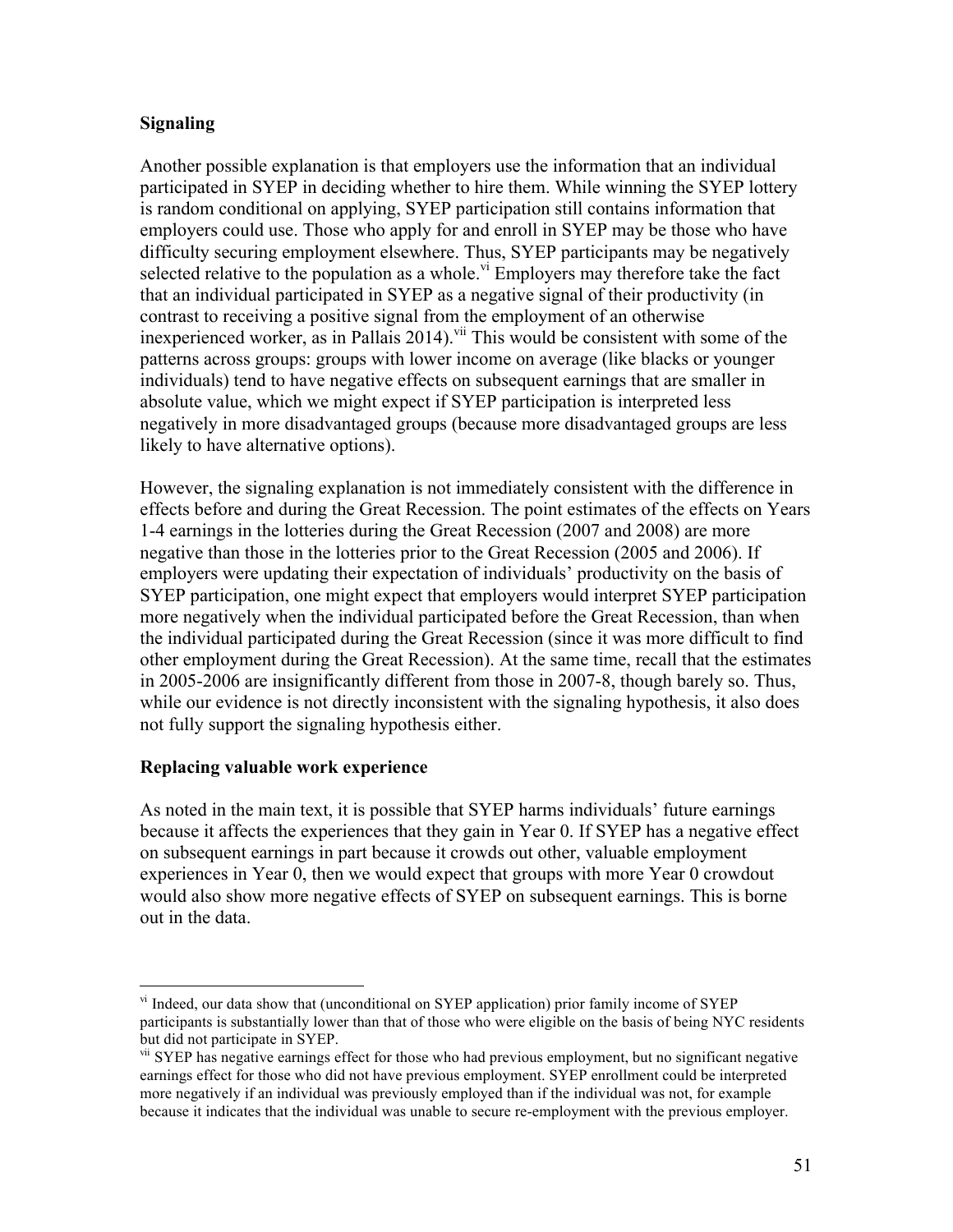**Signaling**

Another possible explanation is that employers use the information that an individual participated in SYEP in deciding whether to hire them. While winning the SYEP lottery is random conditional on applying, SYEP participation still contains information that employers could use. Those who apply for and enroll in SYEP may be those who have difficulty securing employment elsewhere. Thus, SYEP participants may be negatively selected relative to the population as a whole.[vi] Employers may therefore take the fact that an individual participated in SYEP as a negative signal of their productivity (in contrast to receiving a positive signal from the employment of an otherwise inexperienced worker, as in Pallais 2014).[vii] This would be consistent with some of the patterns across groups: groups with lower income on average (like blacks or younger individuals) tend to have negative effects on subsequent earnings that are smaller in absolute value, which we might expect if SYEP participation is interpreted less negatively in more disadvantaged groups (because more disadvantaged groups are less likely to have alternative options).

However, the signaling explanation is not immediately consistent with the difference in effects before and during the Great Recession. The point estimates of the effects on Years 1-4 earnings in the lotteries during the Great Recession (2007 and 2008) are more negative than those in the lotteries prior to the Great Recession (2005 and 2006). If employers were updating their expectation of individuals' productivity on the basis of SYEP participation, one might expect that employers would interpret SYEP participation more negatively when the individual participated before the Great Recession, than when the individual participated during the Great Recession (since it was more difficult to find other employment during the Great Recession). At the same time, recall that the estimates in 2005-2006 are insignificantly different from those in 2007-8, though barely so. Thus, while our evidence is not directly inconsistent with the signaling hypothesis, it also does not fully support the signaling hypothesis either.

**Replacing valuable work experience**

As noted in the main text, it is possible that SYEP harms individuals' future earnings because it affects the experiences that they gain in Year 0. If SYEP has a negative effect on subsequent earnings in part because it crowds out other, valuable employment experiences in Year 0, then we would expect that groups with more Year 0 crowdout would also show more negative effects of SYEP on subsequent earnings. This is borne out in the data.

---

[vi] Indeed, our data show that (unconditional on SYEP application) prior family income of SYEP participants is substantially lower than that of those who were eligible on the basis of being NYC residents but did not participate in SYEP.

[vii] SYEP has negative earnings effect for those who had previous employment, but no significant negative earnings effect for those who did not have previous employment. SYEP enrollment could be interpreted more negatively if an individual was previously employed than if the individual was not, for example because it indicates that the individual was unable to secure re-employment with the previous employer.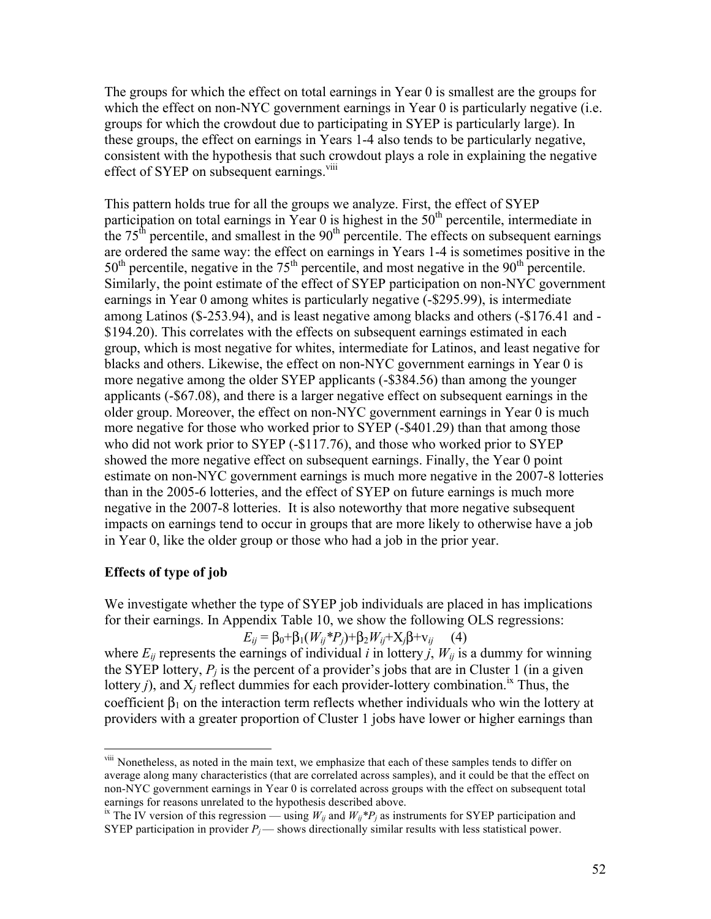The groups for which the effect on total earnings in Year 0 is smallest are the groups for which the effect on non-NYC government earnings in Year 0 is particularly negative (i.e. groups for which the crowdout due to participating in SYEP is particularly large). In these groups, the effect on earnings in Years 1-4 also tends to be particularly negative, consistent with the hypothesis that such crowdout plays a role in explaining the negative effect of SYEP on subsequent earnings.[viii]

This pattern holds true for all the groups we analyze. First, the effect of SYEP participation on total earnings in Year 0 is highest in the 50[th] percentile, intermediate in the 75[th] percentile, and smallest in the 90[th] percentile. The effects on subsequent earnings are ordered the same way: the effect on earnings in Years 1-4 is sometimes positive in the 50[th] percentile, negative in the 75[th] percentile, and most negative in the 90[th] percentile. Similarly, the point estimate of the effect of SYEP participation on non-NYC government earnings in Year 0 among whites is particularly negative (-$295.99), is intermediate among Latinos ($-253.94), and is least negative among blacks and others (-$176.41 and -$194.20). This correlates with the effects on subsequent earnings estimated in each group, which is most negative for whites, intermediate for Latinos, and least negative for blacks and others. Likewise, the effect on non-NYC government earnings in Year 0 is more negative among the older SYEP applicants (-$384.56) than among the younger applicants (-$67.08), and there is a larger negative effect on subsequent earnings in the older group. Moreover, the effect on non-NYC government earnings in Year 0 is much more negative for those who worked prior to SYEP (-$401.29) than that among those who did not work prior to SYEP (-$117.76), and those who worked prior to SYEP showed the more negative effect on subsequent earnings. Finally, the Year 0 point estimate on non-NYC government earnings is much more negative in the 2007-8 lotteries than in the 2005-6 lotteries, and the effect of SYEP on future earnings is much more negative in the 2007-8 lotteries. It is also noteworthy that more negative subsequent impacts on earnings tend to occur in groups that are more likely to otherwise have a job in Year 0, like the older group or those who had a job in the prior year.

**Effects of type of job**

We investigate whether the type of SYEP job individuals are placed in has implications for their earnings. In Appendix Table 10, we show the following OLS regressions:

$$E_{ij} = \beta_0+\beta_1(W_{ij}*P_j)+\beta_2 W_{ij}+X_j\beta+v_{ij} \quad (4)$$

where $E_{ij}$ represents the earnings of individual $i$ in lottery $j$, $W_{ij}$ is a dummy for winning the SYEP lottery, $P_j$ is the percent of a provider's jobs that are in Cluster 1 (in a given lottery $j$), and $X_j$ reflect dummies for each provider-lottery combination.[ix] Thus, the coefficient $\beta_1$ on the interaction term reflects whether individuals who win the lottery at providers with a greater proportion of Cluster 1 jobs have lower or higher earnings than

---

[viii] Nonetheless, as noted in the main text, we emphasize that each of these samples tends to differ on average along many characteristics (that are correlated across samples), and it could be that the effect on non-NYC government earnings in Year 0 is correlated across groups with the effect on subsequent total earnings for reasons unrelated to the hypothesis described above.

[ix] The IV version of this regression — using $W_{ij}$ and $W_{ij}*P_j$ as instruments for SYEP participation and SYEP participation in provider $P_j$ — shows directionally similar results with less statistical power.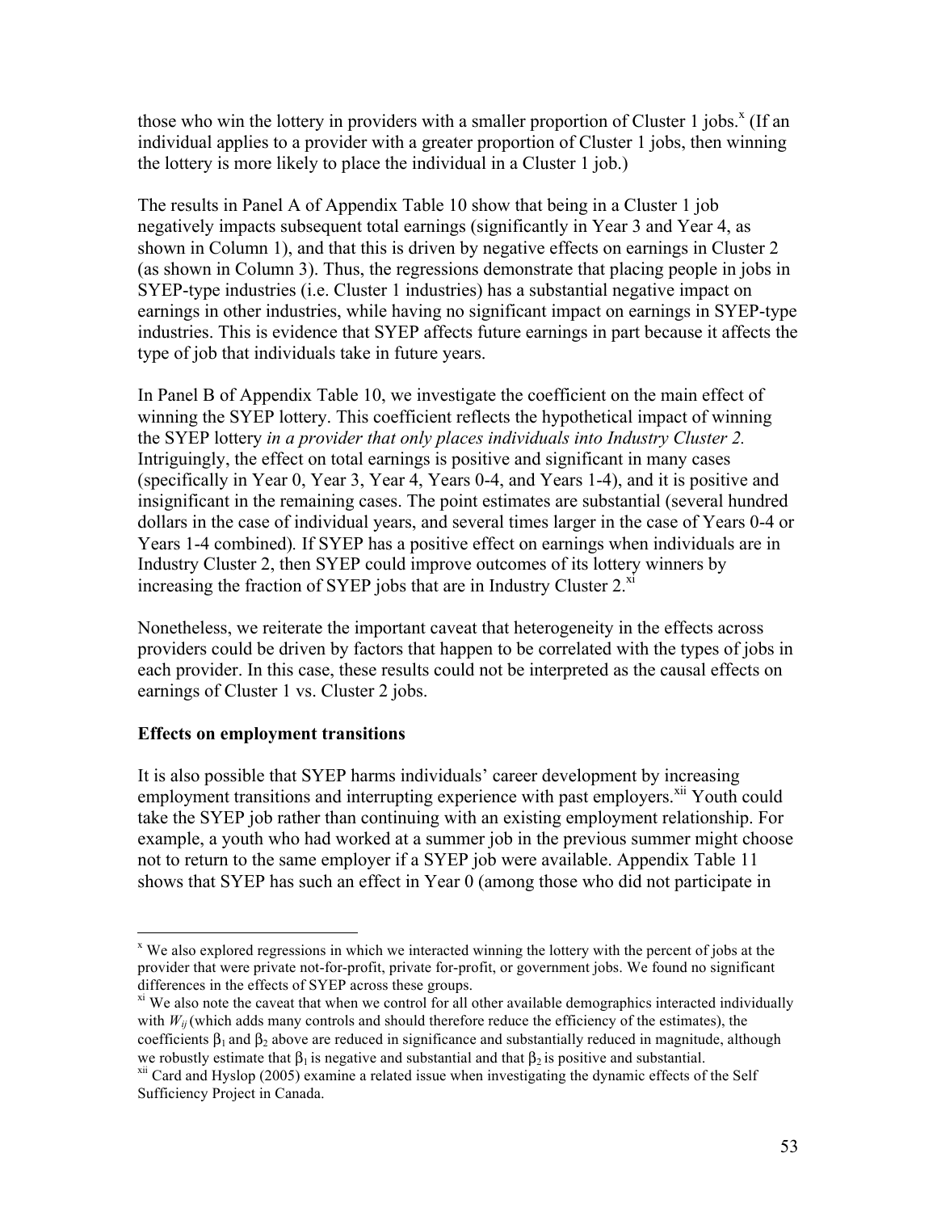those who win the lottery in providers with a smaller proportion of Cluster 1 jobs.[x] (If an individual applies to a provider with a greater proportion of Cluster 1 jobs, then winning the lottery is more likely to place the individual in a Cluster 1 job.)

The results in Panel A of Appendix Table 10 show that being in a Cluster 1 job negatively impacts subsequent total earnings (significantly in Year 3 and Year 4, as shown in Column 1), and that this is driven by negative effects on earnings in Cluster 2 (as shown in Column 3). Thus, the regressions demonstrate that placing people in jobs in SYEP-type industries (i.e. Cluster 1 industries) has a substantial negative impact on earnings in other industries, while having no significant impact on earnings in SYEP-type industries. This is evidence that SYEP affects future earnings in part because it affects the type of job that individuals take in future years.

In Panel B of Appendix Table 10, we investigate the coefficient on the main effect of winning the SYEP lottery. This coefficient reflects the hypothetical impact of winning the SYEP lottery *in a provider that only places individuals into Industry Cluster 2.* Intriguingly, the effect on total earnings is positive and significant in many cases (specifically in Year 0, Year 3, Year 4, Years 0-4, and Years 1-4), and it is positive and insignificant in the remaining cases. The point estimates are substantial (several hundred dollars in the case of individual years, and several times larger in the case of Years 0-4 or Years 1-4 combined). If SYEP has a positive effect on earnings when individuals are in Industry Cluster 2, then SYEP could improve outcomes of its lottery winners by increasing the fraction of SYEP jobs that are in Industry Cluster 2.[xi]

Nonetheless, we reiterate the important caveat that heterogeneity in the effects across providers could be driven by factors that happen to be correlated with the types of jobs in each provider. In this case, these results could not be interpreted as the causal effects on earnings of Cluster 1 vs. Cluster 2 jobs.

**Effects on employment transitions**

It is also possible that SYEP harms individuals' career development by increasing employment transitions and interrupting experience with past employers.[xii] Youth could take the SYEP job rather than continuing with an existing employment relationship. For example, a youth who had worked at a summer job in the previous summer might choose not to return to the same employer if a SYEP job were available. Appendix Table 11 shows that SYEP has such an effect in Year 0 (among those who did not participate in

---

[x] We also explored regressions in which we interacted winning the lottery with the percent of jobs at the provider that were private not-for-profit, private for-profit, or government jobs. We found no significant differences in the effects of SYEP across these groups.

[xi] We also note the caveat that when we control for all other available demographics interacted individually with $W_{ij}$ (which adds many controls and should therefore reduce the efficiency of the estimates), the coefficients $\beta_1$ and $\beta_2$ above are reduced in significance and substantially reduced in magnitude, although we robustly estimate that $\beta_1$ is negative and substantial and that $\beta_2$ is positive and substantial.

[xii] Card and Hyslop (2005) examine a related issue when investigating the dynamic effects of the Self Sufficiency Project in Canada.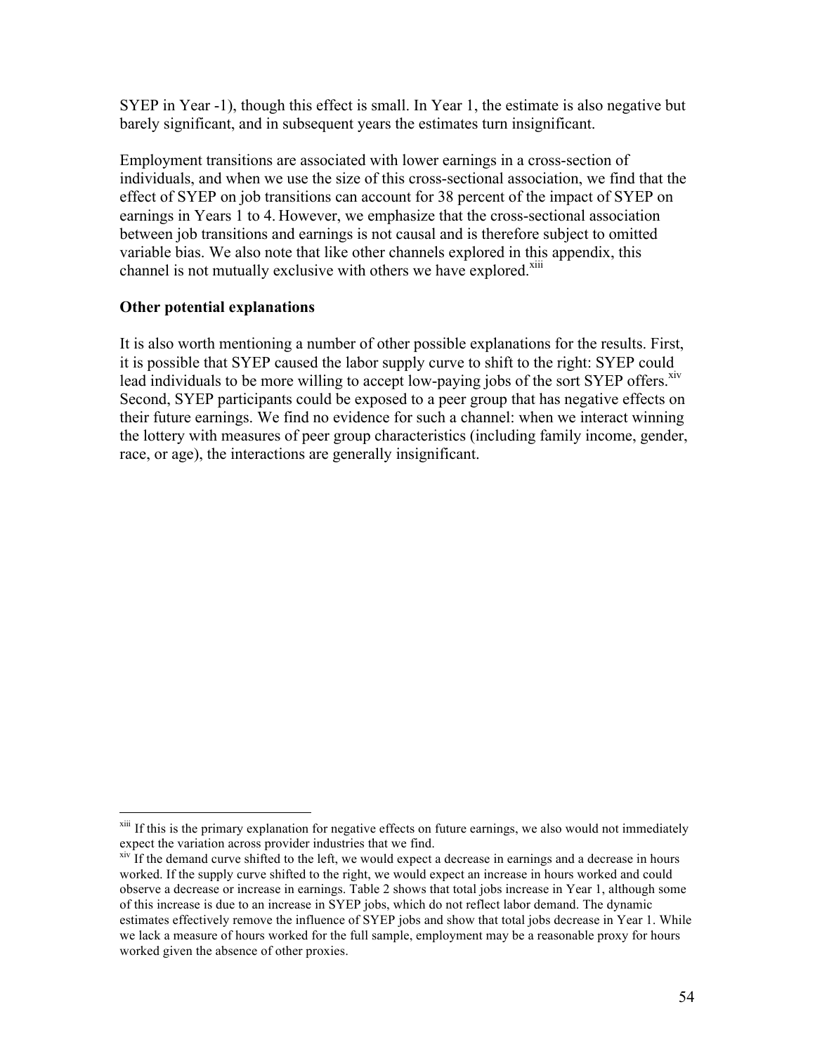SYEP in Year -1), though this effect is small. In Year 1, the estimate is also negative but barely significant, and in subsequent years the estimates turn insignificant.

Employment transitions are associated with lower earnings in a cross-section of individuals, and when we use the size of this cross-sectional association, we find that the effect of SYEP on job transitions can account for 38 percent of the impact of SYEP on earnings in Years 1 to 4. However, we emphasize that the cross-sectional association between job transitions and earnings is not causal and is therefore subject to omitted variable bias. We also note that like other channels explored in this appendix, this channel is not mutually exclusive with others we have explored.[xiii]

**Other potential explanations**

It is also worth mentioning a number of other possible explanations for the results. First, it is possible that SYEP caused the labor supply curve to shift to the right: SYEP could lead individuals to be more willing to accept low-paying jobs of the sort SYEP offers.[xiv] Second, SYEP participants could be exposed to a peer group that has negative effects on their future earnings. We find no evidence for such a channel: when we interact winning the lottery with measures of peer group characteristics (including family income, gender, race, or age), the interactions are generally insignificant.

---

[xiii] If this is the primary explanation for negative effects on future earnings, we also would not immediately expect the variation across provider industries that we find.

[xiv] If the demand curve shifted to the left, we would expect a decrease in earnings and a decrease in hours worked. If the supply curve shifted to the right, we would expect an increase in hours worked and could observe a decrease or increase in earnings. Table 2 shows that total jobs increase in Year 1, although some of this increase is due to an increase in SYEP jobs, which do not reflect labor demand. The dynamic estimates effectively remove the influence of SYEP jobs and show that total jobs decrease in Year 1. While we lack a measure of hours worked for the full sample, employment may be a reasonable proxy for hours worked given the absence of other proxies.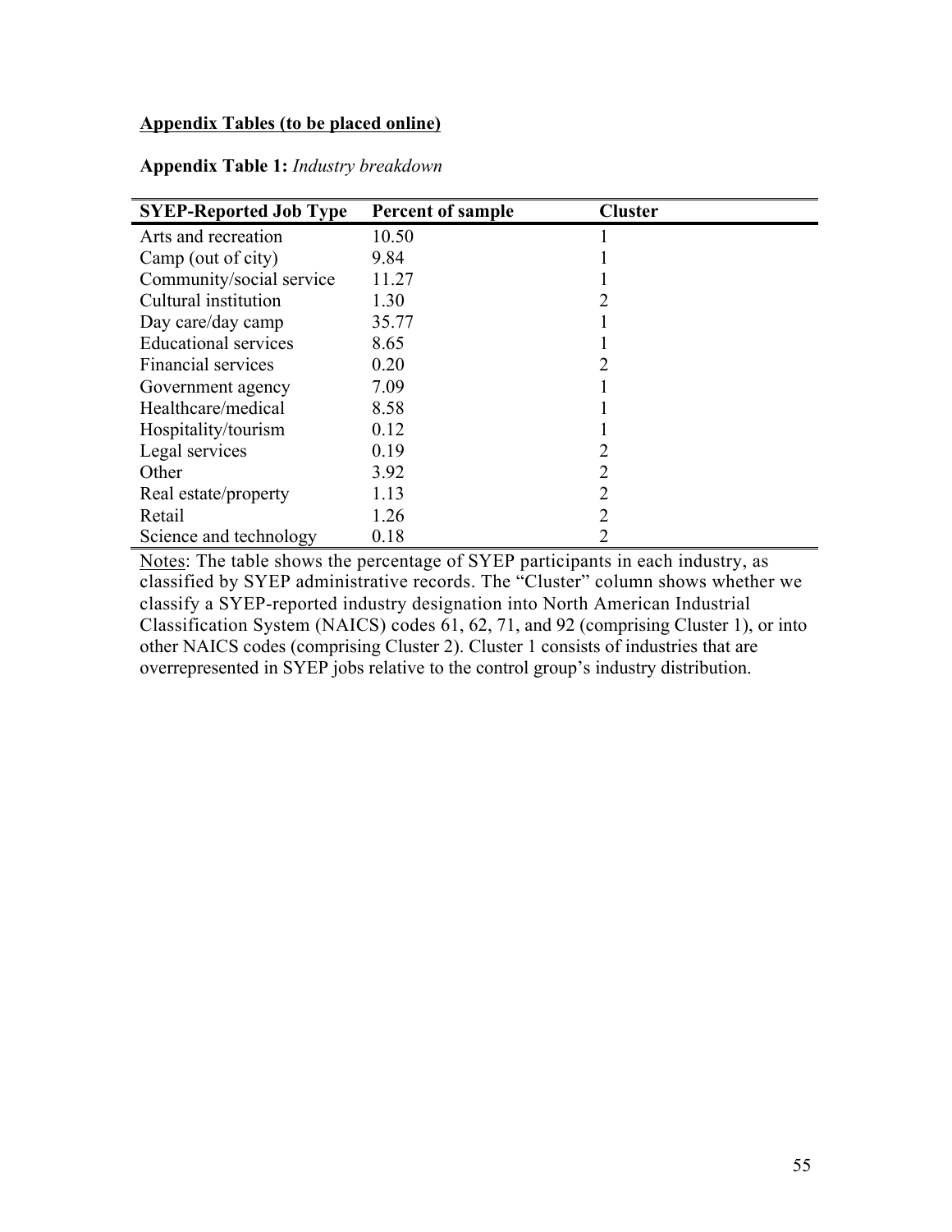**Appendix Tables (to be placed online)**

**Appendix Table 1:** *Industry breakdown*

| SYEP-Reported Job Type | Percent of sample | Cluster |
|---|---|---|
| Arts and recreation | 10.50 | 1 |
| Camp (out of city) | 9.84 | 1 |
| Community/social service | 11.27 | 1 |
| Cultural institution | 1.30 | 2 |
| Day care/day camp | 35.77 | 1 |
| Educational services | 8.65 | 1 |
| Financial services | 0.20 | 2 |
| Government agency | 7.09 | 1 |
| Healthcare/medical | 8.58 | 1 |
| Hospitality/tourism | 0.12 | 1 |
| Legal services | 0.19 | 2 |
| Other | 3.92 | 2 |
| Real estate/property | 1.13 | 2 |
| Retail | 1.26 | 2 |
| Science and technology | 0.18 | 2 |

Notes: The table shows the percentage of SYEP participants in each industry, as classified by SYEP administrative records. The "Cluster" column shows whether we classify a SYEP-reported industry designation into North American Industrial Classification System (NAICS) codes 61, 62, 71, and 92 (comprising Cluster 1), or into other NAICS codes (comprising Cluster 2). Cluster 1 consists of industries that are overrepresented in SYEP jobs relative to the control group's industry distribution.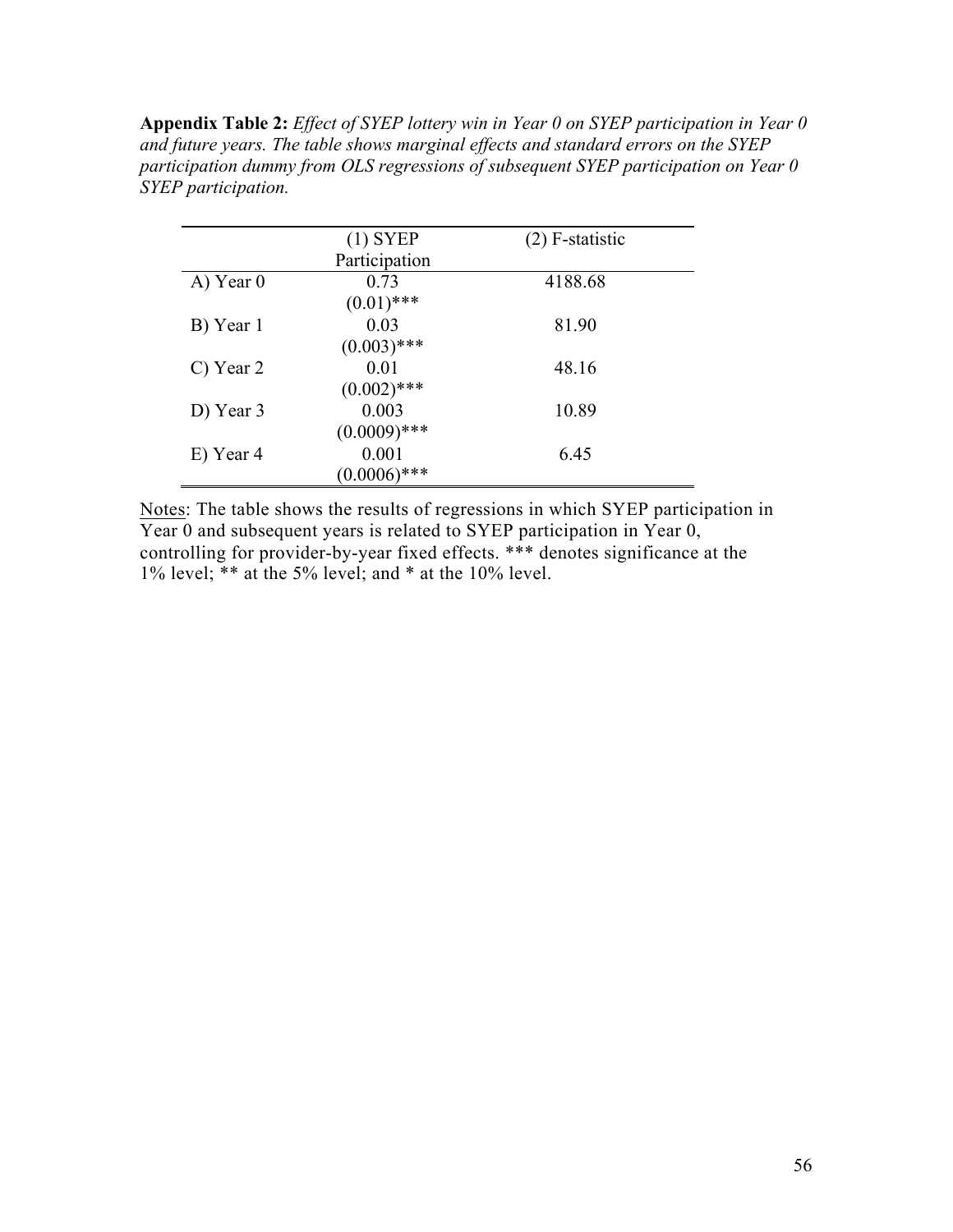**Appendix Table 2:** *Effect of SYEP lottery win in Year 0 on SYEP participation in Year 0 and future years. The table shows marginal effects and standard errors on the SYEP participation dummy from OLS regressions of subsequent SYEP participation on Year 0 SYEP participation.*

| | (1) SYEP Participation | (2) F-statistic |
|---|---|---|
| A) Year 0 | 0.73 | 4188.68 |
| | (0.01)*** | |
| B) Year 1 | 0.03 | 81.90 |
| | (0.003)*** | |
| C) Year 2 | 0.01 | 48.16 |
| | (0.002)*** | |
| D) Year 3 | 0.003 | 10.89 |
| | (0.0009)*** | |
| E) Year 4 | 0.001 | 6.45 |
| | (0.0006)*** | |

Notes: The table shows the results of regressions in which SYEP participation in Year 0 and subsequent years is related to SYEP participation in Year 0, controlling for provider-by-year fixed effects. *** denotes significance at the 1% level; ** at the 5% level; and * at the 10% level.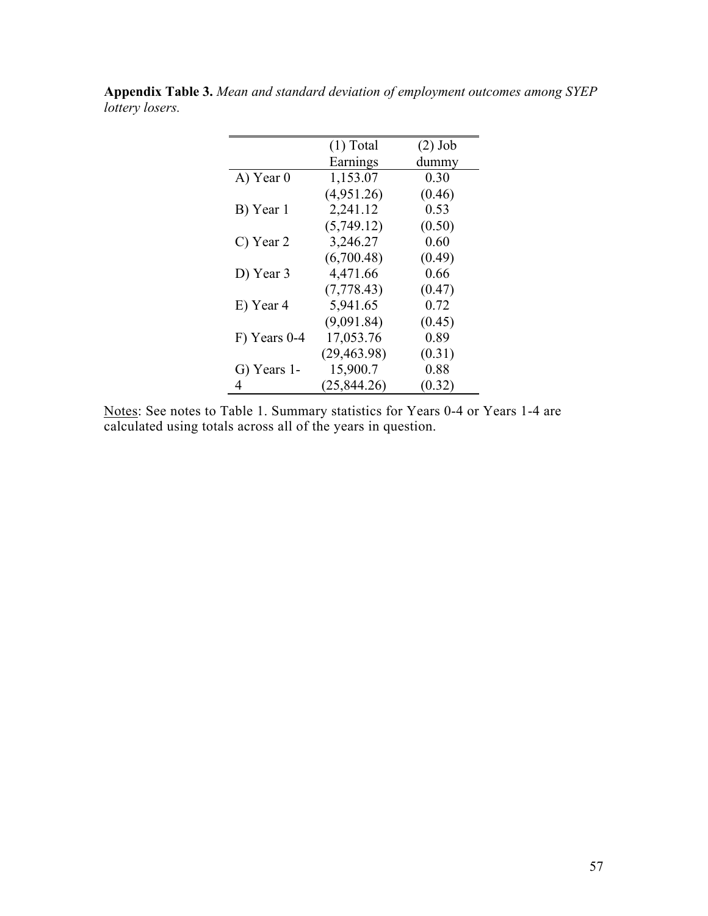**Appendix Table 3.** *Mean and standard deviation of employment outcomes among SYEP lottery losers.*

| | (1) Total Earnings | (2) Job dummy |
|---|---|---|
| A) Year 0 | 1,153.07 | 0.30 |
| | (4,951.26) | (0.46) |
| B) Year 1 | 2,241.12 | 0.53 |
| | (5,749.12) | (0.50) |
| C) Year 2 | 3,246.27 | 0.60 |
| | (6,700.48) | (0.49) |
| D) Year 3 | 4,471.66 | 0.66 |
| | (7,778.43) | (0.47) |
| E) Year 4 | 5,941.65 | 0.72 |
| | (9,091.84) | (0.45) |
| F) Years 0-4 | 17,053.76 | 0.89 |
| | (29,463.98) | (0.31) |
| G) Years 1-4 | 15,900.7 | 0.88 |
| | (25,844.26) | (0.32) |

Notes: See notes to Table 1. Summary statistics for Years 0-4 or Years 1-4 are calculated using totals across all of the years in question.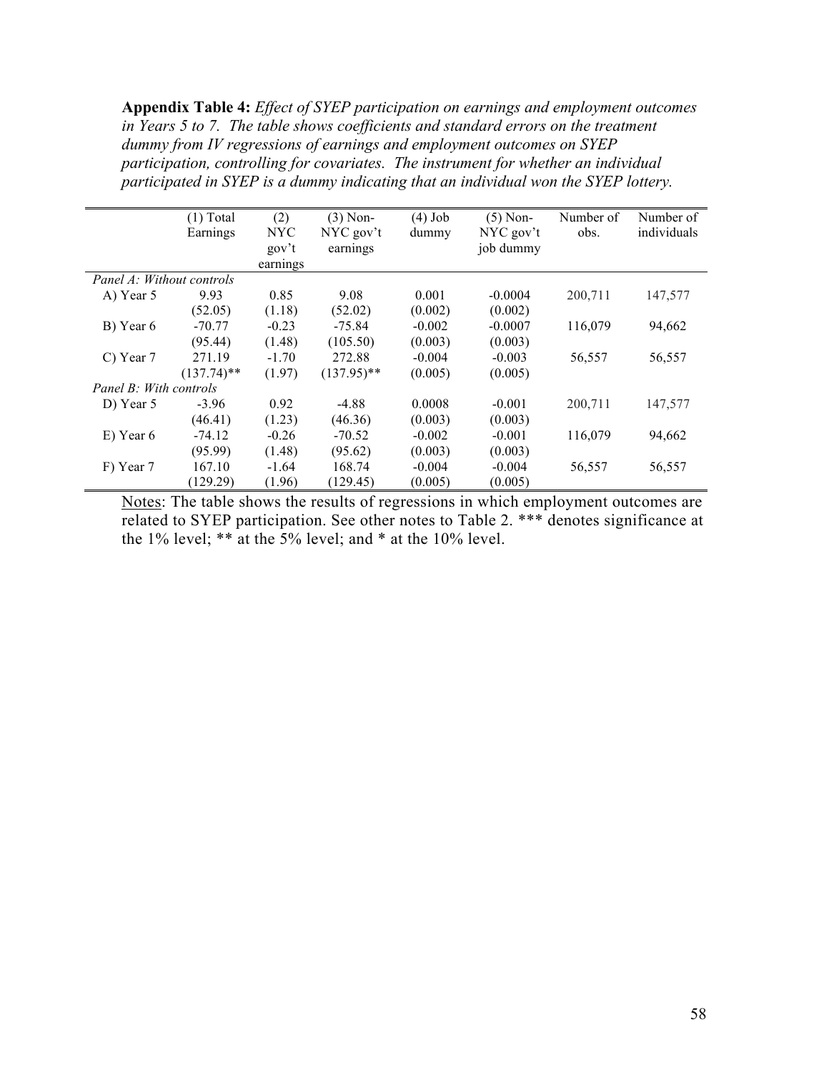**Appendix Table 4:** *Effect of SYEP participation on earnings and employment outcomes in Years 5 to 7. The table shows coefficients and standard errors on the treatment dummy from IV regressions of earnings and employment outcomes on SYEP participation, controlling for covariates. The instrument for whether an individual participated in SYEP is a dummy indicating that an individual won the SYEP lottery.*

| | (1) Total Earnings | (2) NYC gov't earnings | (3) Non-NYC gov't earnings | (4) Job dummy | (5) Non-NYC gov't job dummy | Number of obs. | Number of individuals |
|---|---|---|---|---|---|---|---|
| *Panel A: Without controls* | | | | | | | |
| A) Year 5 | 9.93 | 0.85 | 9.08 | 0.001 | -0.0004 | 200,711 | 147,577 |
| | (52.05) | (1.18) | (52.02) | (0.002) | (0.002) | | |
| B) Year 6 | -70.77 | -0.23 | -75.84 | -0.002 | -0.0007 | 116,079 | 94,662 |
| | (95.44) | (1.48) | (105.50) | (0.003) | (0.003) | | |
| C) Year 7 | 271.19 | -1.70 | 272.88 | -0.004 | -0.003 | 56,557 | 56,557 |
| | (137.74)** | (1.97) | (137.95)** | (0.005) | (0.005) | | |
| *Panel B: With controls* | | | | | | | |
| D) Year 5 | -3.96 | 0.92 | -4.88 | 0.0008 | -0.001 | 200,711 | 147,577 |
| | (46.41) | (1.23) | (46.36) | (0.003) | (0.003) | | |
| E) Year 6 | -74.12 | -0.26 | -70.52 | -0.002 | -0.001 | 116,079 | 94,662 |
| | (95.99) | (1.48) | (95.62) | (0.003) | (0.003) | | |
| F) Year 7 | 167.10 | -1.64 | 168.74 | -0.004 | -0.004 | 56,557 | 56,557 |
| | (129.29) | (1.96) | (129.45) | (0.005) | (0.005) | | |

Notes: The table shows the results of regressions in which employment outcomes are related to SYEP participation. See other notes to Table 2. *** denotes significance at the 1% level; ** at the 5% level; and * at the 10% level.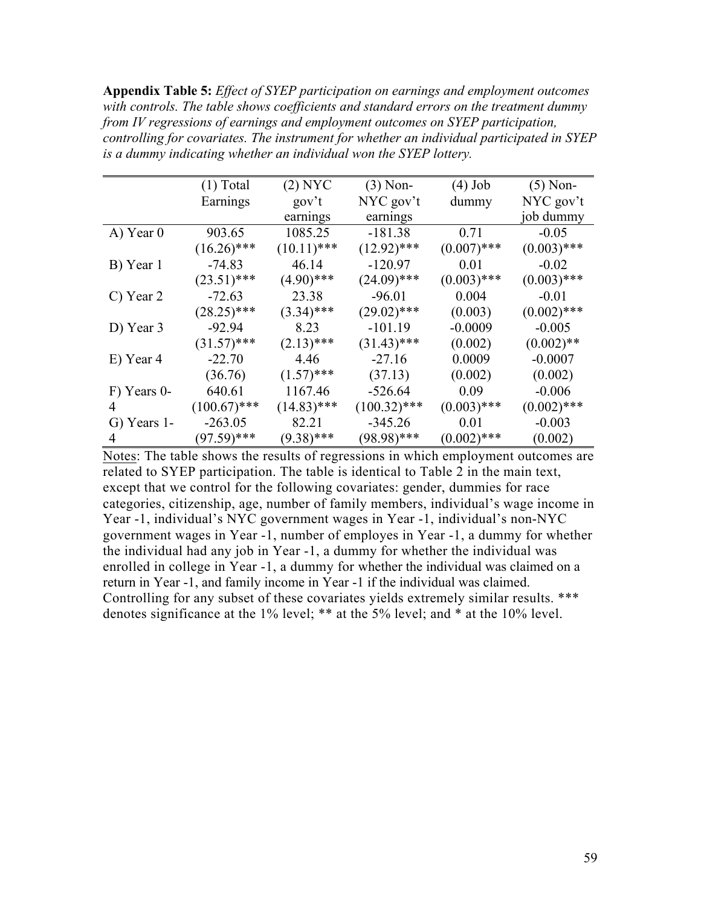**Appendix Table 5:** *Effect of SYEP participation on earnings and employment outcomes with controls. The table shows coefficients and standard errors on the treatment dummy from IV regressions of earnings and employment outcomes on SYEP participation, controlling for covariates. The instrument for whether an individual participated in SYEP is a dummy indicating whether an individual won the SYEP lottery.*

| | (1) Total Earnings | (2) NYC gov't earnings | (3) Non-NYC gov't earnings | (4) Job dummy | (5) Non-NYC gov't job dummy |
|---|---|---|---|---|---|
| A) Year 0 | 903.65 | 1085.25 | -181.38 | 0.71 | -0.05 |
| | (16.26)*** | (10.11)*** | (12.92)*** | (0.007)*** | (0.003)*** |
| B) Year 1 | -74.83 | 46.14 | -120.97 | 0.01 | -0.02 |
| | (23.51)*** | (4.90)*** | (24.09)*** | (0.003)*** | (0.003)*** |
| C) Year 2 | -72.63 | 23.38 | -96.01 | 0.004 | -0.01 |
| | (28.25)*** | (3.34)*** | (29.02)*** | (0.003) | (0.002)*** |
| D) Year 3 | -92.94 | 8.23 | -101.19 | -0.0009 | -0.005 |
| | (31.57)*** | (2.13)*** | (31.43)*** | (0.002) | (0.002)** |
| E) Year 4 | -22.70 | 4.46 | -27.16 | 0.0009 | -0.0007 |
| | (36.76) | (1.57)*** | (37.13) | (0.002) | (0.002) |
| F) Years 0-4 | 640.61 | 1167.46 | -526.64 | 0.09 | -0.006 |
| | (100.67)*** | (14.83)*** | (100.32)*** | (0.003)*** | (0.002)*** |
| G) Years 1-4 | -263.05 | 82.21 | -345.26 | 0.01 | -0.003 |
| | (97.59)*** | (9.38)*** | (98.98)*** | (0.002)*** | (0.002) |

Notes: The table shows the results of regressions in which employment outcomes are related to SYEP participation. The table is identical to Table 2 in the main text, except that we control for the following covariates: gender, dummies for race categories, citizenship, age, number of family members, individual's wage income in Year -1, individual's NYC government wages in Year -1, individual's non-NYC government wages in Year -1, number of employes in Year -1, a dummy for whether the individual had any job in Year -1, a dummy for whether the individual was enrolled in college in Year -1, a dummy for whether the individual was claimed on a return in Year -1, and family income in Year -1 if the individual was claimed. Controlling for any subset of these covariates yields extremely similar results. *** denotes significance at the 1% level; ** at the 5% level; and * at the 10% level.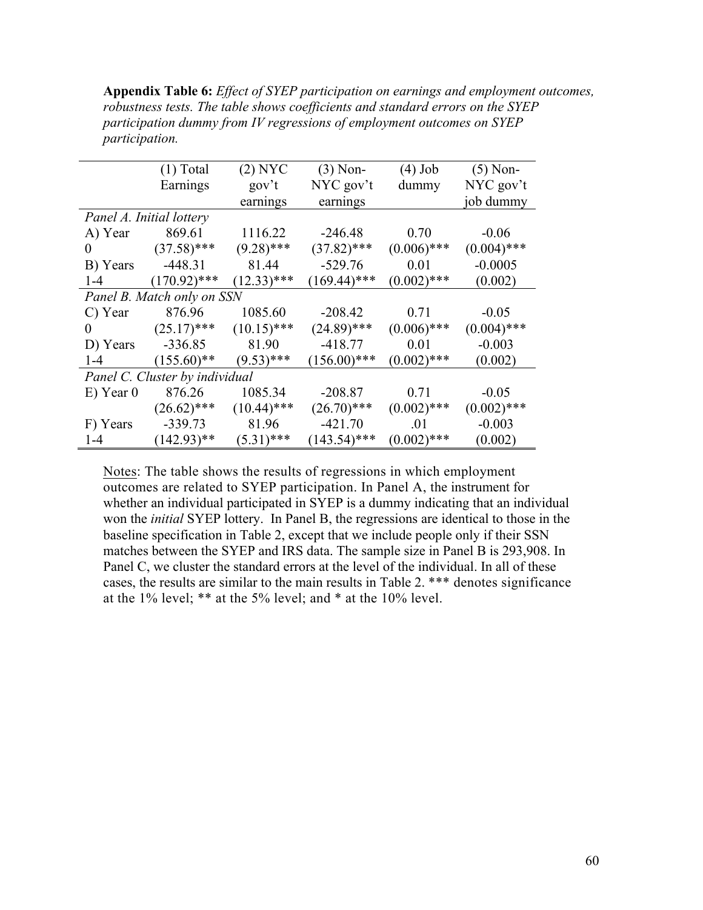**Appendix Table 6:** *Effect of SYEP participation on earnings and employment outcomes, robustness tests. The table shows coefficients and standard errors on the SYEP participation dummy from IV regressions of employment outcomes on SYEP participation.*

| | (1) Total Earnings | (2) NYC gov't earnings | (3) Non-NYC gov't earnings | (4) Job dummy | (5) Non-NYC gov't job dummy |
|---|---|---|---|---|---|
| *Panel A. Initial lottery* | | | | | |
| A) Year 0 | 869.61 | 1116.22 | -246.48 | 0.70 | -0.06 |
| | (37.58)*** | (9.28)*** | (37.82)*** | (0.006)*** | (0.004)*** |
| B) Years 1-4 | -448.31 | 81.44 | -529.76 | 0.01 | -0.0005 |
| | (170.92)*** | (12.33)*** | (169.44)*** | (0.002)*** | (0.002) |
| *Panel B. Match only on SSN* | | | | | |
| C) Year 0 | 876.96 | 1085.60 | -208.42 | 0.71 | -0.05 |
| | (25.17)*** | (10.15)*** | (24.89)*** | (0.006)*** | (0.004)*** |
| D) Years 1-4 | -336.85 | 81.90 | -418.77 | 0.01 | -0.003 |
| | (155.60)** | (9.53)*** | (156.00)*** | (0.002)*** | (0.002) |
| *Panel C. Cluster by individual* | | | | | |
| E) Year 0 | 876.26 | 1085.34 | -208.87 | 0.71 | -0.05 |
| | (26.62)*** | (10.44)*** | (26.70)*** | (0.002)*** | (0.002)*** |
| F) Years 1-4 | -339.73 | 81.96 | -421.70 | .01 | -0.003 |
| | (142.93)** | (5.31)*** | (143.54)*** | (0.002)*** | (0.002) |

Notes: The table shows the results of regressions in which employment outcomes are related to SYEP participation. In Panel A, the instrument for whether an individual participated in SYEP is a dummy indicating that an individual won the *initial* SYEP lottery. In Panel B, the regressions are identical to those in the baseline specification in Table 2, except that we include people only if their SSN matches between the SYEP and IRS data. The sample size in Panel B is 293,908. In Panel C, we cluster the standard errors at the level of the individual. In all of these cases, the results are similar to the main results in Table 2. *** denotes significance at the 1% level; ** at the 5% level; and * at the 10% level.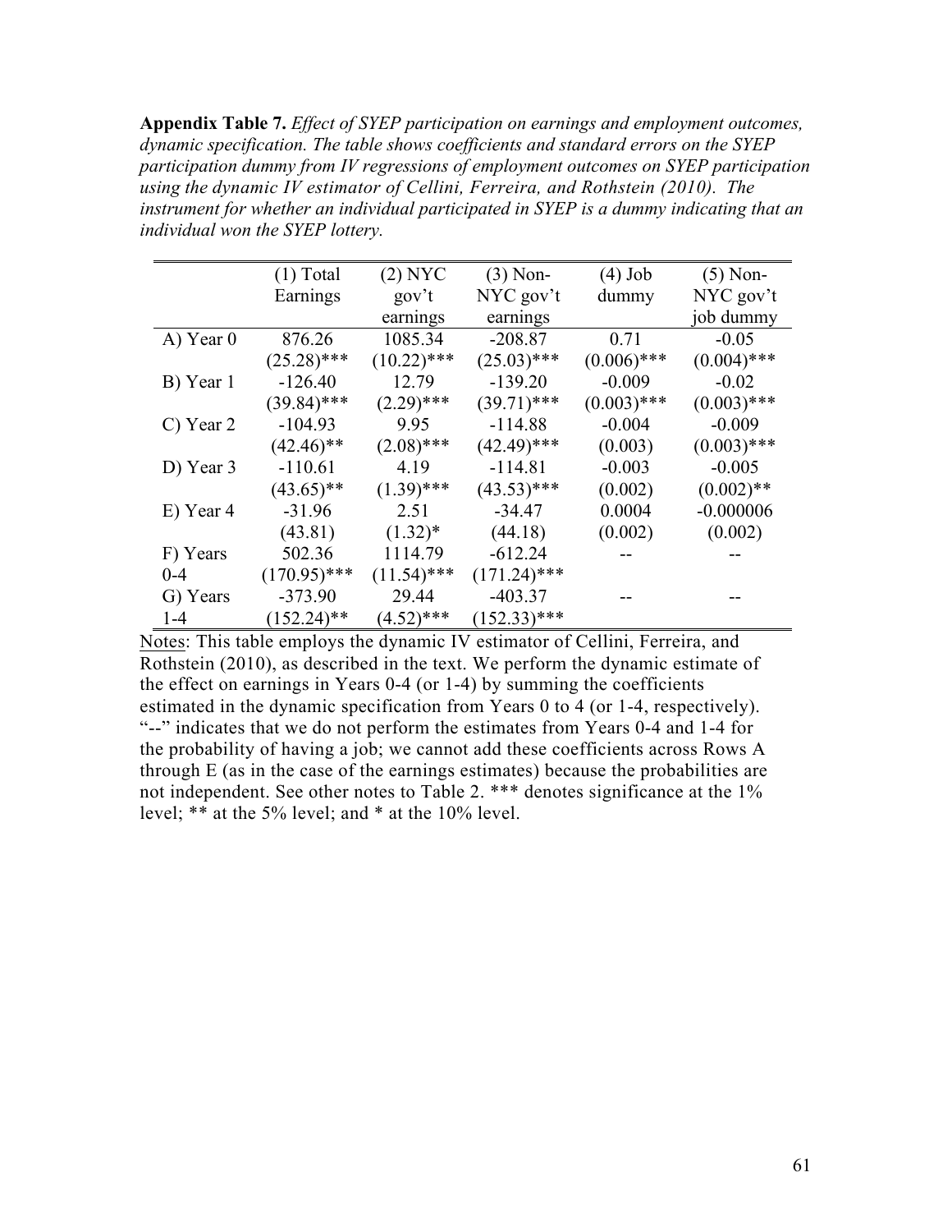**Appendix Table 7.** *Effect of SYEP participation on earnings and employment outcomes, dynamic specification. The table shows coefficients and standard errors on the SYEP participation dummy from IV regressions of employment outcomes on SYEP participation using the dynamic IV estimator of Cellini, Ferreira, and Rothstein (2010). The instrument for whether an individual participated in SYEP is a dummy indicating that an individual won the SYEP lottery.*

| | (1) Total Earnings | (2) NYC gov't earnings | (3) Non-NYC gov't earnings | (4) Job dummy | (5) Non-NYC gov't job dummy |
|---|---|---|---|---|---|
| A) Year 0 | 876.26 | 1085.34 | -208.87 | 0.71 | -0.05 |
| | (25.28)*** | (10.22)*** | (25.03)*** | (0.006)*** | (0.004)*** |
| B) Year 1 | -126.40 | 12.79 | -139.20 | -0.009 | -0.02 |
| | (39.84)*** | (2.29)*** | (39.71)*** | (0.003)*** | (0.003)*** |
| C) Year 2 | -104.93 | 9.95 | -114.88 | -0.004 | -0.009 |
| | (42.46)** | (2.08)*** | (42.49)*** | (0.003) | (0.003)*** |
| D) Year 3 | -110.61 | 4.19 | -114.81 | -0.003 | -0.005 |
| | (43.65)** | (1.39)*** | (43.53)*** | (0.002) | (0.002)** |
| E) Year 4 | -31.96 | 2.51 | -34.47 | 0.0004 | -0.000006 |
| | (43.81) | (1.32)* | (44.18) | (0.002) | (0.002) |
| F) Years 0-4 | 502.36 | 1114.79 | -612.24 | -- | -- |
| | (170.95)*** | (11.54)*** | (171.24)*** | | |
| G) Years 1-4 | -373.90 | 29.44 | -403.37 | -- | -- |
| | (152.24)** | (4.52)*** | (152.33)*** | | |

Notes: This table employs the dynamic IV estimator of Cellini, Ferreira, and Rothstein (2010), as described in the text. We perform the dynamic estimate of the effect on earnings in Years 0-4 (or 1-4) by summing the coefficients estimated in the dynamic specification from Years 0 to 4 (or 1-4, respectively). "--" indicates that we do not perform the estimates from Years 0-4 and 1-4 for the probability of having a job; we cannot add these coefficients across Rows A through E (as in the case of the earnings estimates) because the probabilities are not independent. See other notes to Table 2. *** denotes significance at the 1% level; ** at the 5% level; and * at the 10% level.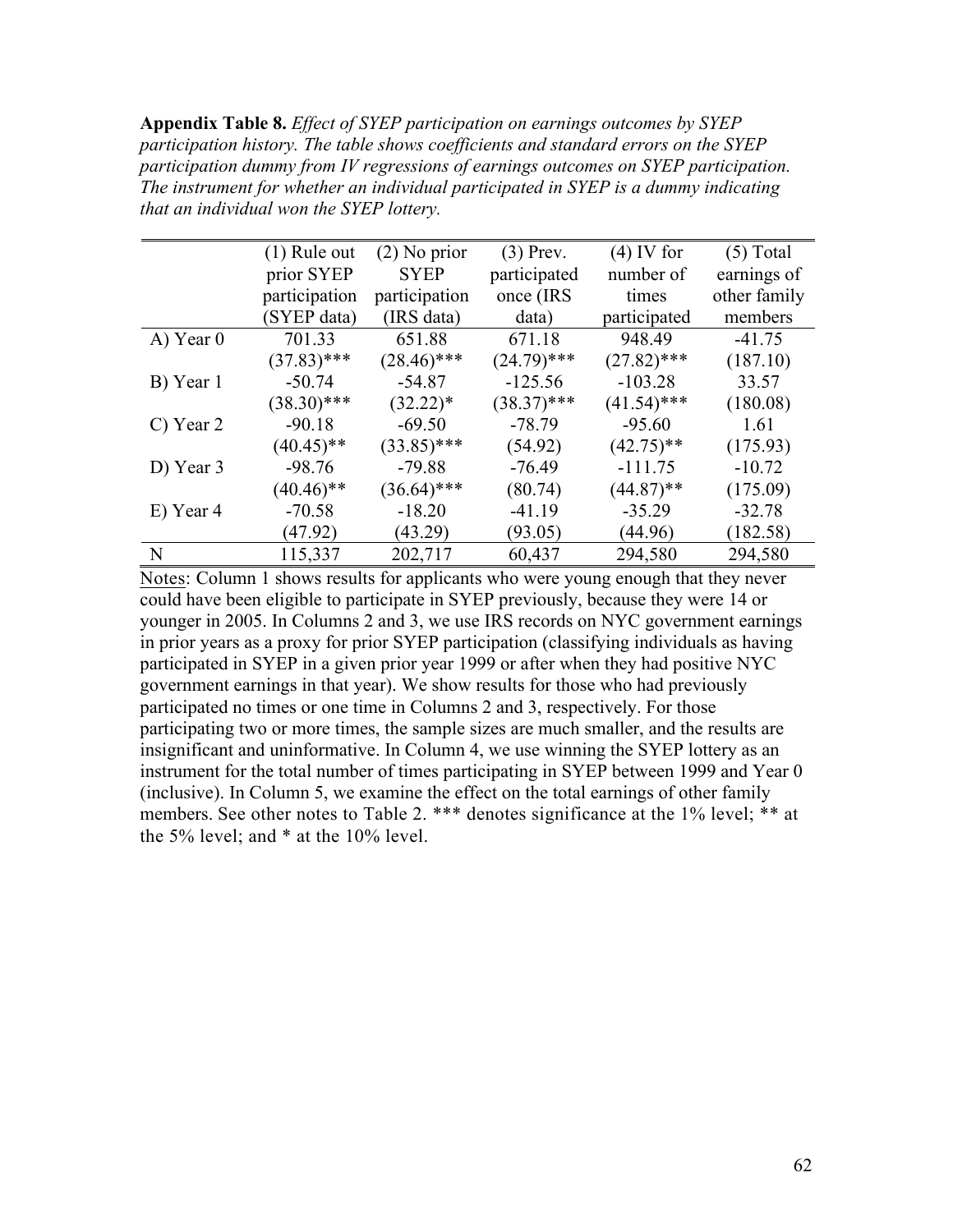**Appendix Table 8.** *Effect of SYEP participation on earnings outcomes by SYEP participation history. The table shows coefficients and standard errors on the SYEP participation dummy from IV regressions of earnings outcomes on SYEP participation. The instrument for whether an individual participated in SYEP is a dummy indicating that an individual won the SYEP lottery.*

| | (1) Rule out prior SYEP participation (SYEP data) | (2) No prior SYEP participation (IRS data) | (3) Prev. participated once (IRS data) | (4) IV for number of times participated | (5) Total earnings of other family members |
|---|---|---|---|---|---|
| A) Year 0 | 701.33 | 651.88 | 671.18 | 948.49 | -41.75 |
| | (37.83)*** | (28.46)*** | (24.79)*** | (27.82)*** | (187.10) |
| B) Year 1 | -50.74 | -54.87 | -125.56 | -103.28 | 33.57 |
| | (38.30)*** | (32.22)* | (38.37)*** | (41.54)*** | (180.08) |
| C) Year 2 | -90.18 | -69.50 | -78.79 | -95.60 | 1.61 |
| | (40.45)** | (33.85)*** | (54.92) | (42.75)** | (175.93) |
| D) Year 3 | -98.76 | -79.88 | -76.49 | -111.75 | -10.72 |
| | (40.46)** | (36.64)*** | (80.74) | (44.87)** | (175.09) |
| E) Year 4 | -70.58 | -18.20 | -41.19 | -35.29 | -32.78 |
| | (47.92) | (43.29) | (93.05) | (44.96) | (182.58) |
| N | 115,337 | 202,717 | 60,437 | 294,580 | 294,580 |

Notes: Column 1 shows results for applicants who were young enough that they never could have been eligible to participate in SYEP previously, because they were 14 or younger in 2005. In Columns 2 and 3, we use IRS records on NYC government earnings in prior years as a proxy for prior SYEP participation (classifying individuals as having participated in SYEP in a given prior year 1999 or after when they had positive NYC government earnings in that year). We show results for those who had previously participated no times or one time in Columns 2 and 3, respectively. For those participating two or more times, the sample sizes are much smaller, and the results are insignificant and uninformative. In Column 4, we use winning the SYEP lottery as an instrument for the total number of times participating in SYEP between 1999 and Year 0 (inclusive). In Column 5, we examine the effect on the total earnings of other family members. See other notes to Table 2. *** denotes significance at the 1% level; ** at the 5% level; and * at the 10% level.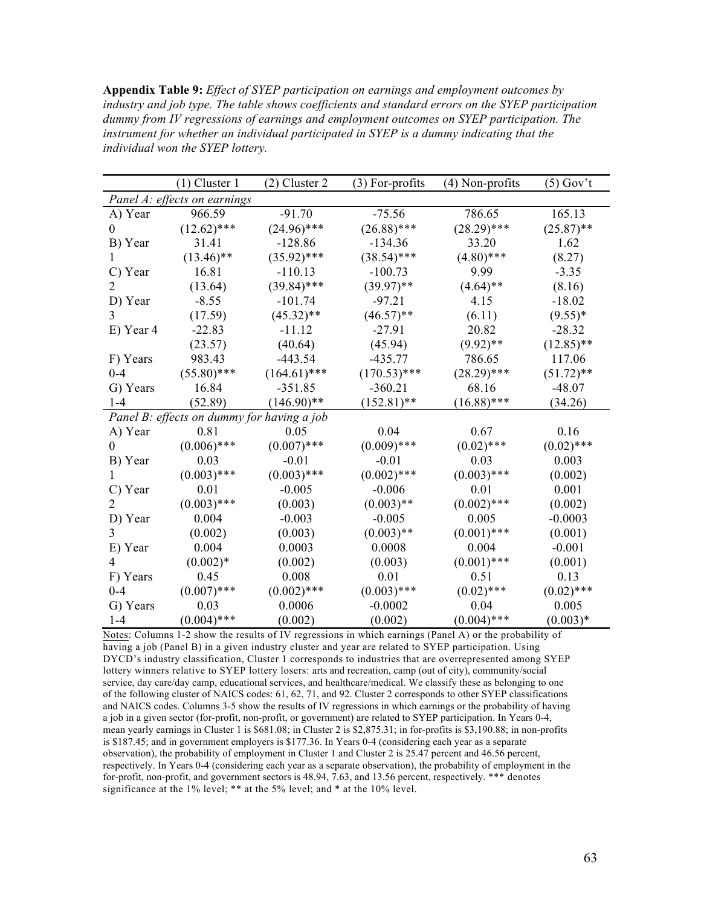**Appendix Table 9:** *Effect of SYEP participation on earnings and employment outcomes by industry and job type. The table shows coefficients and standard errors on the SYEP participation dummy from IV regressions of earnings and employment outcomes on SYEP participation. The instrument for whether an individual participated in SYEP is a dummy indicating that the individual won the SYEP lottery.*

| | (1) Cluster 1 | (2) Cluster 2 | (3) For-profits | (4) Non-profits | (5) Gov't |
|---|---|---|---|---|---|
| *Panel A: effects on earnings* | | | | | |
| A) Year | 966.59 | -91.70 | -75.56 | 786.65 | 165.13 |
| 0 | (12.62)*** | (24.96)*** | (26.88)*** | (28.29)*** | (25.87)** |
| B) Year | 31.41 | -128.86 | -134.36 | 33.20 | 1.62 |
| 1 | (13.46)** | (35.92)*** | (38.54)*** | (4.80)*** | (8.27) |
| C) Year | 16.81 | -110.13 | -100.73 | 9.99 | -3.35 |
| 2 | (13.64) | (39.84)*** | (39.97)** | (4.64)** | (8.16) |
| D) Year | -8.55 | -101.74 | -97.21 | 4.15 | -18.02 |
| 3 | (17.59) | (45.32)** | (46.57)** | (6.11) | (9.55)* |
| E) Year 4 | -22.83 | -11.12 | -27.91 | 20.82 | -28.32 |
| | (23.57) | (40.64) | (45.94) | (9.92)** | (12.85)** |
| F) Years | 983.43 | -443.54 | -435.77 | 786.65 | 117.06 |
| 0-4 | (55.80)*** | (164.61)*** | (170.53)*** | (28.29)*** | (51.72)** |
| G) Years | 16.84 | -351.85 | -360.21 | 68.16 | -48.07 |
| 1-4 | (52.89) | (146.90)** | (152.81)** | (16.88)*** | (34.26) |
| *Panel B: effects on dummy for having a job* | | | | | |
| A) Year | 0.81 | 0.05 | 0.04 | 0.67 | 0.16 |
| 0 | (0.006)*** | (0.007)*** | (0.009)*** | (0.02)*** | (0.02)*** |
| B) Year | 0.03 | -0.01 | -0.01 | 0.03 | 0.003 |
| 1 | (0.003)*** | (0.003)*** | (0.002)*** | (0.003)*** | (0.002) |
| C) Year | 0.01 | -0.005 | -0.006 | 0.01 | 0.001 |
| 2 | (0.003)*** | (0.003) | (0.003)** | (0.002)*** | (0.002) |
| D) Year | 0.004 | -0.003 | -0.005 | 0.005 | -0.0003 |
| 3 | (0.002) | (0.003) | (0.003)** | (0.001)*** | (0.001) |
| E) Year | 0.004 | 0.0003 | 0.0008 | 0.004 | -0.001 |
| 4 | (0.002)* | (0.002) | (0.003) | (0.001)*** | (0.001) |
| F) Years | 0.45 | 0.008 | 0.01 | 0.51 | 0.13 |
| 0-4 | (0.007)*** | (0.002)*** | (0.003)*** | (0.02)*** | (0.02)*** |
| G) Years | 0.03 | 0.0006 | -0.0002 | 0.04 | 0.005 |
| 1-4 | (0.004)*** | (0.002) | (0.002) | (0.004)*** | (0.003)* |

Notes: Columns 1-2 show the results of IV regressions in which earnings (Panel A) or the probability of having a job (Panel B) in a given industry cluster and year are related to SYEP participation. Using DYCD's industry classification, Cluster 1 corresponds to industries that are overrepresented among SYEP lottery winners relative to SYEP lottery losers: arts and recreation, camp (out of city), community/social service, day care/day camp, educational services, and healthcare/medical. We classify these as belonging to one of the following cluster of NAICS codes: 61, 62, 71, and 92. Cluster 2 corresponds to other SYEP classifications and NAICS codes. Columns 3-5 show the results of IV regressions in which earnings or the probability of having a job in a given sector (for-profit, non-profit, or government) are related to SYEP participation. In Years 0-4, mean yearly earnings in Cluster 1 is $681.08; in Cluster 2 is $2,875.31; in for-profits is $3,190.88; in non-profits is $187.45; and in government employers is $177.36. In Years 0-4 (considering each year as a separate observation), the probability of employment in Cluster 1 and Cluster 2 is 25.47 percent and 46.56 percent, respectively. In Years 0-4 (considering each year as a separate observation), the probability of employment in the for-profit, non-profit, and government sectors is 48.94, 7.63, and 13.56 percent, respectively. *** denotes significance at the 1% level; ** at the 5% level; and * at the 10% level.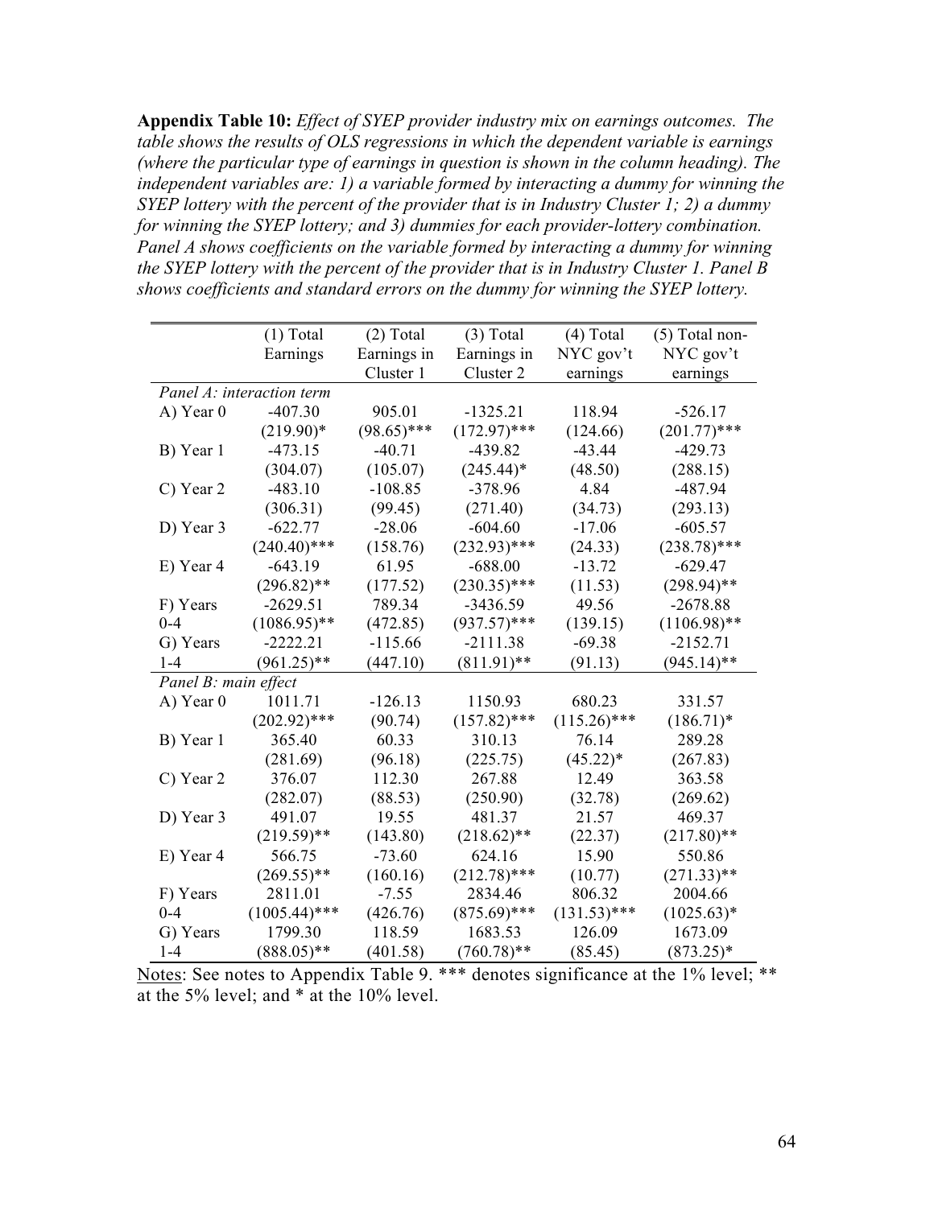**Appendix Table 10:** *Effect of SYEP provider industry mix on earnings outcomes. The table shows the results of OLS regressions in which the dependent variable is earnings (where the particular type of earnings in question is shown in the column heading). The independent variables are: 1) a variable formed by interacting a dummy for winning the SYEP lottery with the percent of the provider that is in Industry Cluster 1; 2) a dummy for winning the SYEP lottery; and 3) dummies for each provider-lottery combination. Panel A shows coefficients on the variable formed by interacting a dummy for winning the SYEP lottery with the percent of the provider that is in Industry Cluster 1. Panel B shows coefficients and standard errors on the dummy for winning the SYEP lottery.*

| | (1) Total Earnings | (2) Total Earnings in Cluster 1 | (3) Total Earnings in Cluster 2 | (4) Total NYC gov't earnings | (5) Total non-NYC gov't earnings |
|---|---|---|---|---|---|
| *Panel A: interaction term* | | | | | |
| A) Year 0 | -407.30 | 905.01 | -1325.21 | 118.94 | -526.17 |
| | (219.90)* | (98.65)*** | (172.97)*** | (124.66) | (201.77)*** |
| B) Year 1 | -473.15 | -40.71 | -439.82 | -43.44 | -429.73 |
| | (304.07) | (105.07) | (245.44)* | (48.50) | (288.15) |
| C) Year 2 | -483.10 | -108.85 | -378.96 | 4.84 | -487.94 |
| | (306.31) | (99.45) | (271.40) | (34.73) | (293.13) |
| D) Year 3 | -622.77 | -28.06 | -604.60 | -17.06 | -605.57 |
| | (240.40)*** | (158.76) | (232.93)*** | (24.33) | (238.78)*** |
| E) Year 4 | -643.19 | 61.95 | -688.00 | -13.72 | -629.47 |
| | (296.82)** | (177.52) | (230.35)*** | (11.53) | (298.94)** |
| F) Years 0-4 | -2629.51 | 789.34 | -3436.59 | 49.56 | -2678.88 |
| | (1086.95)** | (472.85) | (937.57)*** | (139.15) | (1106.98)** |
| G) Years 1-4 | -2222.21 | -115.66 | -2111.38 | -69.38 | -2152.71 |
| | (961.25)** | (447.10) | (811.91)** | (91.13) | (945.14)** |
| *Panel B: main effect* | | | | | |
| A) Year 0 | 1011.71 | -126.13 | 1150.93 | 680.23 | 331.57 |
| | (202.92)*** | (90.74) | (157.82)*** | (115.26)*** | (186.71)* |
| B) Year 1 | 365.40 | 60.33 | 310.13 | 76.14 | 289.28 |
| | (281.69) | (96.18) | (225.75) | (45.22)* | (267.83) |
| C) Year 2 | 376.07 | 112.30 | 267.88 | 12.49 | 363.58 |
| | (282.07) | (88.53) | (250.90) | (32.78) | (269.62) |
| D) Year 3 | 491.07 | 19.55 | 481.37 | 21.57 | 469.37 |
| | (219.59)** | (143.80) | (218.62)** | (22.37) | (217.80)** |
| E) Year 4 | 566.75 | -73.60 | 624.16 | 15.90 | 550.86 |
| | (269.55)** | (160.16) | (212.78)*** | (10.77) | (271.33)** |
| F) Years 0-4 | 2811.01 | -7.55 | 2834.46 | 806.32 | 2004.66 |
| | (1005.44)*** | (426.76) | (875.69)*** | (131.53)*** | (1025.63)* |
| G) Years 1-4 | 1799.30 | 118.59 | 1683.53 | 126.09 | 1673.09 |
| | (888.05)** | (401.58) | (760.78)** | (85.45) | (873.25)* |

Notes: See notes to Appendix Table 9. *** denotes significance at the 1% level; ** at the 5% level; and * at the 10% level.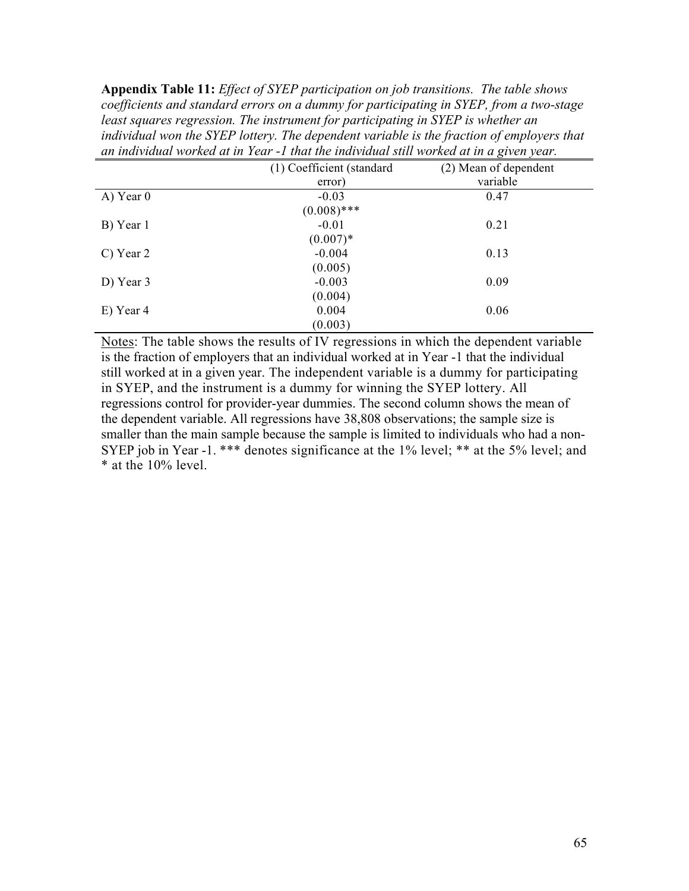**Appendix Table 11:** *Effect of SYEP participation on job transitions. The table shows coefficients and standard errors on a dummy for participating in SYEP, from a two-stage least squares regression. The instrument for participating in SYEP is whether an individual won the SYEP lottery. The dependent variable is the fraction of employers that an individual worked at in Year -1 that the individual still worked at in a given year.*

| | (1) Coefficient (standard error) | (2) Mean of dependent variable |
|---|---|---|
| A) Year 0 | -0.03 | 0.47 |
| | (0.008)*** | |
| B) Year 1 | -0.01 | 0.21 |
| | (0.007)* | |
| C) Year 2 | -0.004 | 0.13 |
| | (0.005) | |
| D) Year 3 | -0.003 | 0.09 |
| | (0.004) | |
| E) Year 4 | 0.004 | 0.06 |
| | (0.003) | |

Notes: The table shows the results of IV regressions in which the dependent variable is the fraction of employers that an individual worked at in Year -1 that the individual still worked at in a given year. The independent variable is a dummy for participating in SYEP, and the instrument is a dummy for winning the SYEP lottery. All regressions control for provider-year dummies. The second column shows the mean of the dependent variable. All regressions have 38,808 observations; the sample size is smaller than the main sample because the sample is limited to individuals who had a non-SYEP job in Year -1. *** denotes significance at the 1% level; ** at the 5% level; and * at the 10% level.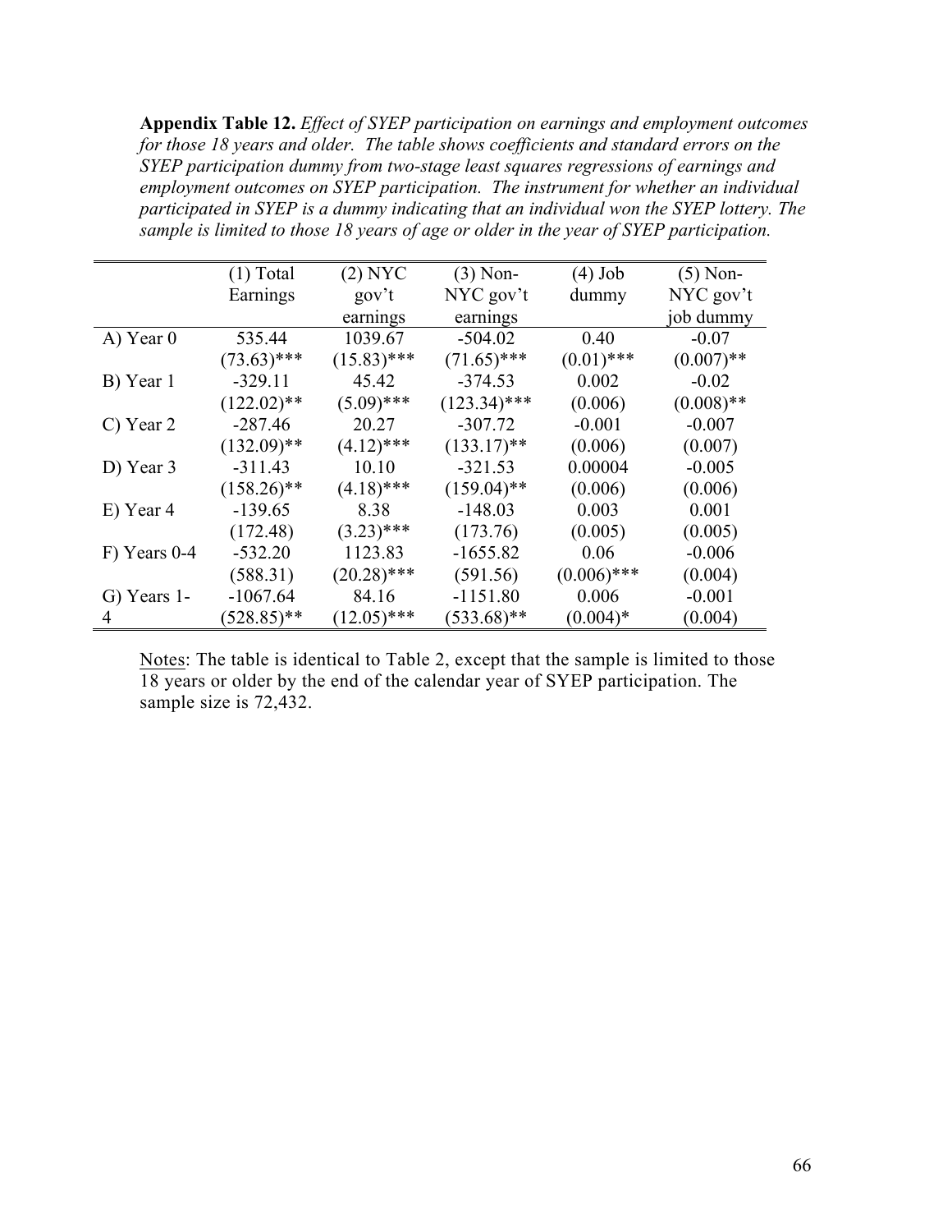**Appendix Table 12.** *Effect of SYEP participation on earnings and employment outcomes for those 18 years and older. The table shows coefficients and standard errors on the SYEP participation dummy from two-stage least squares regressions of earnings and employment outcomes on SYEP participation. The instrument for whether an individual participated in SYEP is a dummy indicating that an individual won the SYEP lottery. The sample is limited to those 18 years of age or older in the year of SYEP participation.*

| | (1) Total Earnings | (2) NYC gov't earnings | (3) Non-NYC gov't earnings | (4) Job dummy | (5) Non-NYC gov't job dummy |
|---|---|---|---|---|---|
| A) Year 0 | 535.44 | 1039.67 | -504.02 | 0.40 | -0.07 |
| | (73.63)*** | (15.83)*** | (71.65)*** | (0.01)*** | (0.007)** |
| B) Year 1 | -329.11 | 45.42 | -374.53 | 0.002 | -0.02 |
| | (122.02)** | (5.09)*** | (123.34)*** | (0.006) | (0.008)** |
| C) Year 2 | -287.46 | 20.27 | -307.72 | -0.001 | -0.007 |
| | (132.09)** | (4.12)*** | (133.17)** | (0.006) | (0.007) |
| D) Year 3 | -311.43 | 10.10 | -321.53 | 0.00004 | -0.005 |
| | (158.26)** | (4.18)*** | (159.04)** | (0.006) | (0.006) |
| E) Year 4 | -139.65 | 8.38 | -148.03 | 0.003 | 0.001 |
| | (172.48) | (3.23)*** | (173.76) | (0.005) | (0.005) |
| F) Years 0-4 | -532.20 | 1123.83 | -1655.82 | 0.06 | -0.006 |
| | (588.31) | (20.28)*** | (591.56) | (0.006)*** | (0.004) |
| G) Years 1-4 | -1067.64 | 84.16 | -1151.80 | 0.006 | -0.001 |
| | (528.85)** | (12.05)*** | (533.68)** | (0.004)* | (0.004) |

Notes: The table is identical to Table 2, except that the sample is limited to those 18 years or older by the end of the calendar year of SYEP participation. The sample size is 72,432.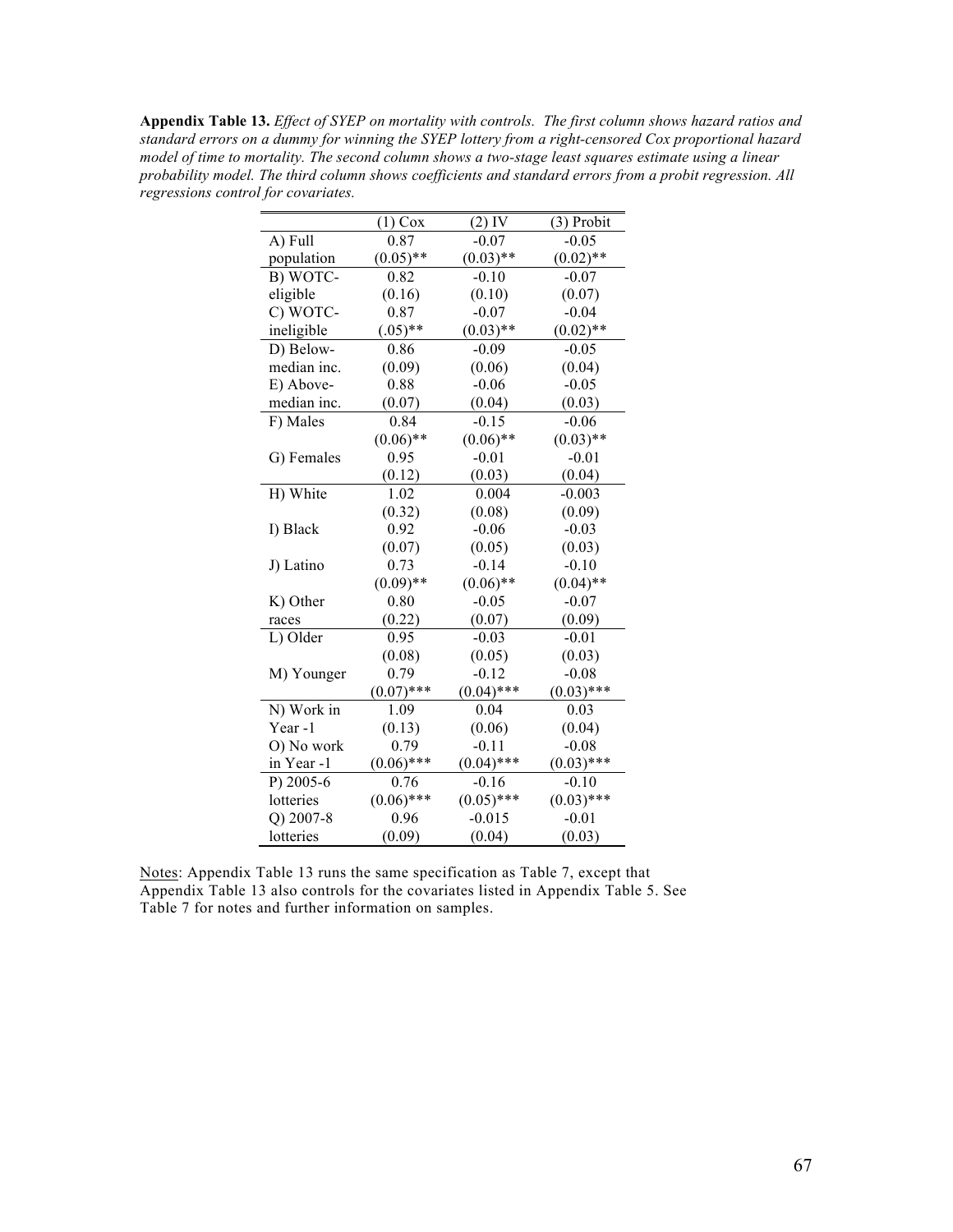**Appendix Table 13.** *Effect of SYEP on mortality with controls. The first column shows hazard ratios and standard errors on a dummy for winning the SYEP lottery from a right-censored Cox proportional hazard model of time to mortality. The second column shows a two-stage least squares estimate using a linear probability model. The third column shows coefficients and standard errors from a probit regression. All regressions control for covariates.*

| | (1) Cox | (2) IV | (3) Probit |
|---|---|---|---|
| A) Full | 0.87 | -0.07 | -0.05 |
| population | (0.05)** | (0.03)** | (0.02)** |
| B) WOTC- | 0.82 | -0.10 | -0.07 |
| eligible | (0.16) | (0.10) | (0.07) |
| C) WOTC- | 0.87 | -0.07 | -0.04 |
| ineligible | (.05)** | (0.03)** | (0.02)** |
| D) Below- | 0.86 | -0.09 | -0.05 |
| median inc. | (0.09) | (0.06) | (0.04) |
| E) Above- | 0.88 | -0.06 | -0.05 |
| median inc. | (0.07) | (0.04) | (0.03) |
| F) Males | 0.84 | -0.15 | -0.06 |
| | (0.06)** | (0.06)** | (0.03)** |
| G) Females | 0.95 | -0.01 | -0.01 |
| | (0.12) | (0.03) | (0.04) |
| H) White | 1.02 | 0.004 | -0.003 |
| | (0.32) | (0.08) | (0.09) |
| I) Black | 0.92 | -0.06 | -0.03 |
| | (0.07) | (0.05) | (0.03) |
| J) Latino | 0.73 | -0.14 | -0.10 |
| | (0.09)** | (0.06)** | (0.04)** |
| K) Other | 0.80 | -0.05 | -0.07 |
| races | (0.22) | (0.07) | (0.09) |
| L) Older | 0.95 | -0.03 | -0.01 |
| | (0.08) | (0.05) | (0.03) |
| M) Younger | 0.79 | -0.12 | -0.08 |
| | (0.07)*** | (0.04)*** | (0.03)*** |
| N) Work in | 1.09 | 0.04 | 0.03 |
| Year -1 | (0.13) | (0.06) | (0.04) |
| O) No work | 0.79 | -0.11 | -0.08 |
| in Year -1 | (0.06)*** | (0.04)*** | (0.03)*** |
| P) 2005-6 | 0.76 | -0.16 | -0.10 |
| lotteries | (0.06)*** | (0.05)*** | (0.03)*** |
| Q) 2007-8 | 0.96 | -0.015 | -0.01 |
| lotteries | (0.09) | (0.04) | (0.03) |

Notes: Appendix Table 13 runs the same specification as Table 7, except that Appendix Table 13 also controls for the covariates listed in Appendix Table 5. See Table 7 for notes and further information on samples.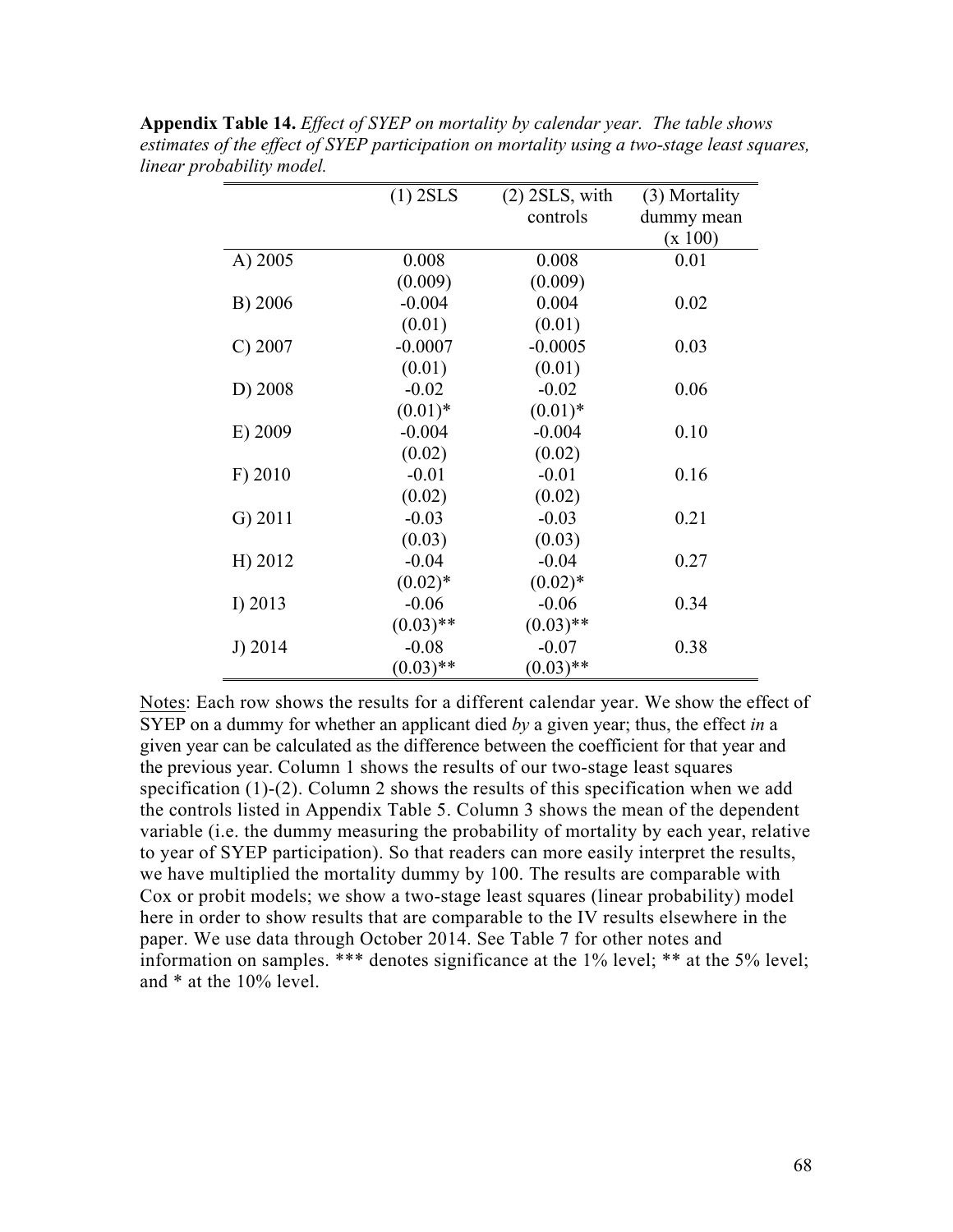**Appendix Table 14.** *Effect of SYEP on mortality by calendar year. The table shows estimates of the effect of SYEP participation on mortality using a two-stage least squares, linear probability model.*

| | (1) 2SLS | (2) 2SLS, with controls | (3) Mortality dummy mean (x 100) |
|---|---|---|---|
| A) 2005 | 0.008 | 0.008 | 0.01 |
| | (0.009) | (0.009) | |
| B) 2006 | -0.004 | 0.004 | 0.02 |
| | (0.01) | (0.01) | |
| C) 2007 | -0.0007 | -0.0005 | 0.03 |
| | (0.01) | (0.01) | |
| D) 2008 | -0.02 | -0.02 | 0.06 |
| | (0.01)* | (0.01)* | |
| E) 2009 | -0.004 | -0.004 | 0.10 |
| | (0.02) | (0.02) | |
| F) 2010 | -0.01 | -0.01 | 0.16 |
| | (0.02) | (0.02) | |
| G) 2011 | -0.03 | -0.03 | 0.21 |
| | (0.03) | (0.03) | |
| H) 2012 | -0.04 | -0.04 | 0.27 |
| | (0.02)* | (0.02)* | |
| I) 2013 | -0.06 | -0.06 | 0.34 |
| | (0.03)** | (0.03)** | |
| J) 2014 | -0.08 | -0.07 | 0.38 |
| | (0.03)** | (0.03)** | |

Notes: Each row shows the results for a different calendar year. We show the effect of SYEP on a dummy for whether an applicant died *by* a given year; thus, the effect *in* a given year can be calculated as the difference between the coefficient for that year and the previous year. Column 1 shows the results of our two-stage least squares specification (1)-(2). Column 2 shows the results of this specification when we add the controls listed in Appendix Table 5. Column 3 shows the mean of the dependent variable (i.e. the dummy measuring the probability of mortality by each year, relative to year of SYEP participation). So that readers can more easily interpret the results, we have multiplied the mortality dummy by 100. The results are comparable with Cox or probit models; we show a two-stage least squares (linear probability) model here in order to show results that are comparable to the IV results elsewhere in the paper. We use data through October 2014. See Table 7 for other notes and information on samples. *** denotes significance at the 1% level; ** at the 5% level; and * at the 10% level.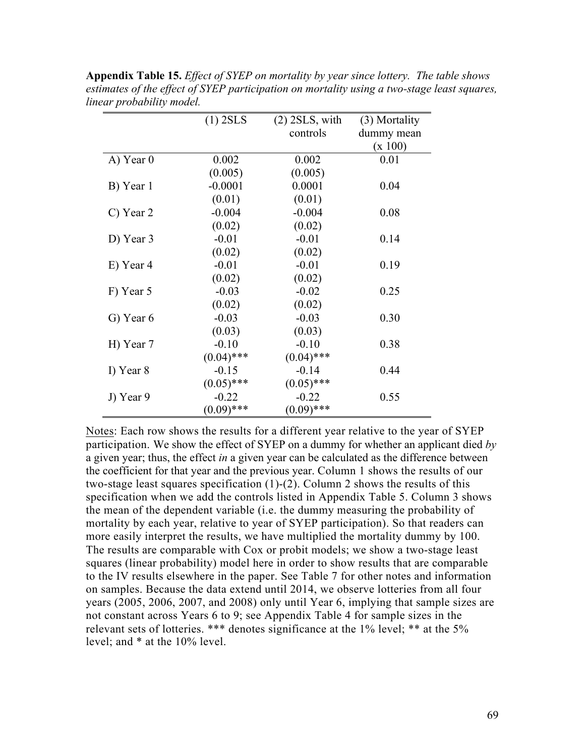**Appendix Table 15.** *Effect of SYEP on mortality by year since lottery. The table shows estimates of the effect of SYEP participation on mortality using a two-stage least squares, linear probability model.*

| | (1) 2SLS | (2) 2SLS, with controls | (3) Mortality dummy mean (x 100) |
|---|---|---|---|
| A) Year 0 | 0.002 | 0.002 | 0.01 |
| | (0.005) | (0.005) | |
| B) Year 1 | -0.0001 | 0.0001 | 0.04 |
| | (0.01) | (0.01) | |
| C) Year 2 | -0.004 | -0.004 | 0.08 |
| | (0.02) | (0.02) | |
| D) Year 3 | -0.01 | -0.01 | 0.14 |
| | (0.02) | (0.02) | |
| E) Year 4 | -0.01 | -0.01 | 0.19 |
| | (0.02) | (0.02) | |
| F) Year 5 | -0.03 | -0.02 | 0.25 |
| | (0.02) | (0.02) | |
| G) Year 6 | -0.03 | -0.03 | 0.30 |
| | (0.03) | (0.03) | |
| H) Year 7 | -0.10 | -0.10 | 0.38 |
| | (0.04)*** | (0.04)*** | |
| I) Year 8 | -0.15 | -0.14 | 0.44 |
| | (0.05)*** | (0.05)*** | |
| J) Year 9 | -0.22 | -0.22 | 0.55 |
| | (0.09)*** | (0.09)*** | |

Notes: Each row shows the results for a different year relative to the year of SYEP participation. We show the effect of SYEP on a dummy for whether an applicant died *by* a given year; thus, the effect *in* a given year can be calculated as the difference between the coefficient for that year and the previous year. Column 1 shows the results of our two-stage least squares specification (1)-(2). Column 2 shows the results of this specification when we add the controls listed in Appendix Table 5. Column 3 shows the mean of the dependent variable (i.e. the dummy measuring the probability of mortality by each year, relative to year of SYEP participation). So that readers can more easily interpret the results, we have multiplied the mortality dummy by 100. The results are comparable with Cox or probit models; we show a two-stage least squares (linear probability) model here in order to show results that are comparable to the IV results elsewhere in the paper. See Table 7 for other notes and information on samples. Because the data extend until 2014, we observe lotteries from all four years (2005, 2006, 2007, and 2008) only until Year 6, implying that sample sizes are not constant across Years 6 to 9; see Appendix Table 4 for sample sizes in the relevant sets of lotteries. *** denotes significance at the 1% level; ** at the 5% level; and * at the 10% level.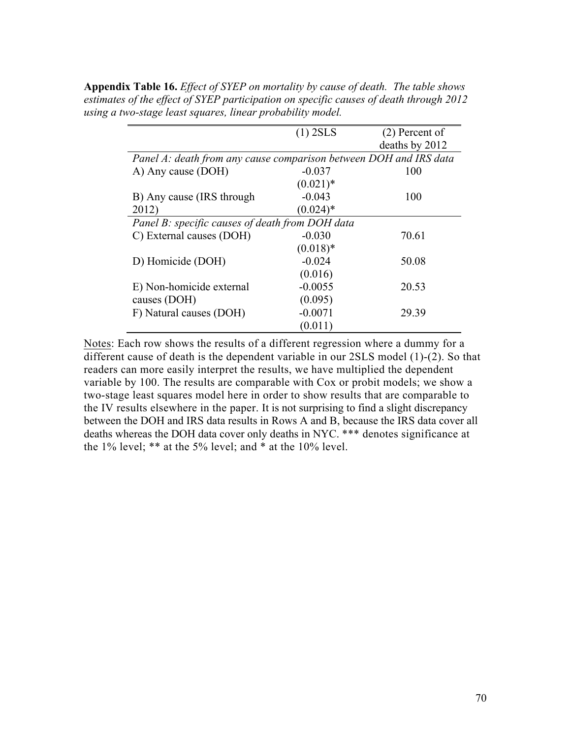**Appendix Table 16.** *Effect of SYEP on mortality by cause of death. The table shows estimates of the effect of SYEP participation on specific causes of death through 2012 using a two-stage least squares, linear probability model.*

| | (1) 2SLS | (2) Percent of deaths by 2012 |
|---|---|---|
| *Panel A: death from any cause comparison between DOH and IRS data* | | |
| A) Any cause (DOH) | -0.037 | 100 |
| | (0.021)* | |
| B) Any cause (IRS through 2012) | -0.043 | 100 |
| | (0.024)* | |
| *Panel B: specific causes of death from DOH data* | | |
| C) External causes (DOH) | -0.030 | 70.61 |
| | (0.018)* | |
| D) Homicide (DOH) | -0.024 | 50.08 |
| | (0.016) | |
| E) Non-homicide external causes (DOH) | -0.0055 | 20.53 |
| | (0.095) | |
| F) Natural causes (DOH) | -0.0071 | 29.39 |
| | (0.011) | |

Notes: Each row shows the results of a different regression where a dummy for a different cause of death is the dependent variable in our 2SLS model (1)-(2). So that readers can more easily interpret the results, we have multiplied the dependent variable by 100. The results are comparable with Cox or probit models; we show a two-stage least squares model here in order to show results that are comparable to the IV results elsewhere in the paper. It is not surprising to find a slight discrepancy between the DOH and IRS data results in Rows A and B, because the IRS data cover all deaths whereas the DOH data cover only deaths in NYC. *** denotes significance at the 1% level; ** at the 5% level; and * at the 10% level.